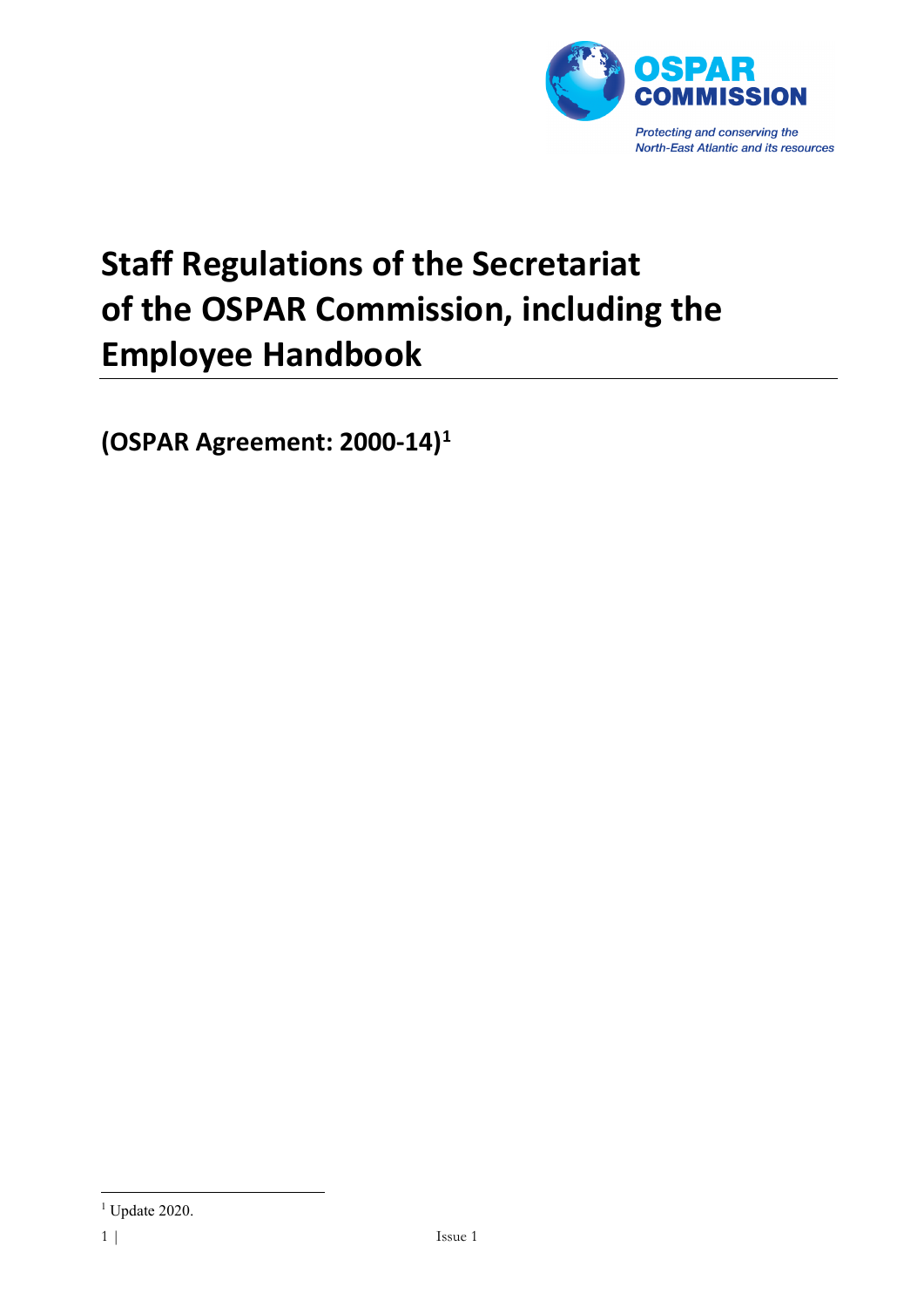OSPAR COMMISSION

Protecting and conserving the North-East Atlantic and its resources

# Staff Regulations of the Secretariat of the OSPAR Commission, including the Employee Handbook

**(OSPAR Agreement: 2000-14)[1]**

[1] Update 2020.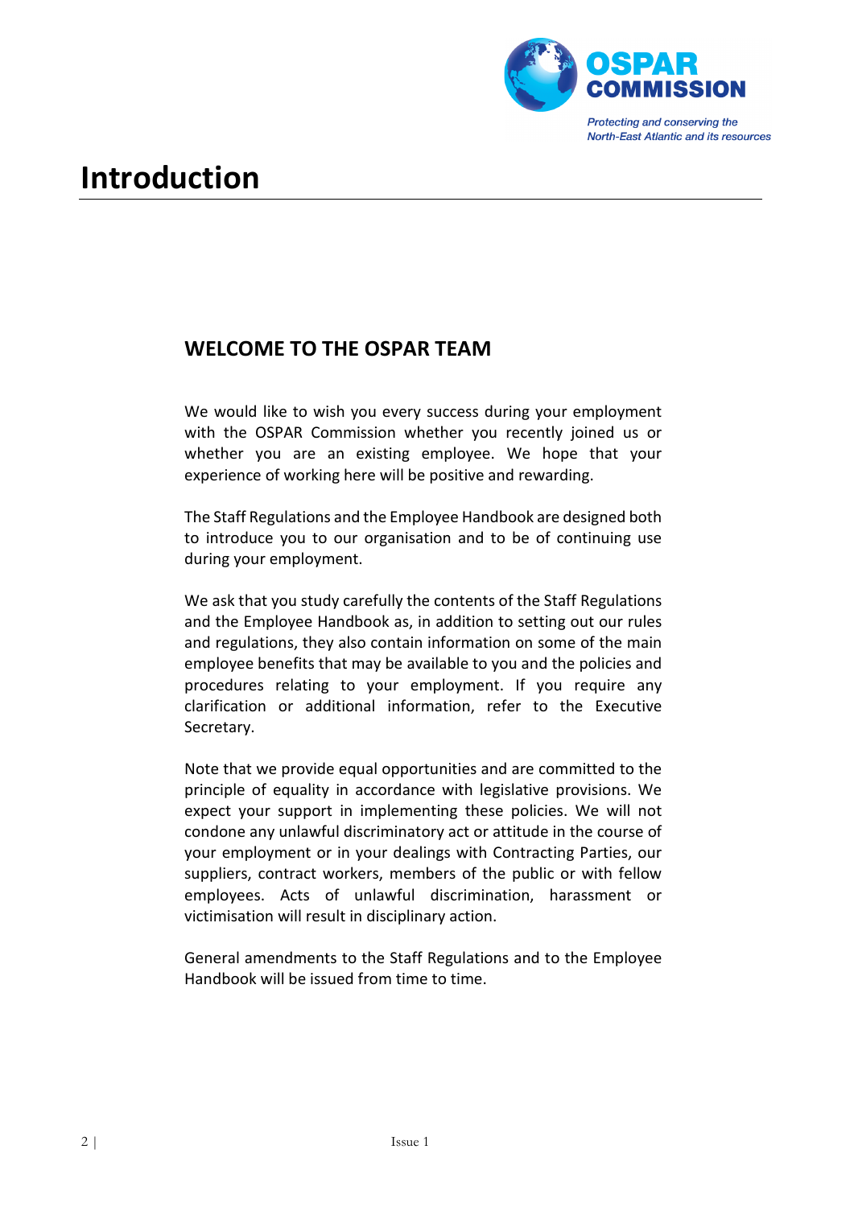# Introduction

## WELCOME TO THE OSPAR TEAM

We would like to wish you every success during your employment with the OSPAR Commission whether you recently joined us or whether you are an existing employee. We hope that your experience of working here will be positive and rewarding.

The Staff Regulations and the Employee Handbook are designed both to introduce you to our organisation and to be of continuing use during your employment.

We ask that you study carefully the contents of the Staff Regulations and the Employee Handbook as, in addition to setting out our rules and regulations, they also contain information on some of the main employee benefits that may be available to you and the policies and procedures relating to your employment. If you require any clarification or additional information, refer to the Executive Secretary.

Note that we provide equal opportunities and are committed to the principle of equality in accordance with legislative provisions. We expect your support in implementing these policies. We will not condone any unlawful discriminatory act or attitude in the course of your employment or in your dealings with Contracting Parties, our suppliers, contract workers, members of the public or with fellow employees. Acts of unlawful discrimination, harassment or victimisation will result in disciplinary action.

General amendments to the Staff Regulations and to the Employee Handbook will be issued from time to time.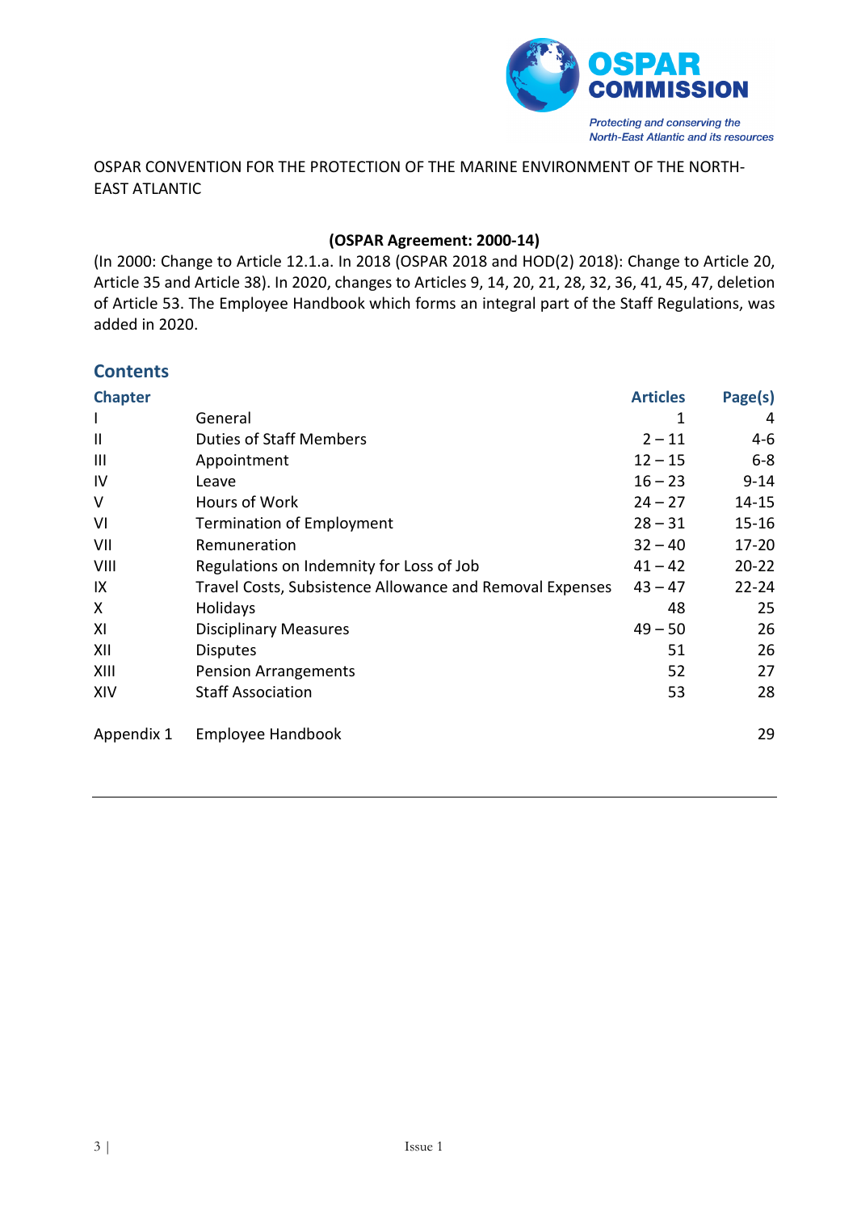OSPAR CONVENTION FOR THE PROTECTION OF THE MARINE ENVIRONMENT OF THE NORTH-EAST ATLANTIC

**(OSPAR Agreement: 2000-14)**

(In 2000: Change to Article 12.1.a. In 2018 (OSPAR 2018 and HOD(2) 2018): Change to Article 20, Article 35 and Article 38). In 2020, changes to Articles 9, 14, 20, 21, 28, 32, 36, 41, 45, 47, deletion of Article 53. The Employee Handbook which forms an integral part of the Staff Regulations, was added in 2020.

## Contents

| Chapter | | Articles | Page(s) |
|---|---|---|---|
| I | General | 1 | 4 |
| II | Duties of Staff Members | 2 – 11 | 4-6 |
| III | Appointment | 12 – 15 | 6-8 |
| IV | Leave | 16 – 23 | 9-14 |
| V | Hours of Work | 24 – 27 | 14-15 |
| VI | Termination of Employment | 28 – 31 | 15-16 |
| VII | Remuneration | 32 – 40 | 17-20 |
| VIII | Regulations on Indemnity for Loss of Job | 41 – 42 | 20-22 |
| IX | Travel Costs, Subsistence Allowance and Removal Expenses | 43 – 47 | 22-24 |
| X | Holidays | 48 | 25 |
| XI | Disciplinary Measures | 49 – 50 | 26 |
| XII | Disputes | 51 | 26 |
| XIII | Pension Arrangements | 52 | 27 |
| XIV | Staff Association | 53 | 28 |
| Appendix 1 | Employee Handbook | | 29 |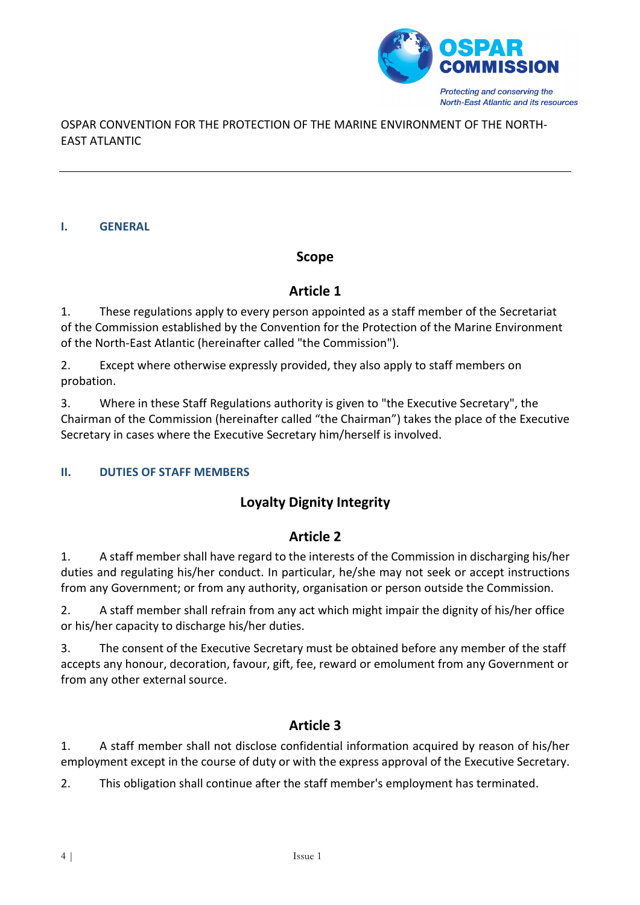OSPAR CONVENTION FOR THE PROTECTION OF THE MARINE ENVIRONMENT OF THE NORTH-EAST ATLANTIC

---

## I. GENERAL

### Scope

### Article 1

1. These regulations apply to every person appointed as a staff member of the Secretariat of the Commission established by the Convention for the Protection of the Marine Environment of the North-East Atlantic (hereinafter called "the Commission").

2. Except where otherwise expressly provided, they also apply to staff members on probation.

3. Where in these Staff Regulations authority is given to "the Executive Secretary", the Chairman of the Commission (hereinafter called "the Chairman") takes the place of the Executive Secretary in cases where the Executive Secretary him/herself is involved.

## II. DUTIES OF STAFF MEMBERS

### Loyalty Dignity Integrity

### Article 2

1. A staff member shall have regard to the interests of the Commission in discharging his/her duties and regulating his/her conduct. In particular, he/she may not seek or accept instructions from any Government; or from any authority, organisation or person outside the Commission.

2. A staff member shall refrain from any act which might impair the dignity of his/her office or his/her capacity to discharge his/her duties.

3. The consent of the Executive Secretary must be obtained before any member of the staff accepts any honour, decoration, favour, gift, fee, reward or emolument from any Government or from any other external source.

### Article 3

1. A staff member shall not disclose confidential information acquired by reason of his/her employment except in the course of duty or with the express approval of the Executive Secretary.

2. This obligation shall continue after the staff member's employment has terminated.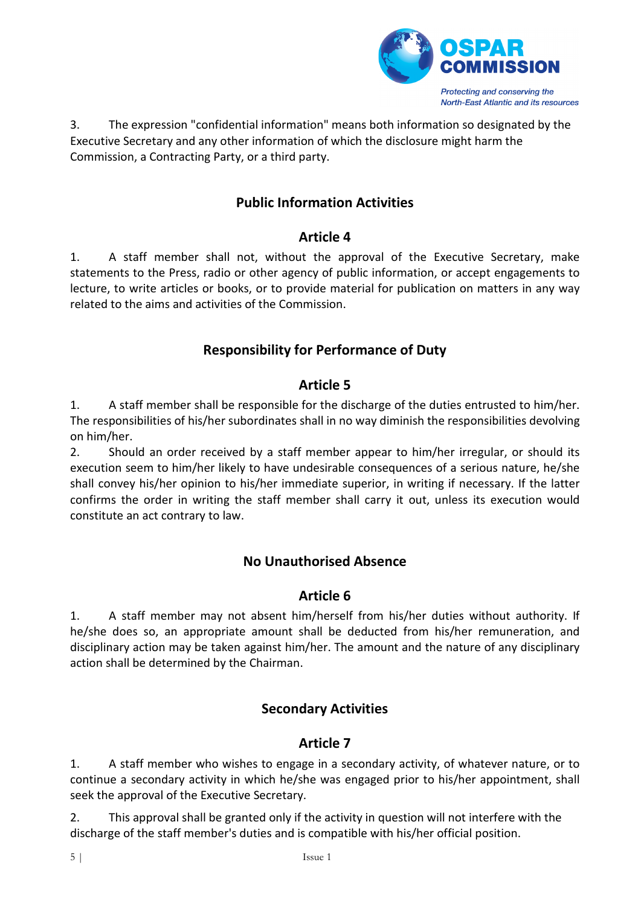3. The expression "confidential information" means both information so designated by the Executive Secretary and any other information of which the disclosure might harm the Commission, a Contracting Party, or a third party.

## Public Information Activities

### Article 4

1. A staff member shall not, without the approval of the Executive Secretary, make statements to the Press, radio or other agency of public information, or accept engagements to lecture, to write articles or books, or to provide material for publication on matters in any way related to the aims and activities of the Commission.

## Responsibility for Performance of Duty

### Article 5

1. A staff member shall be responsible for the discharge of the duties entrusted to him/her. The responsibilities of his/her subordinates shall in no way diminish the responsibilities devolving on him/her.

2. Should an order received by a staff member appear to him/her irregular, or should its execution seem to him/her likely to have undesirable consequences of a serious nature, he/she shall convey his/her opinion to his/her immediate superior, in writing if necessary. If the latter confirms the order in writing the staff member shall carry it out, unless its execution would constitute an act contrary to law.

## No Unauthorised Absence

### Article 6

1. A staff member may not absent him/herself from his/her duties without authority. If he/she does so, an appropriate amount shall be deducted from his/her remuneration, and disciplinary action may be taken against him/her. The amount and the nature of any disciplinary action shall be determined by the Chairman.

## Secondary Activities

### Article 7

1. A staff member who wishes to engage in a secondary activity, of whatever nature, or to continue a secondary activity in which he/she was engaged prior to his/her appointment, shall seek the approval of the Executive Secretary.

2. This approval shall be granted only if the activity in question will not interfere with the discharge of the staff member's duties and is compatible with his/her official position.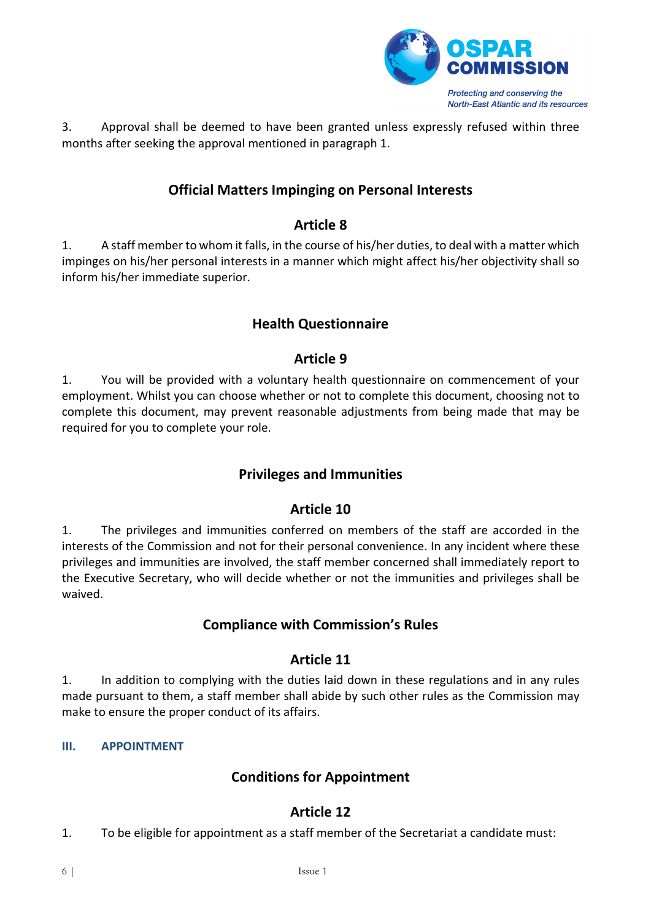3. Approval shall be deemed to have been granted unless expressly refused within three months after seeking the approval mentioned in paragraph 1.

### Official Matters Impinging on Personal Interests

### Article 8

1. A staff member to whom it falls, in the course of his/her duties, to deal with a matter which impinges on his/her personal interests in a manner which might affect his/her objectivity shall so inform his/her immediate superior.

### Health Questionnaire

### Article 9

1. You will be provided with a voluntary health questionnaire on commencement of your employment. Whilst you can choose whether or not to complete this document, choosing not to complete this document, may prevent reasonable adjustments from being made that may be required for you to complete your role.

### Privileges and Immunities

### Article 10

1. The privileges and immunities conferred on members of the staff are accorded in the interests of the Commission and not for their personal convenience. In any incident where these privileges and immunities are involved, the staff member concerned shall immediately report to the Executive Secretary, who will decide whether or not the immunities and privileges shall be waived.

### Compliance with Commission's Rules

### Article 11

1. In addition to complying with the duties laid down in these regulations and in any rules made pursuant to them, a staff member shall abide by such other rules as the Commission may make to ensure the proper conduct of its affairs.

## III. APPOINTMENT

### Conditions for Appointment

### Article 12

1. To be eligible for appointment as a staff member of the Secretariat a candidate must: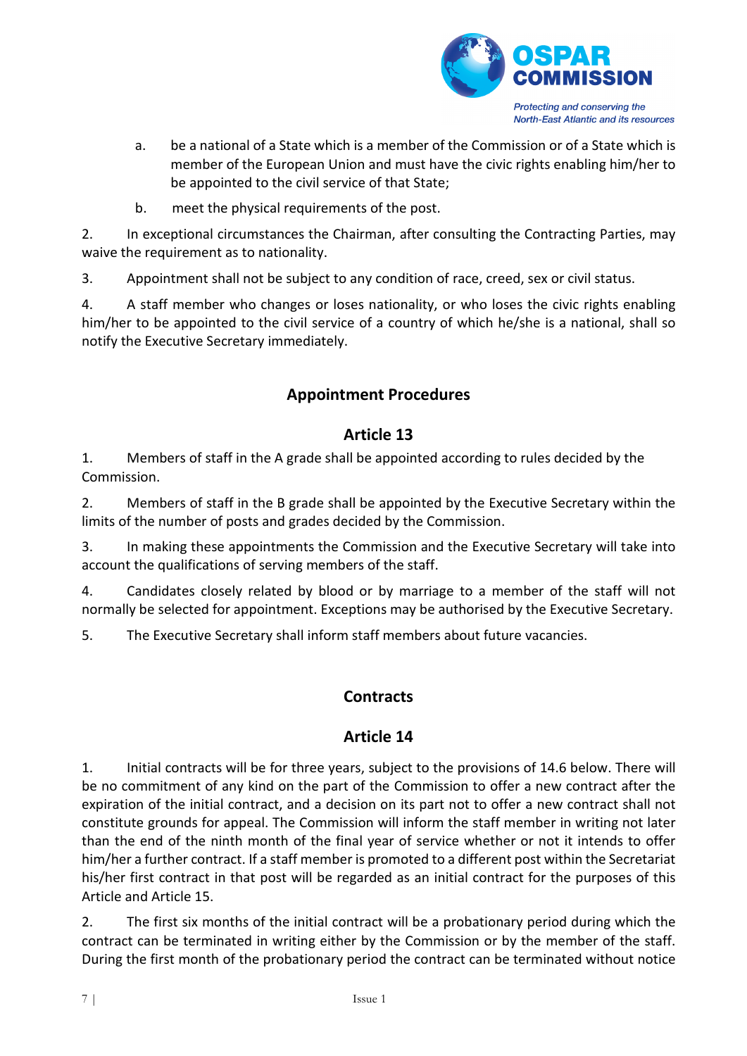a. be a national of a State which is a member of the Commission or of a State which is member of the European Union and must have the civic rights enabling him/her to be appointed to the civil service of that State;

b. meet the physical requirements of the post.

2. In exceptional circumstances the Chairman, after consulting the Contracting Parties, may waive the requirement as to nationality.

3. Appointment shall not be subject to any condition of race, creed, sex or civil status.

4. A staff member who changes or loses nationality, or who loses the civic rights enabling him/her to be appointed to the civil service of a country of which he/she is a national, shall so notify the Executive Secretary immediately.

## Appointment Procedures

### Article 13

1. Members of staff in the A grade shall be appointed according to rules decided by the Commission.

2. Members of staff in the B grade shall be appointed by the Executive Secretary within the limits of the number of posts and grades decided by the Commission.

3. In making these appointments the Commission and the Executive Secretary will take into account the qualifications of serving members of the staff.

4. Candidates closely related by blood or by marriage to a member of the staff will not normally be selected for appointment. Exceptions may be authorised by the Executive Secretary.

5. The Executive Secretary shall inform staff members about future vacancies.

## Contracts

### Article 14

1. Initial contracts will be for three years, subject to the provisions of 14.6 below. There will be no commitment of any kind on the part of the Commission to offer a new contract after the expiration of the initial contract, and a decision on its part not to offer a new contract shall not constitute grounds for appeal. The Commission will inform the staff member in writing not later than the end of the ninth month of the final year of service whether or not it intends to offer him/her a further contract. If a staff member is promoted to a different post within the Secretariat his/her first contract in that post will be regarded as an initial contract for the purposes of this Article and Article 15.

2. The first six months of the initial contract will be a probationary period during which the contract can be terminated in writing either by the Commission or by the member of the staff. During the first month of the probationary period the contract can be terminated without notice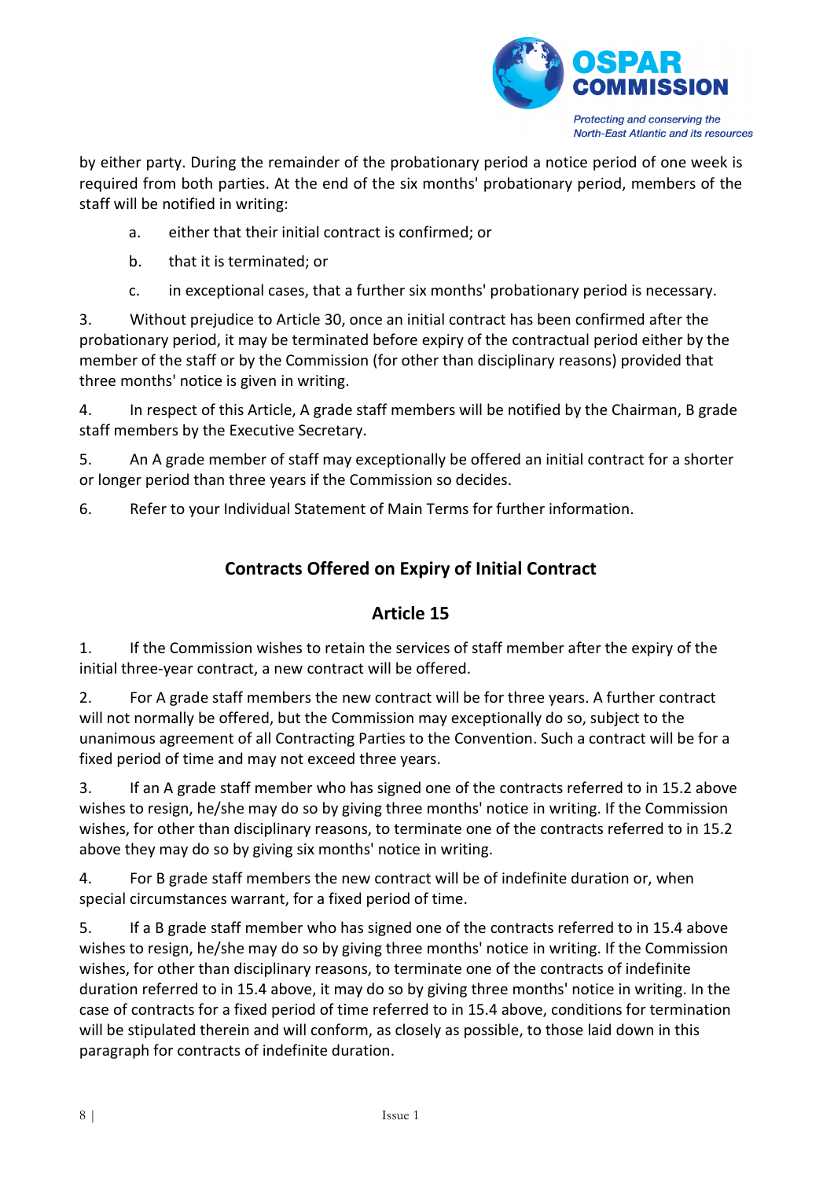by either party. During the remainder of the probationary period a notice period of one week is required from both parties. At the end of the six months' probationary period, members of the staff will be notified in writing:

a. either that their initial contract is confirmed; or

b. that it is terminated; or

c. in exceptional cases, that a further six months' probationary period is necessary.

3. Without prejudice to Article 30, once an initial contract has been confirmed after the probationary period, it may be terminated before expiry of the contractual period either by the member of the staff or by the Commission (for other than disciplinary reasons) provided that three months' notice is given in writing.

4. In respect of this Article, A grade staff members will be notified by the Chairman, B grade staff members by the Executive Secretary.

5. An A grade member of staff may exceptionally be offered an initial contract for a shorter or longer period than three years if the Commission so decides.

6. Refer to your Individual Statement of Main Terms for further information.

## Contracts Offered on Expiry of Initial Contract

## Article 15

1. If the Commission wishes to retain the services of staff member after the expiry of the initial three-year contract, a new contract will be offered.

2. For A grade staff members the new contract will be for three years. A further contract will not normally be offered, but the Commission may exceptionally do so, subject to the unanimous agreement of all Contracting Parties to the Convention. Such a contract will be for a fixed period of time and may not exceed three years.

3. If an A grade staff member who has signed one of the contracts referred to in 15.2 above wishes to resign, he/she may do so by giving three months' notice in writing. If the Commission wishes, for other than disciplinary reasons, to terminate one of the contracts referred to in 15.2 above they may do so by giving six months' notice in writing.

4. For B grade staff members the new contract will be of indefinite duration or, when special circumstances warrant, for a fixed period of time.

5. If a B grade staff member who has signed one of the contracts referred to in 15.4 above wishes to resign, he/she may do so by giving three months' notice in writing. If the Commission wishes, for other than disciplinary reasons, to terminate one of the contracts of indefinite duration referred to in 15.4 above, it may do so by giving three months' notice in writing. In the case of contracts for a fixed period of time referred to in 15.4 above, conditions for termination will be stipulated therein and will conform, as closely as possible, to those laid down in this paragraph for contracts of indefinite duration.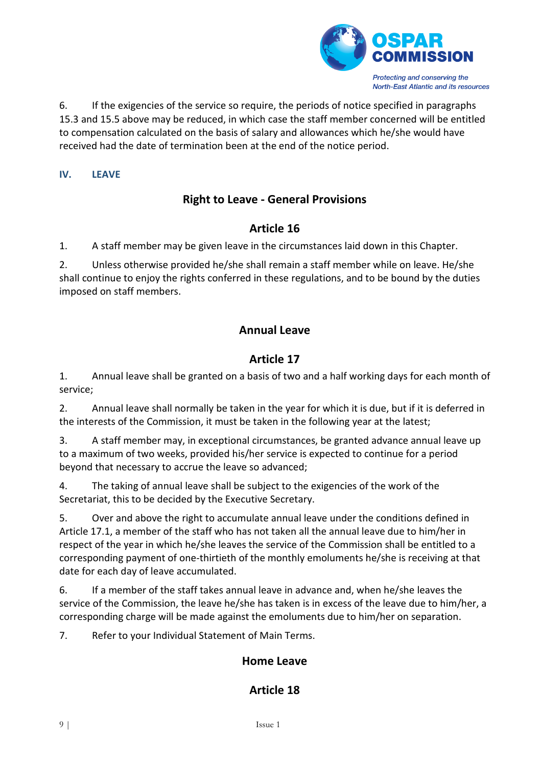6. If the exigencies of the service so require, the periods of notice specified in paragraphs 15.3 and 15.5 above may be reduced, in which case the staff member concerned will be entitled to compensation calculated on the basis of salary and allowances which he/she would have received had the date of termination been at the end of the notice period.

## IV. LEAVE

### Right to Leave - General Provisions

### Article 16

1. A staff member may be given leave in the circumstances laid down in this Chapter.

2. Unless otherwise provided he/she shall remain a staff member while on leave. He/she shall continue to enjoy the rights conferred in these regulations, and to be bound by the duties imposed on staff members.

### Annual Leave

### Article 17

1. Annual leave shall be granted on a basis of two and a half working days for each month of service;

2. Annual leave shall normally be taken in the year for which it is due, but if it is deferred in the interests of the Commission, it must be taken in the following year at the latest;

3. A staff member may, in exceptional circumstances, be granted advance annual leave up to a maximum of two weeks, provided his/her service is expected to continue for a period beyond that necessary to accrue the leave so advanced;

4. The taking of annual leave shall be subject to the exigencies of the work of the Secretariat, this to be decided by the Executive Secretary.

5. Over and above the right to accumulate annual leave under the conditions defined in Article 17.1, a member of the staff who has not taken all the annual leave due to him/her in respect of the year in which he/she leaves the service of the Commission shall be entitled to a corresponding payment of one-thirtieth of the monthly emoluments he/she is receiving at that date for each day of leave accumulated.

6. If a member of the staff takes annual leave in advance and, when he/she leaves the service of the Commission, the leave he/she has taken is in excess of the leave due to him/her, a corresponding charge will be made against the emoluments due to him/her on separation.

7. Refer to your Individual Statement of Main Terms.

### Home Leave

### Article 18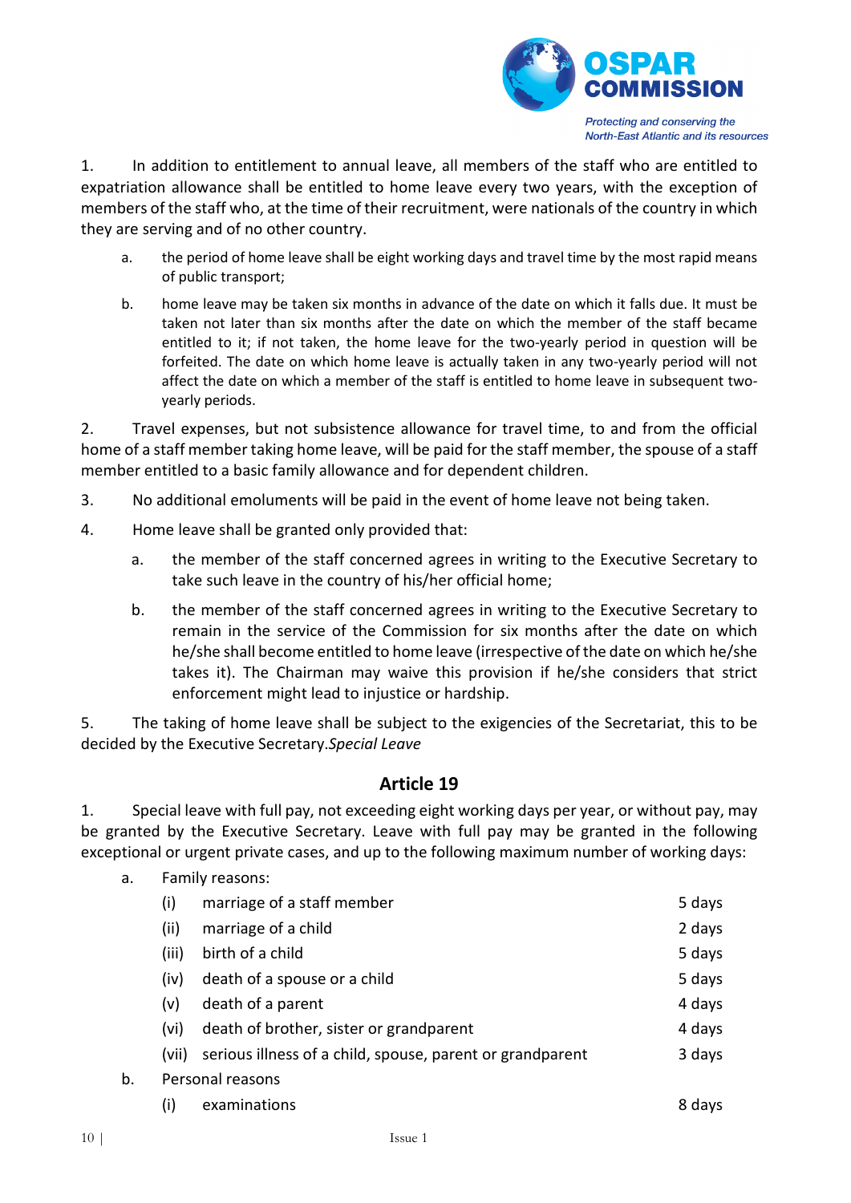1. In addition to entitlement to annual leave, all members of the staff who are entitled to expatriation allowance shall be entitled to home leave every two years, with the exception of members of the staff who, at the time of their recruitment, were nationals of the country in which they are serving and of no other country.

   a. the period of home leave shall be eight working days and travel time by the most rapid means of public transport;

   b. home leave may be taken six months in advance of the date on which it falls due. It must be taken not later than six months after the date on which the member of the staff became entitled to it; if not taken, the home leave for the two-yearly period in question will be forfeited. The date on which home leave is actually taken in any two-yearly period will not affect the date on which a member of the staff is entitled to home leave in subsequent two-yearly periods.

2. Travel expenses, but not subsistence allowance for travel time, to and from the official home of a staff member taking home leave, will be paid for the staff member, the spouse of a staff member entitled to a basic family allowance and for dependent children.

3. No additional emoluments will be paid in the event of home leave not being taken.

4. Home leave shall be granted only provided that:

   a. the member of the staff concerned agrees in writing to the Executive Secretary to take such leave in the country of his/her official home;

   b. the member of the staff concerned agrees in writing to the Executive Secretary to remain in the service of the Commission for six months after the date on which he/she shall become entitled to home leave (irrespective of the date on which he/she takes it). The Chairman may waive this provision if he/she considers that strict enforcement might lead to injustice or hardship.

5. The taking of home leave shall be subject to the exigencies of the Secretariat, this to be decided by the Executive Secretary.*Special Leave*

## Article 19

1. Special leave with full pay, not exceeding eight working days per year, or without pay, may be granted by the Executive Secretary. Leave with full pay may be granted in the following exceptional or urgent private cases, and up to the following maximum number of working days:

   a. Family reasons:

| | | |
|---|---|---|
| (i) | marriage of a staff member | 5 days |
| (ii) | marriage of a child | 2 days |
| (iii) | birth of a child | 5 days |
| (iv) | death of a spouse or a child | 5 days |
| (v) | death of a parent | 4 days |
| (vi) | death of brother, sister or grandparent | 4 days |
| (vii) | serious illness of a child, spouse, parent or grandparent | 3 days |

   b. Personal reasons

| | | |
|---|---|---|
| (i) | examinations | 8 days |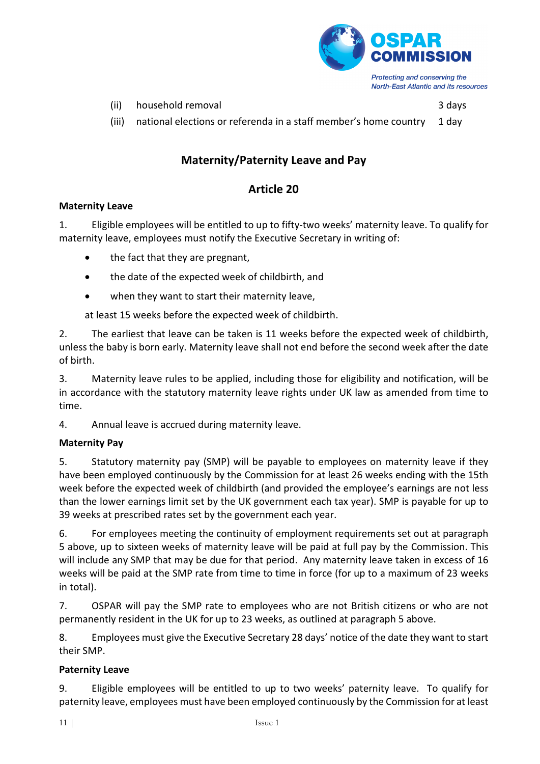(ii) household removal 3 days

(iii) national elections or referenda in a staff member's home country 1 day

## Maternity/Paternity Leave and Pay

## Article 20

**Maternity Leave**

1. Eligible employees will be entitled to up to fifty-two weeks' maternity leave. To qualify for maternity leave, employees must notify the Executive Secretary in writing of:

- the fact that they are pregnant,
- the date of the expected week of childbirth, and
- when they want to start their maternity leave,

at least 15 weeks before the expected week of childbirth.

2. The earliest that leave can be taken is 11 weeks before the expected week of childbirth, unless the baby is born early. Maternity leave shall not end before the second week after the date of birth.

3. Maternity leave rules to be applied, including those for eligibility and notification, will be in accordance with the statutory maternity leave rights under UK law as amended from time to time.

4. Annual leave is accrued during maternity leave.

**Maternity Pay**

5. Statutory maternity pay (SMP) will be payable to employees on maternity leave if they have been employed continuously by the Commission for at least 26 weeks ending with the 15th week before the expected week of childbirth (and provided the employee's earnings are not less than the lower earnings limit set by the UK government each tax year). SMP is payable for up to 39 weeks at prescribed rates set by the government each year.

6. For employees meeting the continuity of employment requirements set out at paragraph 5 above, up to sixteen weeks of maternity leave will be paid at full pay by the Commission. This will include any SMP that may be due for that period. Any maternity leave taken in excess of 16 weeks will be paid at the SMP rate from time to time in force (for up to a maximum of 23 weeks in total).

7. OSPAR will pay the SMP rate to employees who are not British citizens or who are not permanently resident in the UK for up to 23 weeks, as outlined at paragraph 5 above.

8. Employees must give the Executive Secretary 28 days' notice of the date they want to start their SMP.

**Paternity Leave**

9. Eligible employees will be entitled to up to two weeks' paternity leave. To qualify for paternity leave, employees must have been employed continuously by the Commission for at least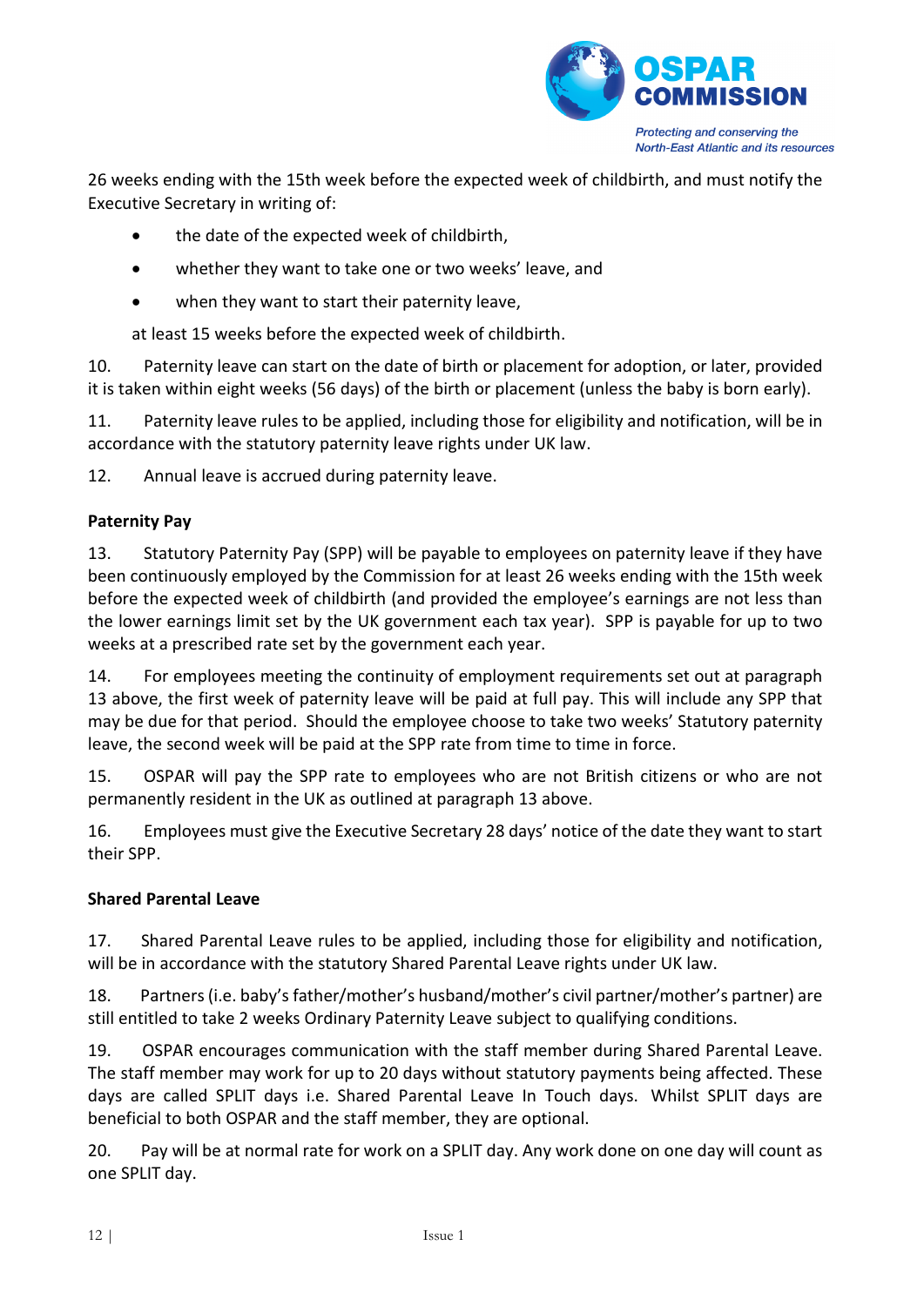26 weeks ending with the 15th week before the expected week of childbirth, and must notify the Executive Secretary in writing of:

- the date of the expected week of childbirth,
- whether they want to take one or two weeks' leave, and
- when they want to start their paternity leave,

at least 15 weeks before the expected week of childbirth.

10. Paternity leave can start on the date of birth or placement for adoption, or later, provided it is taken within eight weeks (56 days) of the birth or placement (unless the baby is born early).

11. Paternity leave rules to be applied, including those for eligibility and notification, will be in accordance with the statutory paternity leave rights under UK law.

12. Annual leave is accrued during paternity leave.

**Paternity Pay**

13. Statutory Paternity Pay (SPP) will be payable to employees on paternity leave if they have been continuously employed by the Commission for at least 26 weeks ending with the 15th week before the expected week of childbirth (and provided the employee's earnings are not less than the lower earnings limit set by the UK government each tax year). SPP is payable for up to two weeks at a prescribed rate set by the government each year.

14. For employees meeting the continuity of employment requirements set out at paragraph 13 above, the first week of paternity leave will be paid at full pay. This will include any SPP that may be due for that period. Should the employee choose to take two weeks' Statutory paternity leave, the second week will be paid at the SPP rate from time to time in force.

15. OSPAR will pay the SPP rate to employees who are not British citizens or who are not permanently resident in the UK as outlined at paragraph 13 above.

16. Employees must give the Executive Secretary 28 days' notice of the date they want to start their SPP.

**Shared Parental Leave**

17. Shared Parental Leave rules to be applied, including those for eligibility and notification, will be in accordance with the statutory Shared Parental Leave rights under UK law.

18. Partners (i.e. baby's father/mother's husband/mother's civil partner/mother's partner) are still entitled to take 2 weeks Ordinary Paternity Leave subject to qualifying conditions.

19. OSPAR encourages communication with the staff member during Shared Parental Leave. The staff member may work for up to 20 days without statutory payments being affected. These days are called SPLIT days i.e. Shared Parental Leave In Touch days. Whilst SPLIT days are beneficial to both OSPAR and the staff member, they are optional.

20. Pay will be at normal rate for work on a SPLIT day. Any work done on one day will count as one SPLIT day.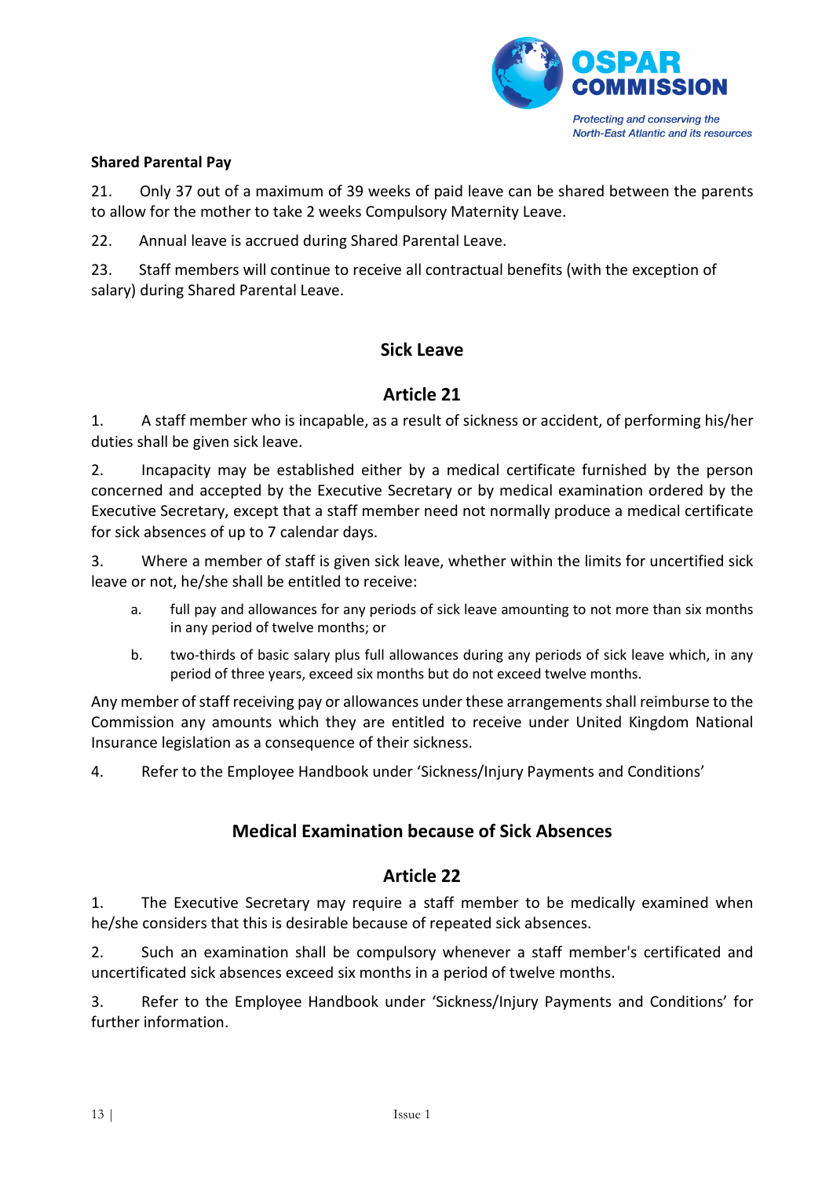**Shared Parental Pay**

21. Only 37 out of a maximum of 39 weeks of paid leave can be shared between the parents to allow for the mother to take 2 weeks Compulsory Maternity Leave.

22. Annual leave is accrued during Shared Parental Leave.

23. Staff members will continue to receive all contractual benefits (with the exception of salary) during Shared Parental Leave.

## Sick Leave

## Article 21

1. A staff member who is incapable, as a result of sickness or accident, of performing his/her duties shall be given sick leave.

2. Incapacity may be established either by a medical certificate furnished by the person concerned and accepted by the Executive Secretary or by medical examination ordered by the Executive Secretary, except that a staff member need not normally produce a medical certificate for sick absences of up to 7 calendar days.

3. Where a member of staff is given sick leave, whether within the limits for uncertified sick leave or not, he/she shall be entitled to receive:

   a. full pay and allowances for any periods of sick leave amounting to not more than six months in any period of twelve months; or

   b. two-thirds of basic salary plus full allowances during any periods of sick leave which, in any period of three years, exceed six months but do not exceed twelve months.

Any member of staff receiving pay or allowances under these arrangements shall reimburse to the Commission any amounts which they are entitled to receive under United Kingdom National Insurance legislation as a consequence of their sickness.

4. Refer to the Employee Handbook under 'Sickness/Injury Payments and Conditions'

## Medical Examination because of Sick Absences

## Article 22

1. The Executive Secretary may require a staff member to be medically examined when he/she considers that this is desirable because of repeated sick absences.

2. Such an examination shall be compulsory whenever a staff member's certificated and uncertificated sick absences exceed six months in a period of twelve months.

3. Refer to the Employee Handbook under 'Sickness/Injury Payments and Conditions' for further information.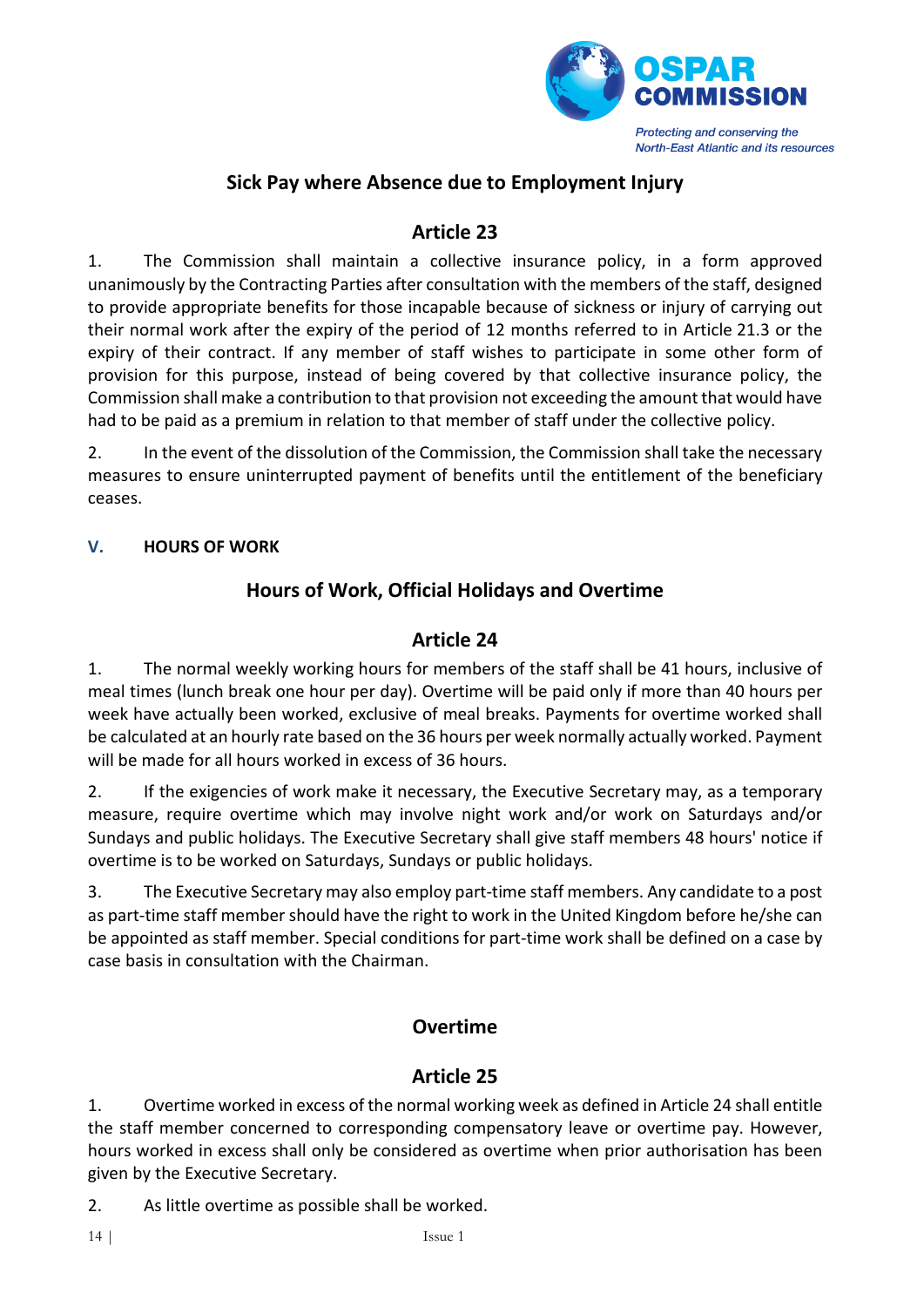### Sick Pay where Absence due to Employment Injury

### Article 23

1. The Commission shall maintain a collective insurance policy, in a form approved unanimously by the Contracting Parties after consultation with the members of the staff, designed to provide appropriate benefits for those incapable because of sickness or injury of carrying out their normal work after the expiry of the period of 12 months referred to in Article 21.3 or the expiry of their contract. If any member of staff wishes to participate in some other form of provision for this purpose, instead of being covered by that collective insurance policy, the Commission shall make a contribution to that provision not exceeding the amount that would have had to be paid as a premium in relation to that member of staff under the collective policy.

2. In the event of the dissolution of the Commission, the Commission shall take the necessary measures to ensure uninterrupted payment of benefits until the entitlement of the beneficiary ceases.

## V. HOURS OF WORK

### Hours of Work, Official Holidays and Overtime

### Article 24

1. The normal weekly working hours for members of the staff shall be 41 hours, inclusive of meal times (lunch break one hour per day). Overtime will be paid only if more than 40 hours per week have actually been worked, exclusive of meal breaks. Payments for overtime worked shall be calculated at an hourly rate based on the 36 hours per week normally actually worked. Payment will be made for all hours worked in excess of 36 hours.

2. If the exigencies of work make it necessary, the Executive Secretary may, as a temporary measure, require overtime which may involve night work and/or work on Saturdays and/or Sundays and public holidays. The Executive Secretary shall give staff members 48 hours' notice if overtime is to be worked on Saturdays, Sundays or public holidays.

3. The Executive Secretary may also employ part-time staff members. Any candidate to a post as part-time staff member should have the right to work in the United Kingdom before he/she can be appointed as staff member. Special conditions for part-time work shall be defined on a case by case basis in consultation with the Chairman.

### Overtime

### Article 25

1. Overtime worked in excess of the normal working week as defined in Article 24 shall entitle the staff member concerned to corresponding compensatory leave or overtime pay. However, hours worked in excess shall only be considered as overtime when prior authorisation has been given by the Executive Secretary.

2. As little overtime as possible shall be worked.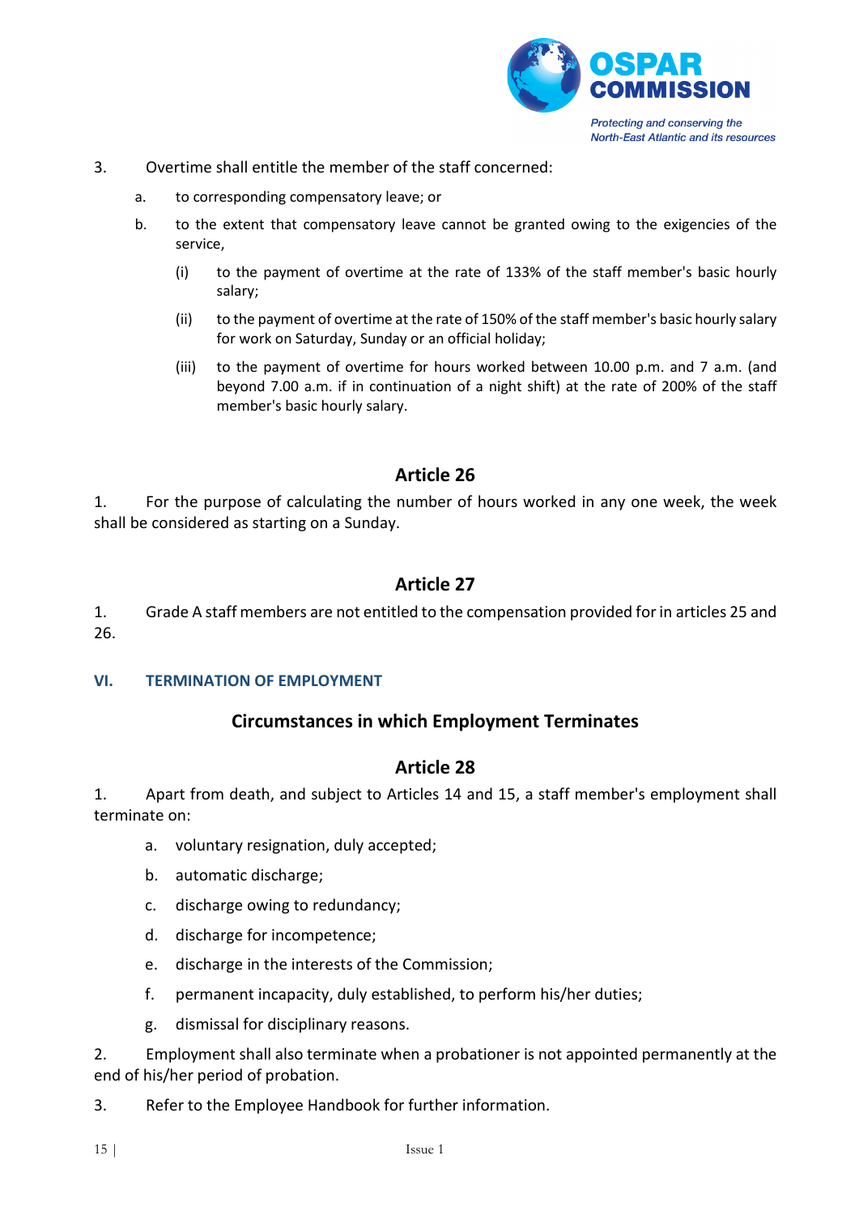3. Overtime shall entitle the member of the staff concerned:

   a. to corresponding compensatory leave; or

   b. to the extent that compensatory leave cannot be granted owing to the exigencies of the service,

      (i) to the payment of overtime at the rate of 133% of the staff member's basic hourly salary;

      (ii) to the payment of overtime at the rate of 150% of the staff member's basic hourly salary for work on Saturday, Sunday or an official holiday;

      (iii) to the payment of overtime for hours worked between 10.00 p.m. and 7 a.m. (and beyond 7.00 a.m. if in continuation of a night shift) at the rate of 200% of the staff member's basic hourly salary.

## Article 26

1. For the purpose of calculating the number of hours worked in any one week, the week shall be considered as starting on a Sunday.

## Article 27

1. Grade A staff members are not entitled to the compensation provided for in articles 25 and 26.

# VI. TERMINATION OF EMPLOYMENT

## Circumstances in which Employment Terminates

## Article 28

1. Apart from death, and subject to Articles 14 and 15, a staff member's employment shall terminate on:

   a. voluntary resignation, duly accepted;

   b. automatic discharge;

   c. discharge owing to redundancy;

   d. discharge for incompetence;

   e. discharge in the interests of the Commission;

   f. permanent incapacity, duly established, to perform his/her duties;

   g. dismissal for disciplinary reasons.

2. Employment shall also terminate when a probationer is not appointed permanently at the end of his/her period of probation.

3. Refer to the Employee Handbook for further information.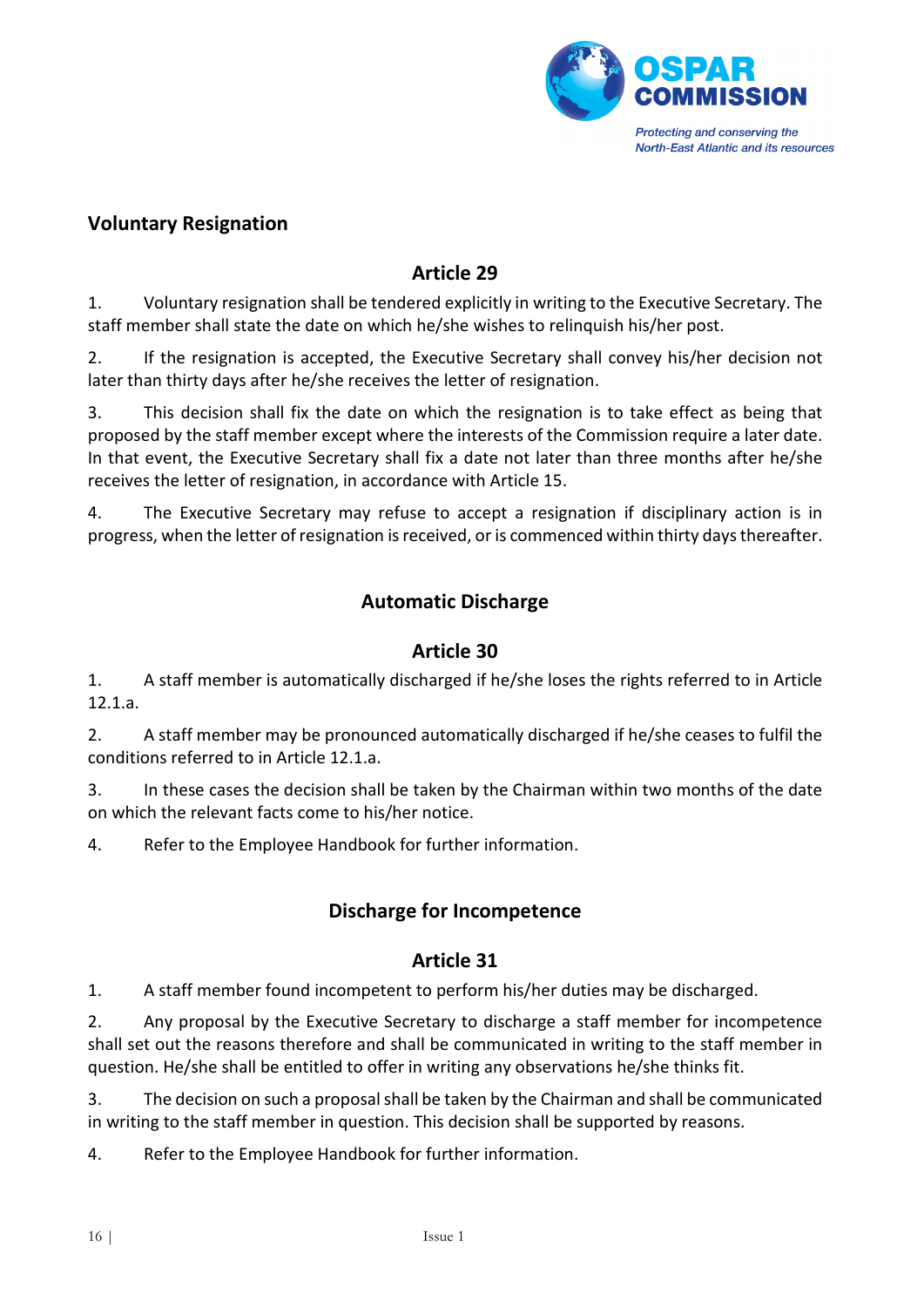## Voluntary Resignation

### Article 29

1. Voluntary resignation shall be tendered explicitly in writing to the Executive Secretary. The staff member shall state the date on which he/she wishes to relinquish his/her post.

2. If the resignation is accepted, the Executive Secretary shall convey his/her decision not later than thirty days after he/she receives the letter of resignation.

3. This decision shall fix the date on which the resignation is to take effect as being that proposed by the staff member except where the interests of the Commission require a later date. In that event, the Executive Secretary shall fix a date not later than three months after he/she receives the letter of resignation, in accordance with Article 15.

4. The Executive Secretary may refuse to accept a resignation if disciplinary action is in progress, when the letter of resignation is received, or is commenced within thirty days thereafter.

## Automatic Discharge

### Article 30

1. A staff member is automatically discharged if he/she loses the rights referred to in Article 12.1.a.

2. A staff member may be pronounced automatically discharged if he/she ceases to fulfil the conditions referred to in Article 12.1.a.

3. In these cases the decision shall be taken by the Chairman within two months of the date on which the relevant facts come to his/her notice.

4. Refer to the Employee Handbook for further information.

## Discharge for Incompetence

### Article 31

1. A staff member found incompetent to perform his/her duties may be discharged.

2. Any proposal by the Executive Secretary to discharge a staff member for incompetence shall set out the reasons therefore and shall be communicated in writing to the staff member in question. He/she shall be entitled to offer in writing any observations he/she thinks fit.

3. The decision on such a proposal shall be taken by the Chairman and shall be communicated in writing to the staff member in question. This decision shall be supported by reasons.

4. Refer to the Employee Handbook for further information.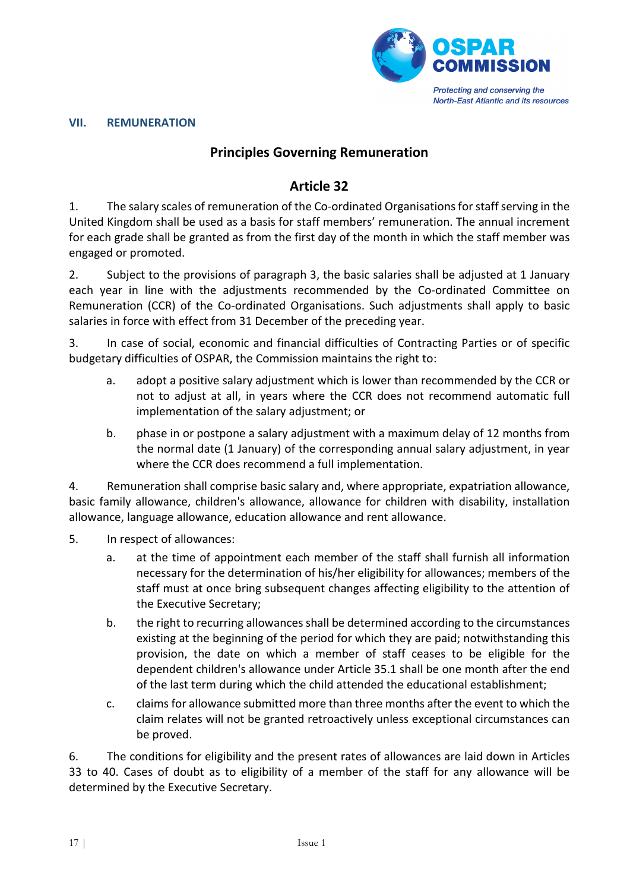## VII. REMUNERATION

### Principles Governing Remuneration

### Article 32

1. The salary scales of remuneration of the Co-ordinated Organisations for staff serving in the United Kingdom shall be used as a basis for staff members' remuneration. The annual increment for each grade shall be granted as from the first day of the month in which the staff member was engaged or promoted.

2. Subject to the provisions of paragraph 3, the basic salaries shall be adjusted at 1 January each year in line with the adjustments recommended by the Co-ordinated Committee on Remuneration (CCR) of the Co-ordinated Organisations. Such adjustments shall apply to basic salaries in force with effect from 31 December of the preceding year.

3. In case of social, economic and financial difficulties of Contracting Parties or of specific budgetary difficulties of OSPAR, the Commission maintains the right to:

   a. adopt a positive salary adjustment which is lower than recommended by the CCR or not to adjust at all, in years where the CCR does not recommend automatic full implementation of the salary adjustment; or

   b. phase in or postpone a salary adjustment with a maximum delay of 12 months from the normal date (1 January) of the corresponding annual salary adjustment, in year where the CCR does recommend a full implementation.

4. Remuneration shall comprise basic salary and, where appropriate, expatriation allowance, basic family allowance, children's allowance, allowance for children with disability, installation allowance, language allowance, education allowance and rent allowance.

5. In respect of allowances:

   a. at the time of appointment each member of the staff shall furnish all information necessary for the determination of his/her eligibility for allowances; members of the staff must at once bring subsequent changes affecting eligibility to the attention of the Executive Secretary;

   b. the right to recurring allowances shall be determined according to the circumstances existing at the beginning of the period for which they are paid; notwithstanding this provision, the date on which a member of staff ceases to be eligible for the dependent children's allowance under Article 35.1 shall be one month after the end of the last term during which the child attended the educational establishment;

   c. claims for allowance submitted more than three months after the event to which the claim relates will not be granted retroactively unless exceptional circumstances can be proved.

6. The conditions for eligibility and the present rates of allowances are laid down in Articles 33 to 40. Cases of doubt as to eligibility of a member of the staff for any allowance will be determined by the Executive Secretary.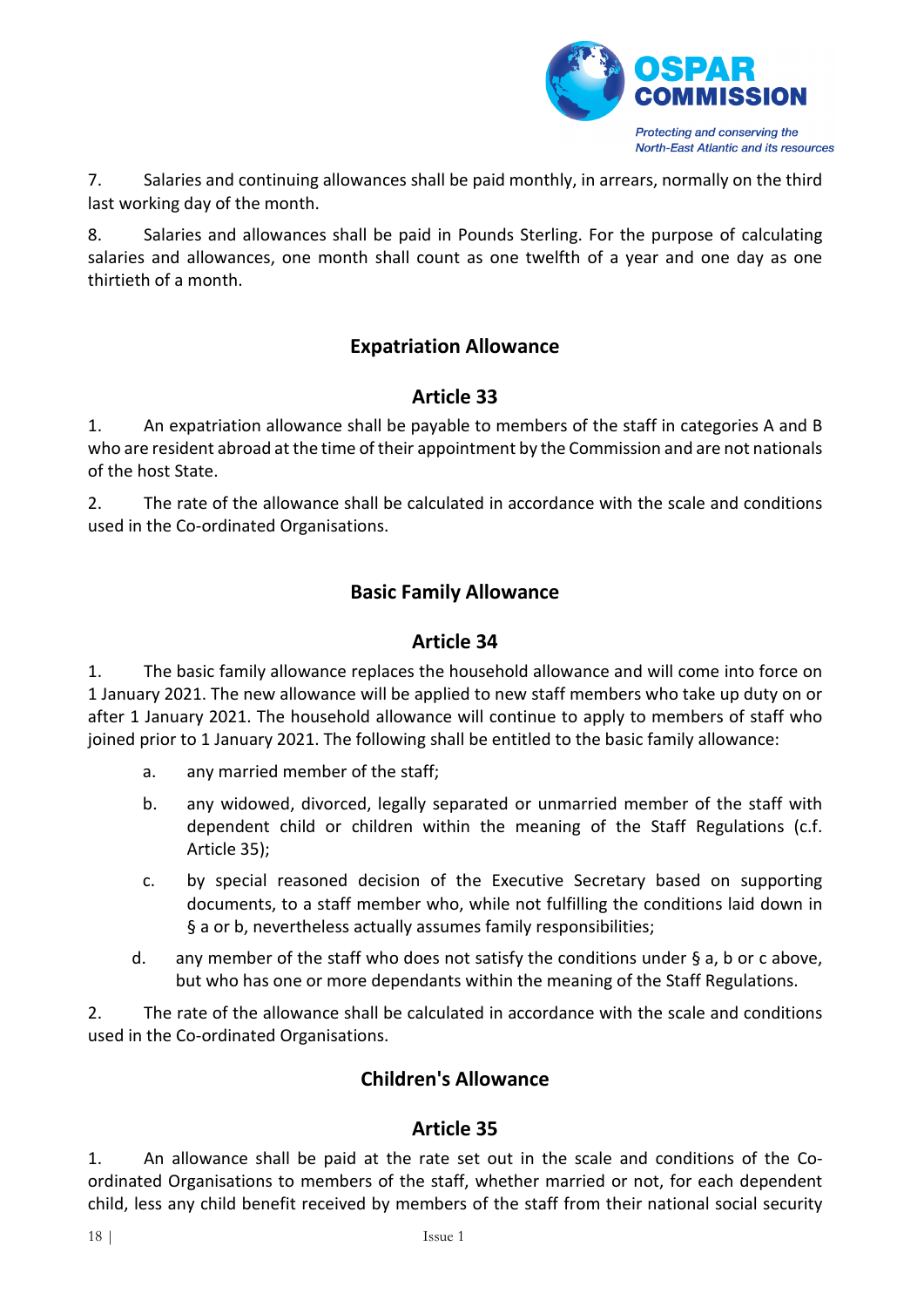7. Salaries and continuing allowances shall be paid monthly, in arrears, normally on the third last working day of the month.

8. Salaries and allowances shall be paid in Pounds Sterling. For the purpose of calculating salaries and allowances, one month shall count as one twelfth of a year and one day as one thirtieth of a month.

## Expatriation Allowance

### Article 33

1. An expatriation allowance shall be payable to members of the staff in categories A and B who are resident abroad at the time of their appointment by the Commission and are not nationals of the host State.

2. The rate of the allowance shall be calculated in accordance with the scale and conditions used in the Co-ordinated Organisations.

## Basic Family Allowance

### Article 34

1. The basic family allowance replaces the household allowance and will come into force on 1 January 2021. The new allowance will be applied to new staff members who take up duty on or after 1 January 2021. The household allowance will continue to apply to members of staff who joined prior to 1 January 2021. The following shall be entitled to the basic family allowance:

   a. any married member of the staff;

   b. any widowed, divorced, legally separated or unmarried member of the staff with dependent child or children within the meaning of the Staff Regulations (c.f. Article 35);

   c. by special reasoned decision of the Executive Secretary based on supporting documents, to a staff member who, while not fulfilling the conditions laid down in § a or b, nevertheless actually assumes family responsibilities;

   d. any member of the staff who does not satisfy the conditions under § a, b or c above, but who has one or more dependants within the meaning of the Staff Regulations.

2. The rate of the allowance shall be calculated in accordance with the scale and conditions used in the Co-ordinated Organisations.

## Children's Allowance

### Article 35

1. An allowance shall be paid at the rate set out in the scale and conditions of the Co-ordinated Organisations to members of the staff, whether married or not, for each dependent child, less any child benefit received by members of the staff from their national social security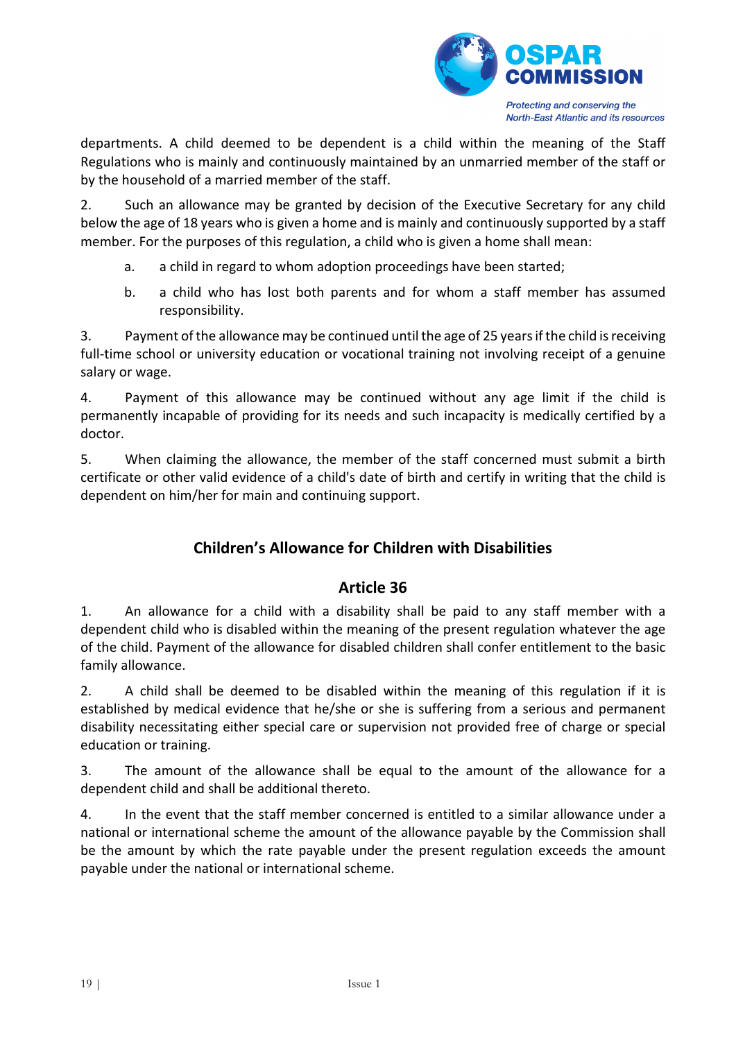departments. A child deemed to be dependent is a child within the meaning of the Staff Regulations who is mainly and continuously maintained by an unmarried member of the staff or by the household of a married member of the staff.

2. Such an allowance may be granted by decision of the Executive Secretary for any child below the age of 18 years who is given a home and is mainly and continuously supported by a staff member. For the purposes of this regulation, a child who is given a home shall mean:

a. a child in regard to whom adoption proceedings have been started;

b. a child who has lost both parents and for whom a staff member has assumed responsibility.

3. Payment of the allowance may be continued until the age of 25 years if the child is receiving full-time school or university education or vocational training not involving receipt of a genuine salary or wage.

4. Payment of this allowance may be continued without any age limit if the child is permanently incapable of providing for its needs and such incapacity is medically certified by a doctor.

5. When claiming the allowance, the member of the staff concerned must submit a birth certificate or other valid evidence of a child's date of birth and certify in writing that the child is dependent on him/her for main and continuing support.

## Children's Allowance for Children with Disabilities

## Article 36

1. An allowance for a child with a disability shall be paid to any staff member with a dependent child who is disabled within the meaning of the present regulation whatever the age of the child. Payment of the allowance for disabled children shall confer entitlement to the basic family allowance.

2. A child shall be deemed to be disabled within the meaning of this regulation if it is established by medical evidence that he/she or she is suffering from a serious and permanent disability necessitating either special care or supervision not provided free of charge or special education or training.

3. The amount of the allowance shall be equal to the amount of the allowance for a dependent child and shall be additional thereto.

4. In the event that the staff member concerned is entitled to a similar allowance under a national or international scheme the amount of the allowance payable by the Commission shall be the amount by which the rate payable under the present regulation exceeds the amount payable under the national or international scheme.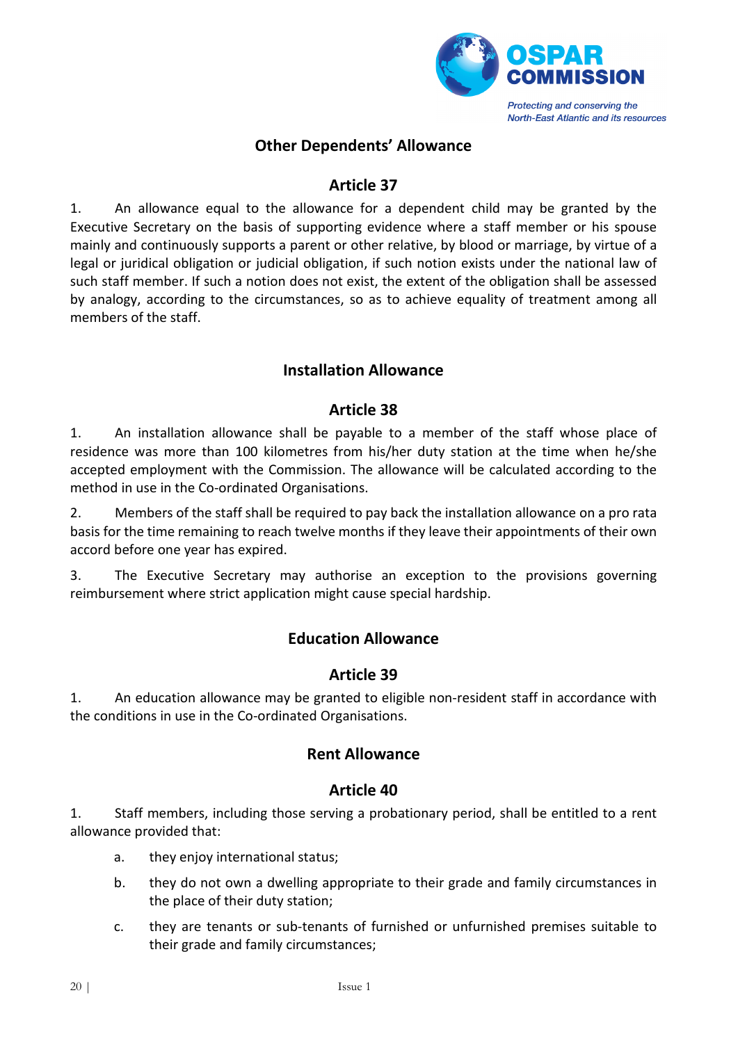## Other Dependents' Allowance

### Article 37

1. An allowance equal to the allowance for a dependent child may be granted by the Executive Secretary on the basis of supporting evidence where a staff member or his spouse mainly and continuously supports a parent or other relative, by blood or marriage, by virtue of a legal or juridical obligation or judicial obligation, if such notion exists under the national law of such staff member. If such a notion does not exist, the extent of the obligation shall be assessed by analogy, according to the circumstances, so as to achieve equality of treatment among all members of the staff.

## Installation Allowance

### Article 38

1. An installation allowance shall be payable to a member of the staff whose place of residence was more than 100 kilometres from his/her duty station at the time when he/she accepted employment with the Commission. The allowance will be calculated according to the method in use in the Co-ordinated Organisations.

2. Members of the staff shall be required to pay back the installation allowance on a pro rata basis for the time remaining to reach twelve months if they leave their appointments of their own accord before one year has expired.

3. The Executive Secretary may authorise an exception to the provisions governing reimbursement where strict application might cause special hardship.

## Education Allowance

### Article 39

1. An education allowance may be granted to eligible non-resident staff in accordance with the conditions in use in the Co-ordinated Organisations.

## Rent Allowance

### Article 40

1. Staff members, including those serving a probationary period, shall be entitled to a rent allowance provided that:

   a. they enjoy international status;

   b. they do not own a dwelling appropriate to their grade and family circumstances in the place of their duty station;

   c. they are tenants or sub-tenants of furnished or unfurnished premises suitable to their grade and family circumstances;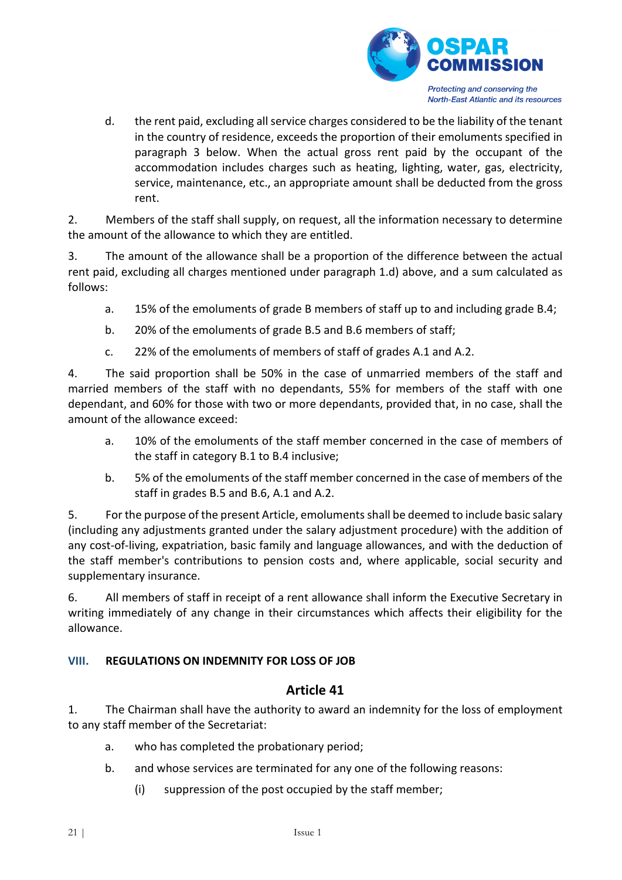d. the rent paid, excluding all service charges considered to be the liability of the tenant in the country of residence, exceeds the proportion of their emoluments specified in paragraph 3 below. When the actual gross rent paid by the occupant of the accommodation includes charges such as heating, lighting, water, gas, electricity, service, maintenance, etc., an appropriate amount shall be deducted from the gross rent.

2. Members of the staff shall supply, on request, all the information necessary to determine the amount of the allowance to which they are entitled.

3. The amount of the allowance shall be a proportion of the difference between the actual rent paid, excluding all charges mentioned under paragraph 1.d) above, and a sum calculated as follows:

a. 15% of the emoluments of grade B members of staff up to and including grade B.4;

b. 20% of the emoluments of grade B.5 and B.6 members of staff;

c. 22% of the emoluments of members of staff of grades A.1 and A.2.

4. The said proportion shall be 50% in the case of unmarried members of the staff and married members of the staff with no dependants, 55% for members of the staff with one dependant, and 60% for those with two or more dependants, provided that, in no case, shall the amount of the allowance exceed:

a. 10% of the emoluments of the staff member concerned in the case of members of the staff in category B.1 to B.4 inclusive;

b. 5% of the emoluments of the staff member concerned in the case of members of the staff in grades B.5 and B.6, A.1 and A.2.

5. For the purpose of the present Article, emoluments shall be deemed to include basic salary (including any adjustments granted under the salary adjustment procedure) with the addition of any cost-of-living, expatriation, basic family and language allowances, and with the deduction of the staff member's contributions to pension costs and, where applicable, social security and supplementary insurance.

6. All members of staff in receipt of a rent allowance shall inform the Executive Secretary in writing immediately of any change in their circumstances which affects their eligibility for the allowance.

## VIII. REGULATIONS ON INDEMNITY FOR LOSS OF JOB

### Article 41

1. The Chairman shall have the authority to award an indemnity for the loss of employment to any staff member of the Secretariat:

a. who has completed the probationary period;

b. and whose services are terminated for any one of the following reasons:

(i) suppression of the post occupied by the staff member;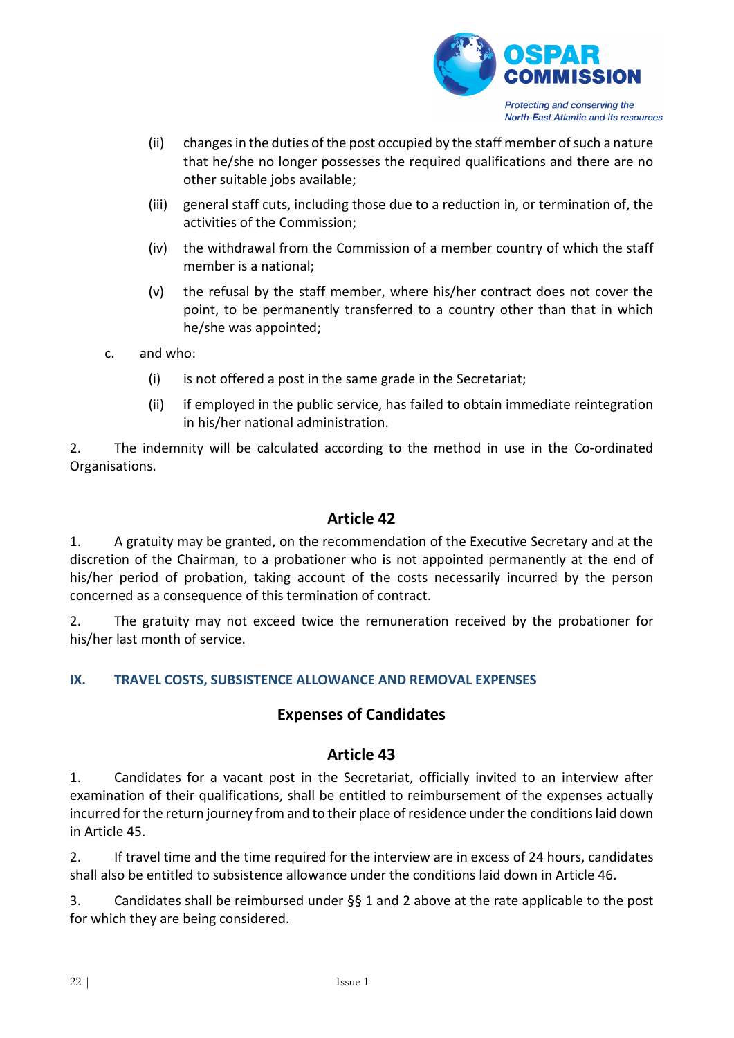(ii) changes in the duties of the post occupied by the staff member of such a nature that he/she no longer possesses the required qualifications and there are no other suitable jobs available;

(iii) general staff cuts, including those due to a reduction in, or termination of, the activities of the Commission;

(iv) the withdrawal from the Commission of a member country of which the staff member is a national;

(v) the refusal by the staff member, where his/her contract does not cover the point, to be permanently transferred to a country other than that in which he/she was appointed;

c. and who:

(i) is not offered a post in the same grade in the Secretariat;

(ii) if employed in the public service, has failed to obtain immediate reintegration in his/her national administration.

2. The indemnity will be calculated according to the method in use in the Co-ordinated Organisations.

## Article 42

1. A gratuity may be granted, on the recommendation of the Executive Secretary and at the discretion of the Chairman, to a probationer who is not appointed permanently at the end of his/her period of probation, taking account of the costs necessarily incurred by the person concerned as a consequence of this termination of contract.

2. The gratuity may not exceed twice the remuneration received by the probationer for his/her last month of service.

## IX. TRAVEL COSTS, SUBSISTENCE ALLOWANCE AND REMOVAL EXPENSES

## Expenses of Candidates

## Article 43

1. Candidates for a vacant post in the Secretariat, officially invited to an interview after examination of their qualifications, shall be entitled to reimbursement of the expenses actually incurred for the return journey from and to their place of residence under the conditions laid down in Article 45.

2. If travel time and the time required for the interview are in excess of 24 hours, candidates shall also be entitled to subsistence allowance under the conditions laid down in Article 46.

3. Candidates shall be reimbursed under §§ 1 and 2 above at the rate applicable to the post for which they are being considered.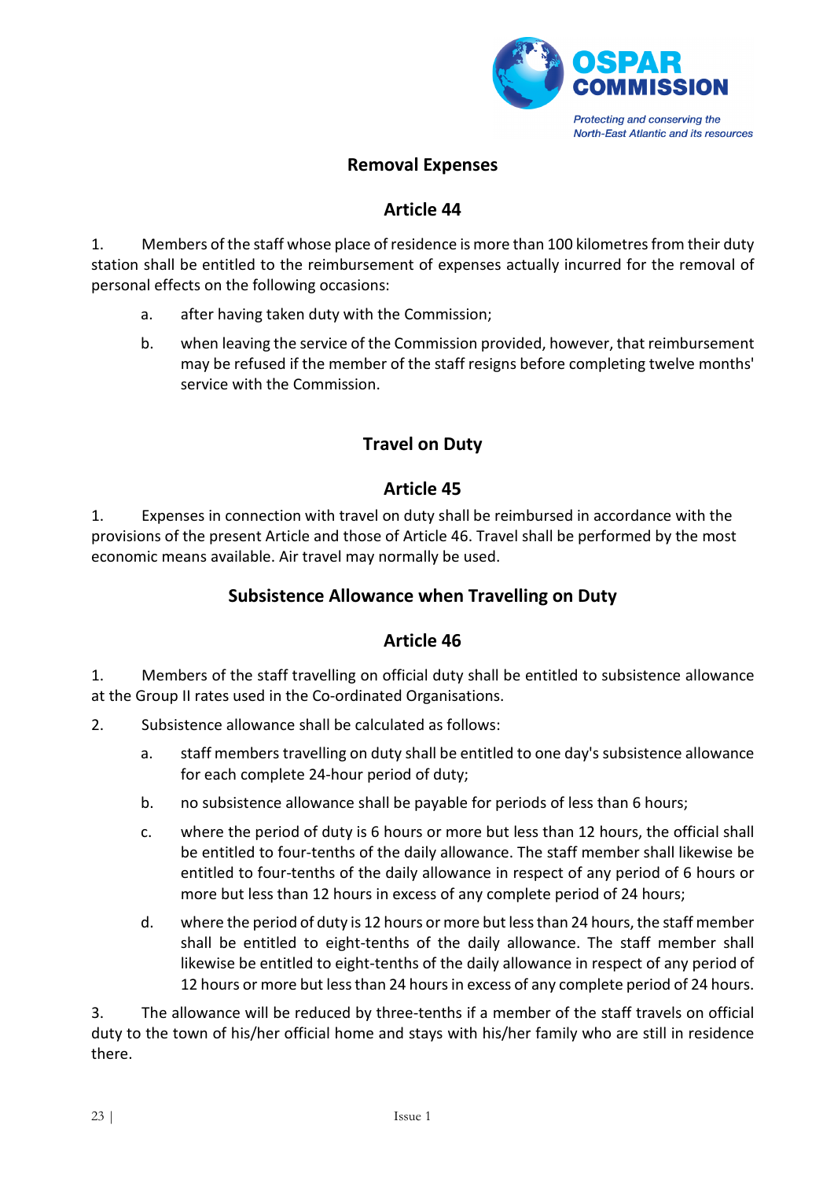## Removal Expenses

### Article 44

1. Members of the staff whose place of residence is more than 100 kilometres from their duty station shall be entitled to the reimbursement of expenses actually incurred for the removal of personal effects on the following occasions:

   a. after having taken duty with the Commission;

   b. when leaving the service of the Commission provided, however, that reimbursement may be refused if the member of the staff resigns before completing twelve months' service with the Commission.

## Travel on Duty

### Article 45

1. Expenses in connection with travel on duty shall be reimbursed in accordance with the provisions of the present Article and those of Article 46. Travel shall be performed by the most economic means available. Air travel may normally be used.

## Subsistence Allowance when Travelling on Duty

### Article 46

1. Members of the staff travelling on official duty shall be entitled to subsistence allowance at the Group II rates used in the Co-ordinated Organisations.

2. Subsistence allowance shall be calculated as follows:

   a. staff members travelling on duty shall be entitled to one day's subsistence allowance for each complete 24-hour period of duty;

   b. no subsistence allowance shall be payable for periods of less than 6 hours;

   c. where the period of duty is 6 hours or more but less than 12 hours, the official shall be entitled to four-tenths of the daily allowance. The staff member shall likewise be entitled to four-tenths of the daily allowance in respect of any period of 6 hours or more but less than 12 hours in excess of any complete period of 24 hours;

   d. where the period of duty is 12 hours or more but less than 24 hours, the staff member shall be entitled to eight-tenths of the daily allowance. The staff member shall likewise be entitled to eight-tenths of the daily allowance in respect of any period of 12 hours or more but less than 24 hours in excess of any complete period of 24 hours.

3. The allowance will be reduced by three-tenths if a member of the staff travels on official duty to the town of his/her official home and stays with his/her family who are still in residence there.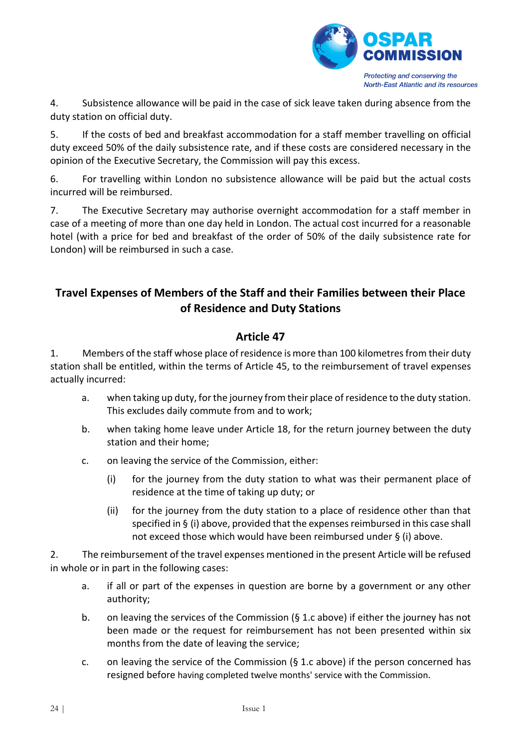4. Subsistence allowance will be paid in the case of sick leave taken during absence from the duty station on official duty.

5. If the costs of bed and breakfast accommodation for a staff member travelling on official duty exceed 50% of the daily subsistence rate, and if these costs are considered necessary in the opinion of the Executive Secretary, the Commission will pay this excess.

6. For travelling within London no subsistence allowance will be paid but the actual costs incurred will be reimbursed.

7. The Executive Secretary may authorise overnight accommodation for a staff member in case of a meeting of more than one day held in London. The actual cost incurred for a reasonable hotel (with a price for bed and breakfast of the order of 50% of the daily subsistence rate for London) will be reimbursed in such a case.

## Travel Expenses of Members of the Staff and their Families between their Place of Residence and Duty Stations

### Article 47

1. Members of the staff whose place of residence is more than 100 kilometres from their duty station shall be entitled, within the terms of Article 45, to the reimbursement of travel expenses actually incurred:

   a. when taking up duty, for the journey from their place of residence to the duty station. This excludes daily commute from and to work;

   b. when taking home leave under Article 18, for the return journey between the duty station and their home;

   c. on leaving the service of the Commission, either:

      (i) for the journey from the duty station to what was their permanent place of residence at the time of taking up duty; or

      (ii) for the journey from the duty station to a place of residence other than that specified in § (i) above, provided that the expenses reimbursed in this case shall not exceed those which would have been reimbursed under § (i) above.

2. The reimbursement of the travel expenses mentioned in the present Article will be refused in whole or in part in the following cases:

   a. if all or part of the expenses in question are borne by a government or any other authority;

   b. on leaving the services of the Commission (§ 1.c above) if either the journey has not been made or the request for reimbursement has not been presented within six months from the date of leaving the service;

   c. on leaving the service of the Commission (§ 1.c above) if the person concerned has resigned before having completed twelve months' service with the Commission.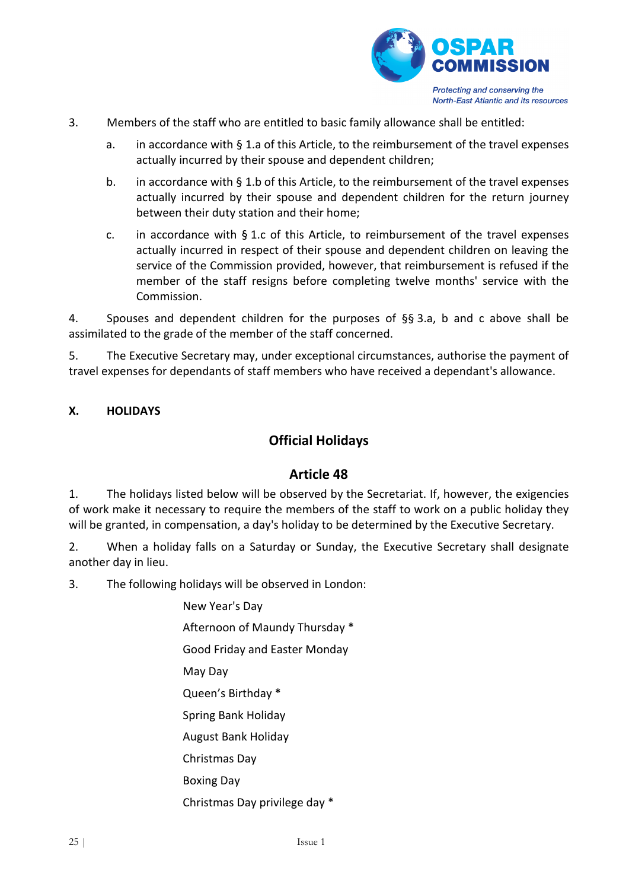3. Members of the staff who are entitled to basic family allowance shall be entitled:

   a. in accordance with § 1.a of this Article, to the reimbursement of the travel expenses actually incurred by their spouse and dependent children;

   b. in accordance with § 1.b of this Article, to the reimbursement of the travel expenses actually incurred by their spouse and dependent children for the return journey between their duty station and their home;

   c. in accordance with § 1.c of this Article, to reimbursement of the travel expenses actually incurred in respect of their spouse and dependent children on leaving the service of the Commission provided, however, that reimbursement is refused if the member of the staff resigns before completing twelve months' service with the Commission.

4. Spouses and dependent children for the purposes of §§ 3.a, b and c above shall be assimilated to the grade of the member of the staff concerned.

5. The Executive Secretary may, under exceptional circumstances, authorise the payment of travel expenses for dependants of staff members who have received a dependant's allowance.

## X. HOLIDAYS

### Official Holidays

### Article 48

1. The holidays listed below will be observed by the Secretariat. If, however, the exigencies of work make it necessary to require the members of the staff to work on a public holiday they will be granted, in compensation, a day's holiday to be determined by the Executive Secretary.

2. When a holiday falls on a Saturday or Sunday, the Executive Secretary shall designate another day in lieu.

3. The following holidays will be observed in London:

   New Year's Day

   Afternoon of Maundy Thursday *

   Good Friday and Easter Monday

   May Day

   Queen's Birthday *

   Spring Bank Holiday

   August Bank Holiday

   Christmas Day

   Boxing Day

   Christmas Day privilege day *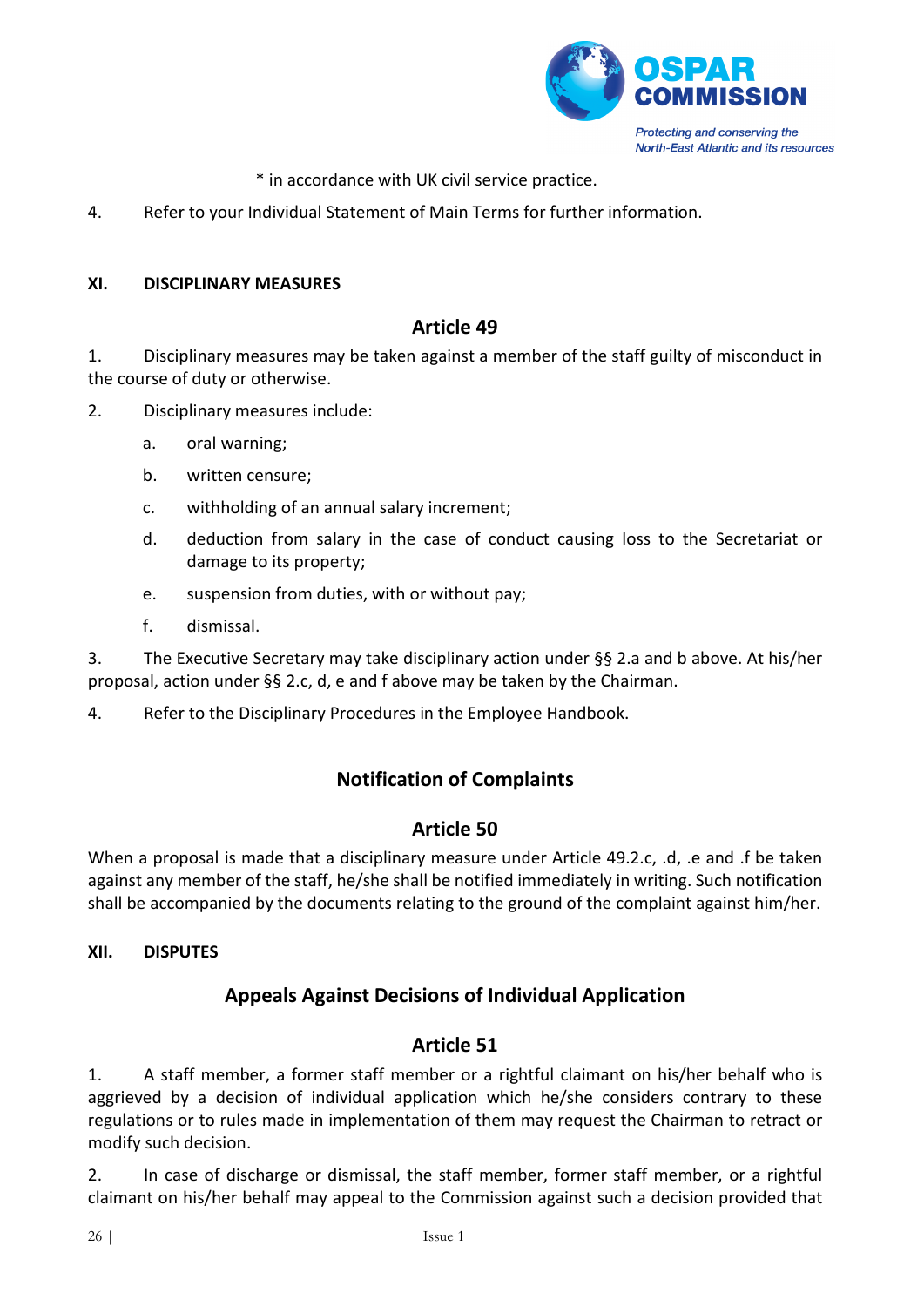* in accordance with UK civil service practice.

4. Refer to your Individual Statement of Main Terms for further information.

## XI. DISCIPLINARY MEASURES

### Article 49

1. Disciplinary measures may be taken against a member of the staff guilty of misconduct in the course of duty or otherwise.

2. Disciplinary measures include:

   a. oral warning;

   b. written censure;

   c. withholding of an annual salary increment;

   d. deduction from salary in the case of conduct causing loss to the Secretariat or damage to its property;

   e. suspension from duties, with or without pay;

   f. dismissal.

3. The Executive Secretary may take disciplinary action under §§ 2.a and b above. At his/her proposal, action under §§ 2.c, d, e and f above may be taken by the Chairman.

4. Refer to the Disciplinary Procedures in the Employee Handbook.

### Notification of Complaints

### Article 50

When a proposal is made that a disciplinary measure under Article 49.2.c, .d, .e and .f be taken against any member of the staff, he/she shall be notified immediately in writing. Such notification shall be accompanied by the documents relating to the ground of the complaint against him/her.

## XII. DISPUTES

### Appeals Against Decisions of Individual Application

### Article 51

1. A staff member, a former staff member or a rightful claimant on his/her behalf who is aggrieved by a decision of individual application which he/she considers contrary to these regulations or to rules made in implementation of them may request the Chairman to retract or modify such decision.

2. In case of discharge or dismissal, the staff member, former staff member, or a rightful claimant on his/her behalf may appeal to the Commission against such a decision provided that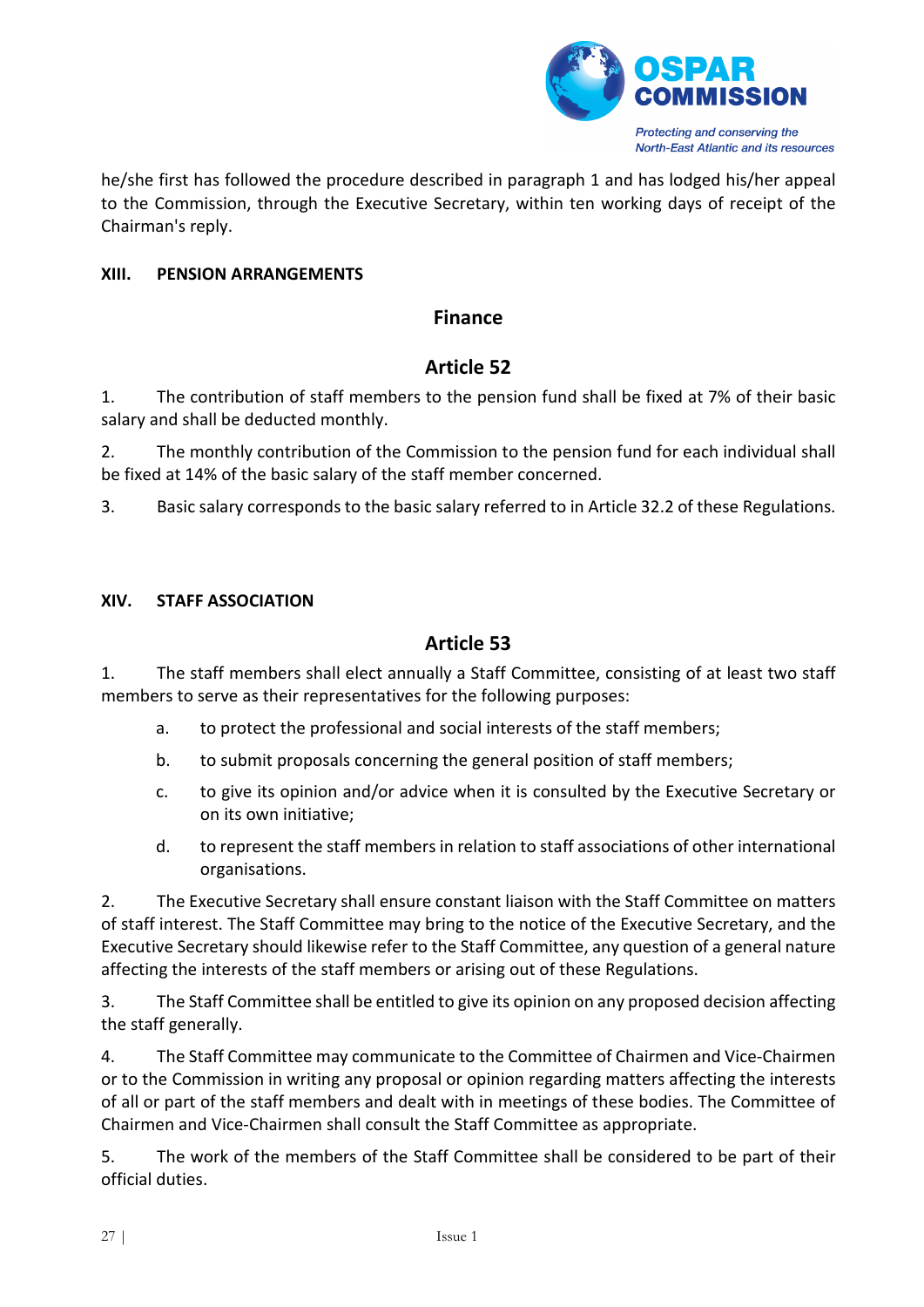he/she first has followed the procedure described in paragraph 1 and has lodged his/her appeal to the Commission, through the Executive Secretary, within ten working days of receipt of the Chairman's reply.

**XIII. PENSION ARRANGEMENTS**

## Finance

## Article 52

1. The contribution of staff members to the pension fund shall be fixed at 7% of their basic salary and shall be deducted monthly.

2. The monthly contribution of the Commission to the pension fund for each individual shall be fixed at 14% of the basic salary of the staff member concerned.

3. Basic salary corresponds to the basic salary referred to in Article 32.2 of these Regulations.

**XIV. STAFF ASSOCIATION**

## Article 53

1. The staff members shall elect annually a Staff Committee, consisting of at least two staff members to serve as their representatives for the following purposes:

   a. to protect the professional and social interests of the staff members;

   b. to submit proposals concerning the general position of staff members;

   c. to give its opinion and/or advice when it is consulted by the Executive Secretary or on its own initiative;

   d. to represent the staff members in relation to staff associations of other international organisations.

2. The Executive Secretary shall ensure constant liaison with the Staff Committee on matters of staff interest. The Staff Committee may bring to the notice of the Executive Secretary, and the Executive Secretary should likewise refer to the Staff Committee, any question of a general nature affecting the interests of the staff members or arising out of these Regulations.

3. The Staff Committee shall be entitled to give its opinion on any proposed decision affecting the staff generally.

4. The Staff Committee may communicate to the Committee of Chairmen and Vice-Chairmen or to the Commission in writing any proposal or opinion regarding matters affecting the interests of all or part of the staff members and dealt with in meetings of these bodies. The Committee of Chairmen and Vice-Chairmen shall consult the Staff Committee as appropriate.

5. The work of the members of the Staff Committee shall be considered to be part of their official duties.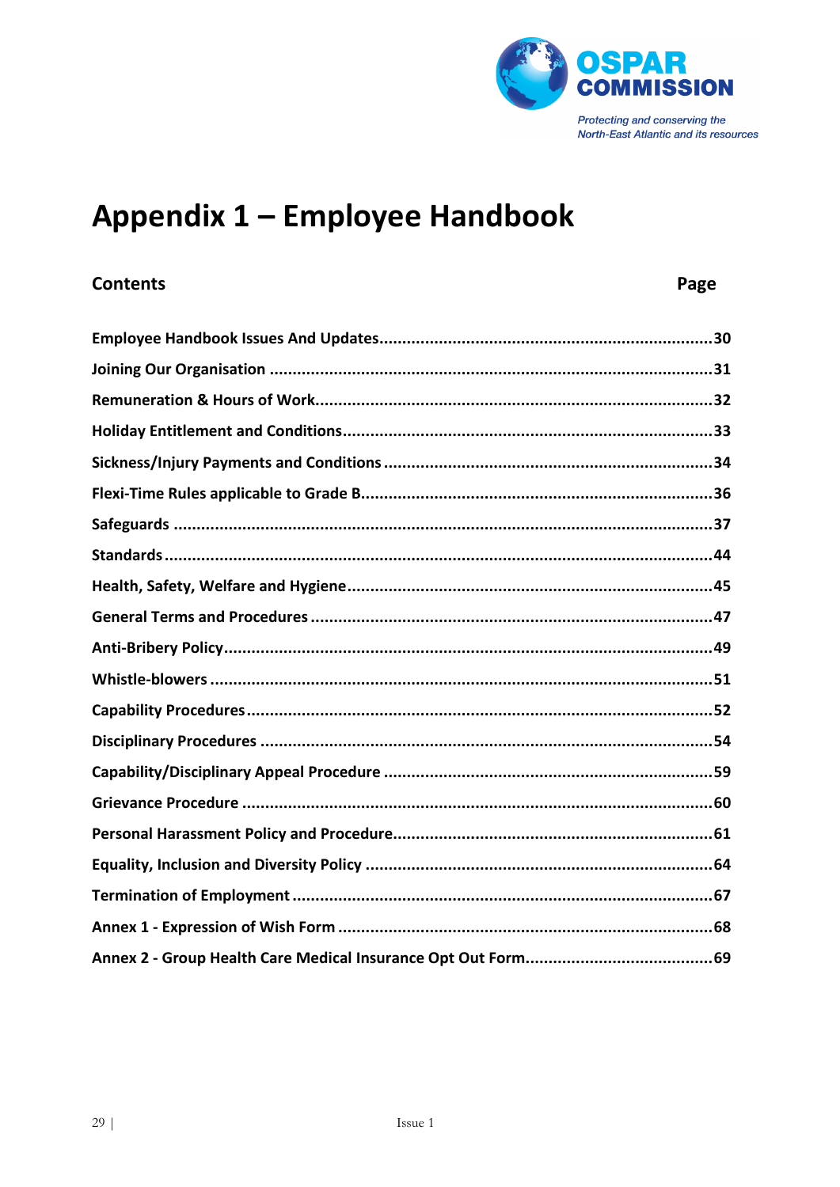# Appendix 1 – Employee Handbook

| Contents | Page |
| --- | --- |
| Employee Handbook Issues And Updates | 30 |
| Joining Our Organisation | 31 |
| Remuneration & Hours of Work | 32 |
| Holiday Entitlement and Conditions | 33 |
| Sickness/Injury Payments and Conditions | 34 |
| Flexi-Time Rules applicable to Grade B | 36 |
| Safeguards | 37 |
| Standards | 44 |
| Health, Safety, Welfare and Hygiene | 45 |
| General Terms and Procedures | 47 |
| Anti-Bribery Policy | 49 |
| Whistle-blowers | 51 |
| Capability Procedures | 52 |
| Disciplinary Procedures | 54 |
| Capability/Disciplinary Appeal Procedure | 59 |
| Grievance Procedure | 60 |
| Personal Harassment Policy and Procedure | 61 |
| Equality, Inclusion and Diversity Policy | 64 |
| Termination of Employment | 67 |
| Annex 1 - Expression of Wish Form | 68 |
| Annex 2 - Group Health Care Medical Insurance Opt Out Form | 69 |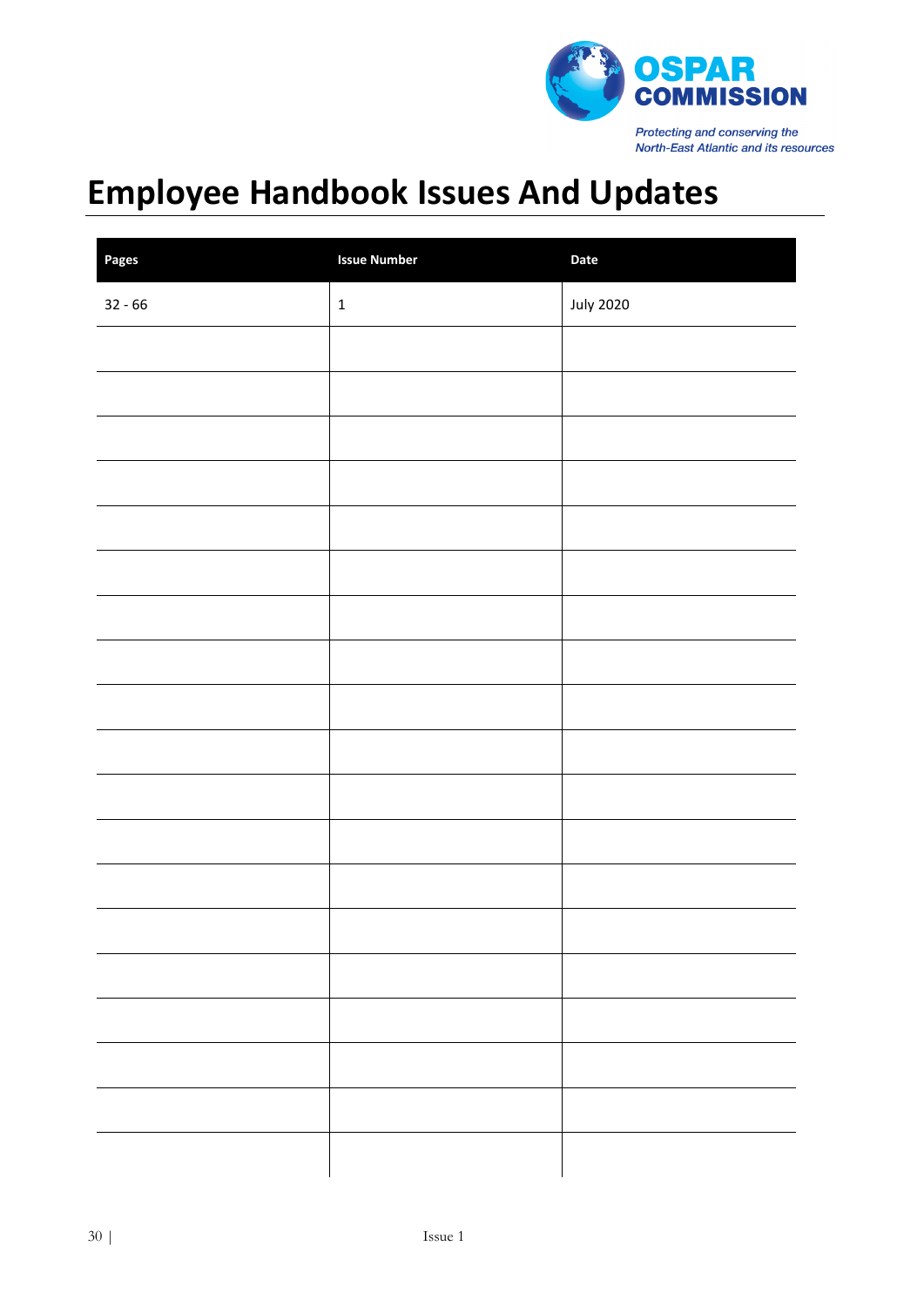# Employee Handbook Issues And Updates

| Pages | Issue Number | Date |
|---|---|---|
| 32 - 66 | 1 | July 2020 |
| | | |
| | | |
| | | |
| | | |
| | | |
| | | |
| | | |
| | | |
| | | |
| | | |
| | | |
| | | |
| | | |
| | | |
| | | |
| | | |
| | | |
| | | |
| | | |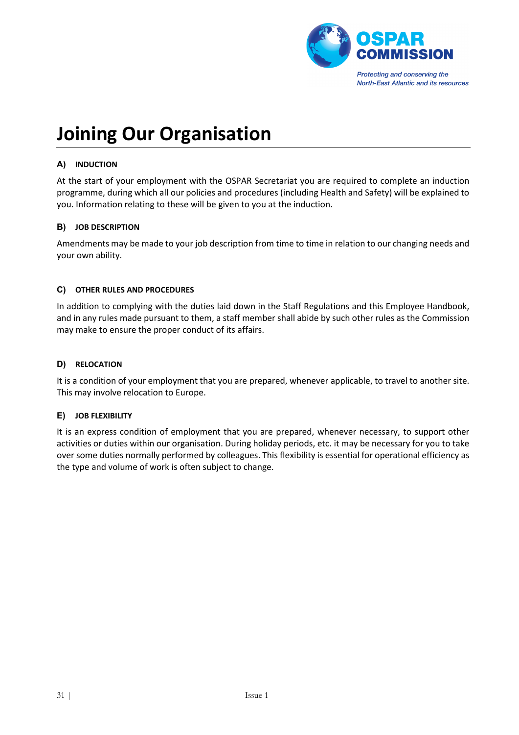# Joining Our Organisation

### A) INDUCTION

At the start of your employment with the OSPAR Secretariat you are required to complete an induction programme, during which all our policies and procedures (including Health and Safety) will be explained to you. Information relating to these will be given to you at the induction.

### B) JOB DESCRIPTION

Amendments may be made to your job description from time to time in relation to our changing needs and your own ability.

### C) OTHER RULES AND PROCEDURES

In addition to complying with the duties laid down in the Staff Regulations and this Employee Handbook, and in any rules made pursuant to them, a staff member shall abide by such other rules as the Commission may make to ensure the proper conduct of its affairs.

### D) RELOCATION

It is a condition of your employment that you are prepared, whenever applicable, to travel to another site. This may involve relocation to Europe.

### E) JOB FLEXIBILITY

It is an express condition of employment that you are prepared, whenever necessary, to support other activities or duties within our organisation. During holiday periods, etc. it may be necessary for you to take over some duties normally performed by colleagues. This flexibility is essential for operational efficiency as the type and volume of work is often subject to change.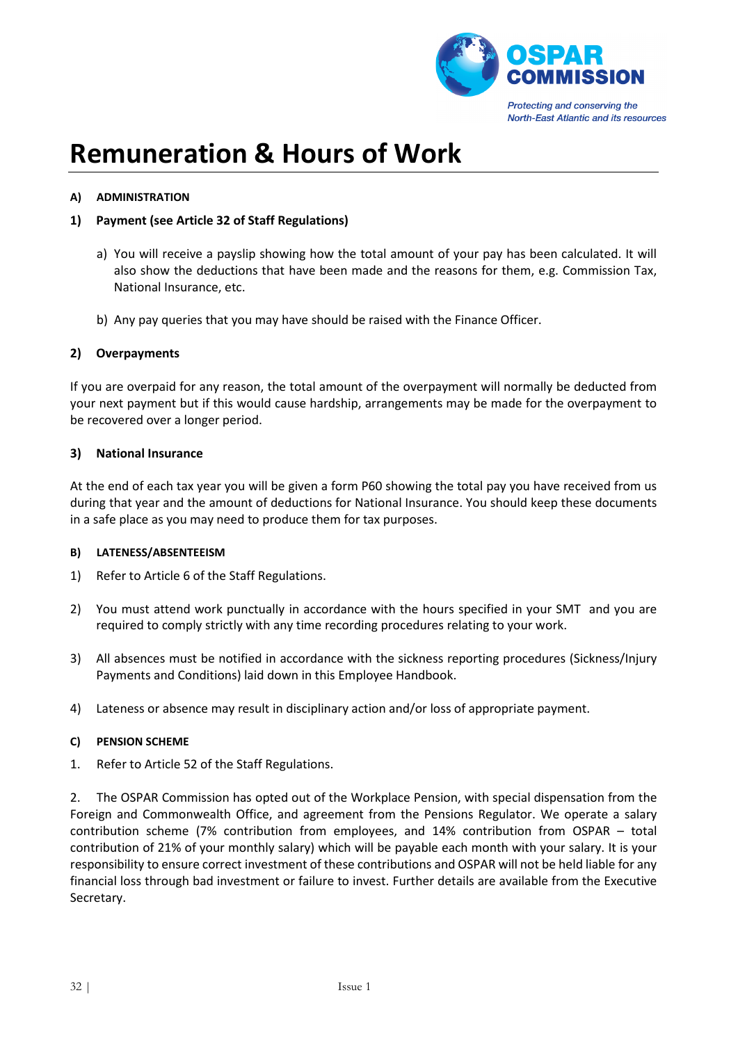# Remuneration & Hours of Work

**A) ADMINISTRATION**

**1) Payment (see Article 32 of Staff Regulations)**

a) You will receive a payslip showing how the total amount of your pay has been calculated. It will also show the deductions that have been made and the reasons for them, e.g. Commission Tax, National Insurance, etc.

b) Any pay queries that you may have should be raised with the Finance Officer.

**2) Overpayments**

If you are overpaid for any reason, the total amount of the overpayment will normally be deducted from your next payment but if this would cause hardship, arrangements may be made for the overpayment to be recovered over a longer period.

**3) National Insurance**

At the end of each tax year you will be given a form P60 showing the total pay you have received from us during that year and the amount of deductions for National Insurance. You should keep these documents in a safe place as you may need to produce them for tax purposes.

**B) LATENESS/ABSENTEEISM**

1) Refer to Article 6 of the Staff Regulations.

2) You must attend work punctually in accordance with the hours specified in your SMT and you are required to comply strictly with any time recording procedures relating to your work.

3) All absences must be notified in accordance with the sickness reporting procedures (Sickness/Injury Payments and Conditions) laid down in this Employee Handbook.

4) Lateness or absence may result in disciplinary action and/or loss of appropriate payment.

**C) PENSION SCHEME**

1. Refer to Article 52 of the Staff Regulations.

2. The OSPAR Commission has opted out of the Workplace Pension, with special dispensation from the Foreign and Commonwealth Office, and agreement from the Pensions Regulator. We operate a salary contribution scheme (7% contribution from employees, and 14% contribution from OSPAR – total contribution of 21% of your monthly salary) which will be payable each month with your salary. It is your responsibility to ensure correct investment of these contributions and OSPAR will not be held liable for any financial loss through bad investment or failure to invest. Further details are available from the Executive Secretary.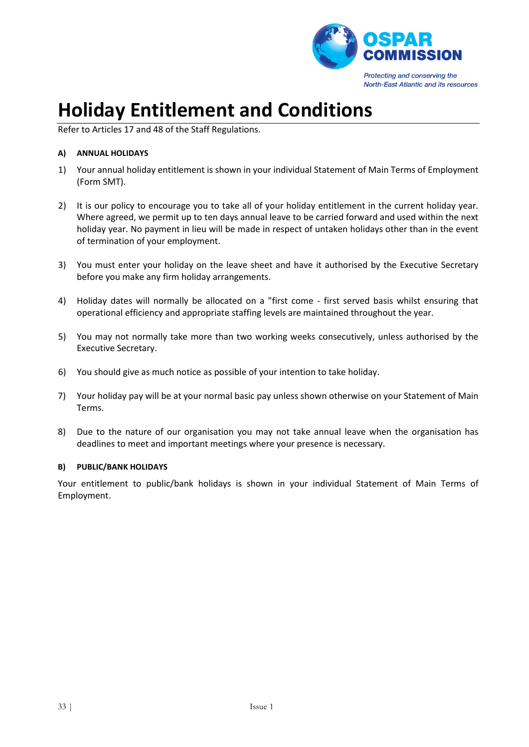# Holiday Entitlement and Conditions

Refer to Articles 17 and 48 of the Staff Regulations.

**A) ANNUAL HOLIDAYS**

1) Your annual holiday entitlement is shown in your individual Statement of Main Terms of Employment (Form SMT).

2) It is our policy to encourage you to take all of your holiday entitlement in the current holiday year. Where agreed, we permit up to ten days annual leave to be carried forward and used within the next holiday year. No payment in lieu will be made in respect of untaken holidays other than in the event of termination of your employment.

3) You must enter your holiday on the leave sheet and have it authorised by the Executive Secretary before you make any firm holiday arrangements.

4) Holiday dates will normally be allocated on a "first come - first served basis whilst ensuring that operational efficiency and appropriate staffing levels are maintained throughout the year.

5) You may not normally take more than two working weeks consecutively, unless authorised by the Executive Secretary.

6) You should give as much notice as possible of your intention to take holiday.

7) Your holiday pay will be at your normal basic pay unless shown otherwise on your Statement of Main Terms.

8) Due to the nature of our organisation you may not take annual leave when the organisation has deadlines to meet and important meetings where your presence is necessary.

**B) PUBLIC/BANK HOLIDAYS**

Your entitlement to public/bank holidays is shown in your individual Statement of Main Terms of Employment.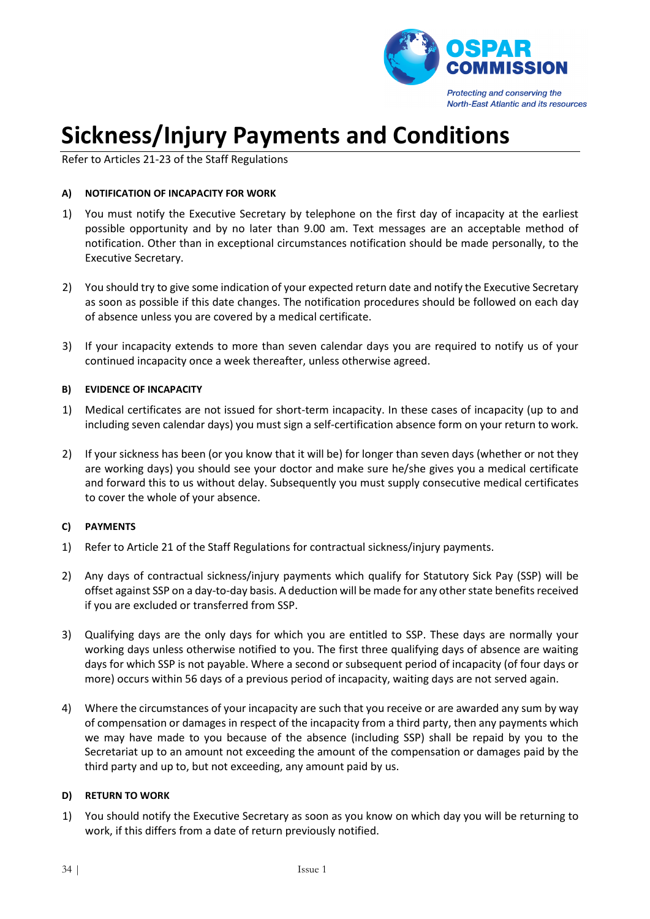# Sickness/Injury Payments and Conditions

Refer to Articles 21-23 of the Staff Regulations

#### A) NOTIFICATION OF INCAPACITY FOR WORK

1) You must notify the Executive Secretary by telephone on the first day of incapacity at the earliest possible opportunity and by no later than 9.00 am. Text messages are an acceptable method of notification. Other than in exceptional circumstances notification should be made personally, to the Executive Secretary.

2) You should try to give some indication of your expected return date and notify the Executive Secretary as soon as possible if this date changes. The notification procedures should be followed on each day of absence unless you are covered by a medical certificate.

3) If your incapacity extends to more than seven calendar days you are required to notify us of your continued incapacity once a week thereafter, unless otherwise agreed.

#### B) EVIDENCE OF INCAPACITY

1) Medical certificates are not issued for short-term incapacity. In these cases of incapacity (up to and including seven calendar days) you must sign a self-certification absence form on your return to work.

2) If your sickness has been (or you know that it will be) for longer than seven days (whether or not they are working days) you should see your doctor and make sure he/she gives you a medical certificate and forward this to us without delay. Subsequently you must supply consecutive medical certificates to cover the whole of your absence.

#### C) PAYMENTS

1) Refer to Article 21 of the Staff Regulations for contractual sickness/injury payments.

2) Any days of contractual sickness/injury payments which qualify for Statutory Sick Pay (SSP) will be offset against SSP on a day-to-day basis. A deduction will be made for any other state benefits received if you are excluded or transferred from SSP.

3) Qualifying days are the only days for which you are entitled to SSP. These days are normally your working days unless otherwise notified to you. The first three qualifying days of absence are waiting days for which SSP is not payable. Where a second or subsequent period of incapacity (of four days or more) occurs within 56 days of a previous period of incapacity, waiting days are not served again.

4) Where the circumstances of your incapacity are such that you receive or are awarded any sum by way of compensation or damages in respect of the incapacity from a third party, then any payments which we may have made to you because of the absence (including SSP) shall be repaid by you to the Secretariat up to an amount not exceeding the amount of the compensation or damages paid by the third party and up to, but not exceeding, any amount paid by us.

#### D) RETURN TO WORK

1) You should notify the Executive Secretary as soon as you know on which day you will be returning to work, if this differs from a date of return previously notified.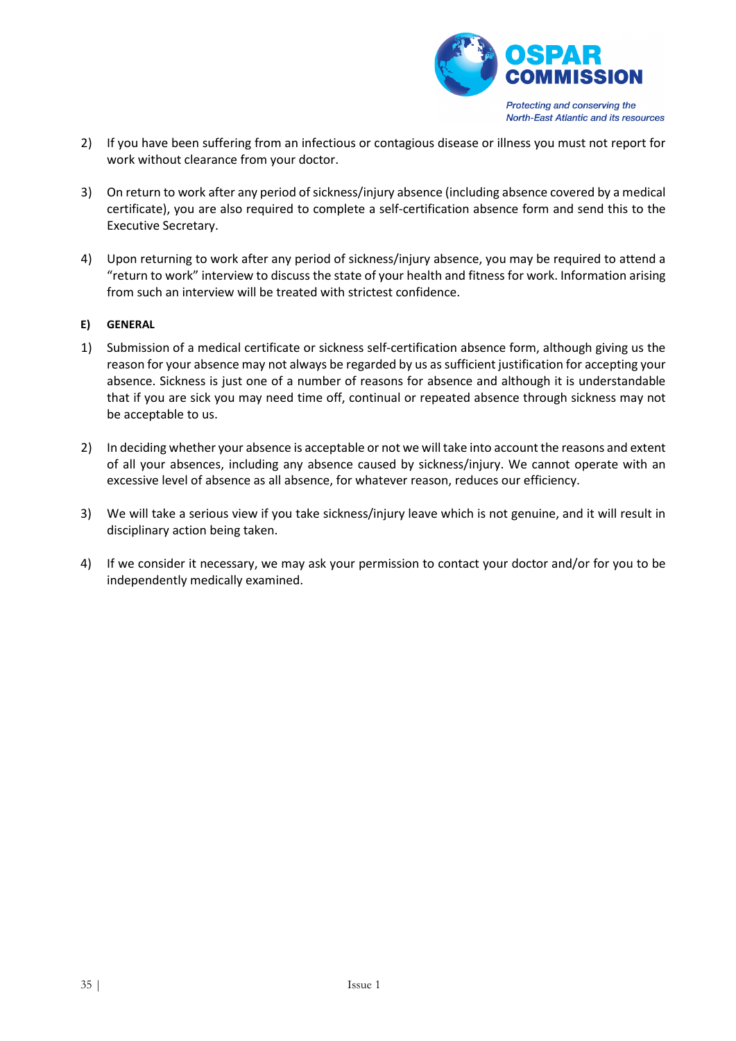2) If you have been suffering from an infectious or contagious disease or illness you must not report for work without clearance from your doctor.

3) On return to work after any period of sickness/injury absence (including absence covered by a medical certificate), you are also required to complete a self-certification absence form and send this to the Executive Secretary.

4) Upon returning to work after any period of sickness/injury absence, you may be required to attend a "return to work" interview to discuss the state of your health and fitness for work. Information arising from such an interview will be treated with strictest confidence.

#### E) GENERAL

1) Submission of a medical certificate or sickness self-certification absence form, although giving us the reason for your absence may not always be regarded by us as sufficient justification for accepting your absence. Sickness is just one of a number of reasons for absence and although it is understandable that if you are sick you may need time off, continual or repeated absence through sickness may not be acceptable to us.

2) In deciding whether your absence is acceptable or not we will take into account the reasons and extent of all your absences, including any absence caused by sickness/injury. We cannot operate with an excessive level of absence as all absence, for whatever reason, reduces our efficiency.

3) We will take a serious view if you take sickness/injury leave which is not genuine, and it will result in disciplinary action being taken.

4) If we consider it necessary, we may ask your permission to contact your doctor and/or for you to be independently medically examined.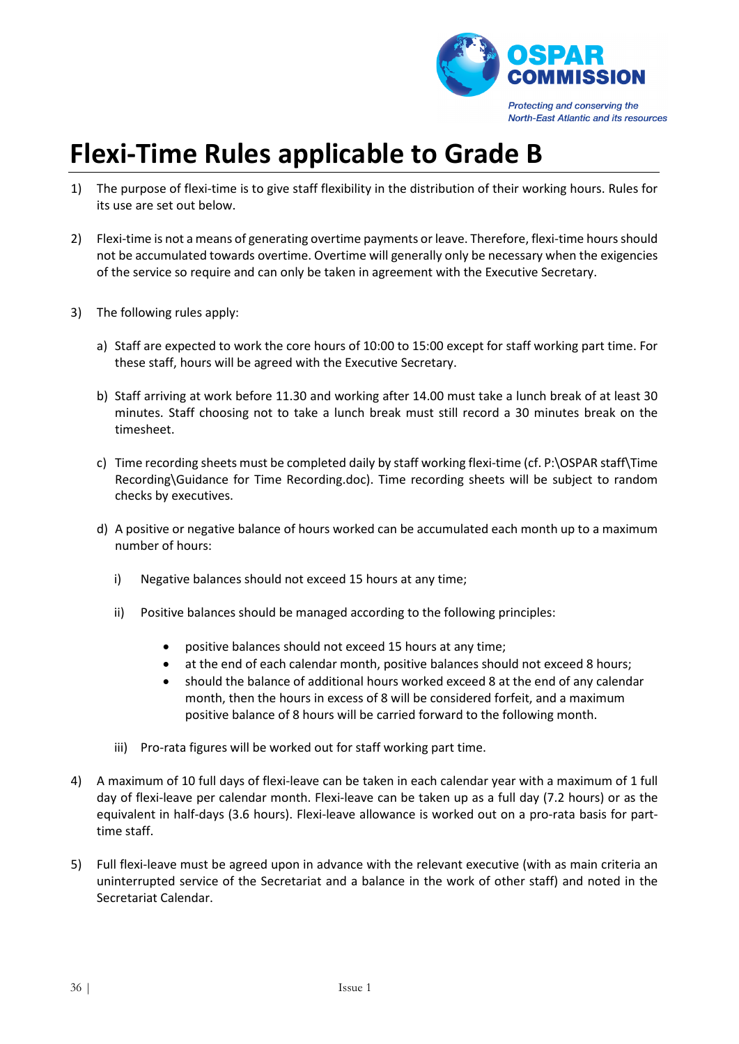# Flexi-Time Rules applicable to Grade B

1) The purpose of flexi-time is to give staff flexibility in the distribution of their working hours. Rules for its use are set out below.

2) Flexi-time is not a means of generating overtime payments or leave. Therefore, flexi-time hours should not be accumulated towards overtime. Overtime will generally only be necessary when the exigencies of the service so require and can only be taken in agreement with the Executive Secretary.

3) The following rules apply:

   a) Staff are expected to work the core hours of 10:00 to 15:00 except for staff working part time. For these staff, hours will be agreed with the Executive Secretary.

   b) Staff arriving at work before 11.30 and working after 14.00 must take a lunch break of at least 30 minutes. Staff choosing not to take a lunch break must still record a 30 minutes break on the timesheet.

   c) Time recording sheets must be completed daily by staff working flexi-time (cf. P:\OSPAR staff\Time Recording\Guidance for Time Recording.doc). Time recording sheets will be subject to random checks by executives.

   d) A positive or negative balance of hours worked can be accumulated each month up to a maximum number of hours:

      i) Negative balances should not exceed 15 hours at any time;

      ii) Positive balances should be managed according to the following principles:

         - positive balances should not exceed 15 hours at any time;
         - at the end of each calendar month, positive balances should not exceed 8 hours;
         - should the balance of additional hours worked exceed 8 at the end of any calendar month, then the hours in excess of 8 will be considered forfeit, and a maximum positive balance of 8 hours will be carried forward to the following month.

      iii) Pro-rata figures will be worked out for staff working part time.

4) A maximum of 10 full days of flexi-leave can be taken in each calendar year with a maximum of 1 full day of flexi-leave per calendar month. Flexi-leave can be taken up as a full day (7.2 hours) or as the equivalent in half-days (3.6 hours). Flexi-leave allowance is worked out on a pro-rata basis for part-time staff.

5) Full flexi-leave must be agreed upon in advance with the relevant executive (with as main criteria an uninterrupted service of the Secretariat and a balance in the work of other staff) and noted in the Secretariat Calendar.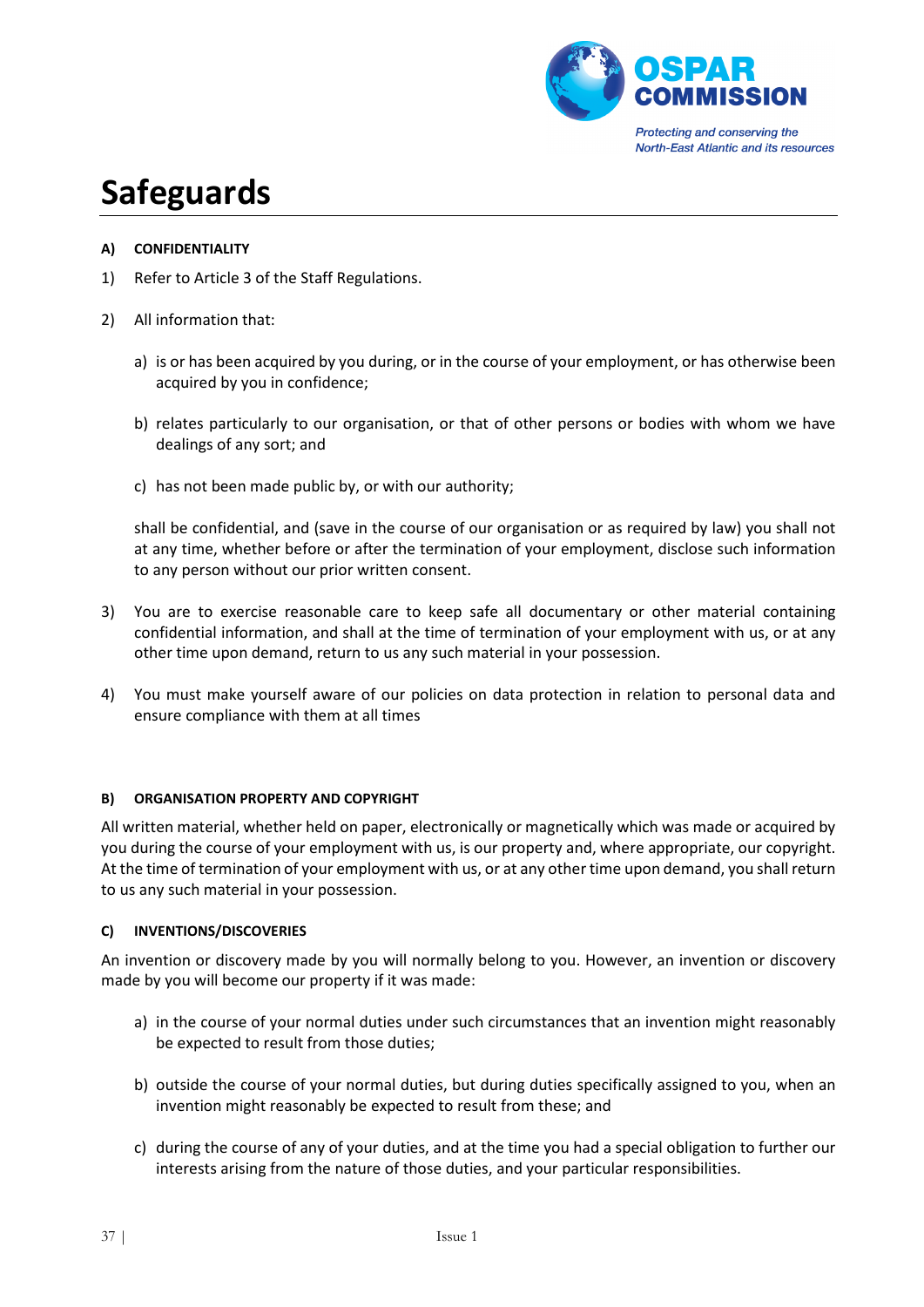# Safeguards

**A) CONFIDENTIALITY**

1) Refer to Article 3 of the Staff Regulations.

2) All information that:

   a) is or has been acquired by you during, or in the course of your employment, or has otherwise been acquired by you in confidence;

   b) relates particularly to our organisation, or that of other persons or bodies with whom we have dealings of any sort; and

   c) has not been made public by, or with our authority;

   shall be confidential, and (save in the course of our organisation or as required by law) you shall not at any time, whether before or after the termination of your employment, disclose such information to any person without our prior written consent.

3) You are to exercise reasonable care to keep safe all documentary or other material containing confidential information, and shall at the time of termination of your employment with us, or at any other time upon demand, return to us any such material in your possession.

4) You must make yourself aware of our policies on data protection in relation to personal data and ensure compliance with them at all times

**B) ORGANISATION PROPERTY AND COPYRIGHT**

All written material, whether held on paper, electronically or magnetically which was made or acquired by you during the course of your employment with us, is our property and, where appropriate, our copyright. At the time of termination of your employment with us, or at any other time upon demand, you shall return to us any such material in your possession.

**C) INVENTIONS/DISCOVERIES**

An invention or discovery made by you will normally belong to you. However, an invention or discovery made by you will become our property if it was made:

a) in the course of your normal duties under such circumstances that an invention might reasonably be expected to result from those duties;

b) outside the course of your normal duties, but during duties specifically assigned to you, when an invention might reasonably be expected to result from these; and

c) during the course of any of your duties, and at the time you had a special obligation to further our interests arising from the nature of those duties, and your particular responsibilities.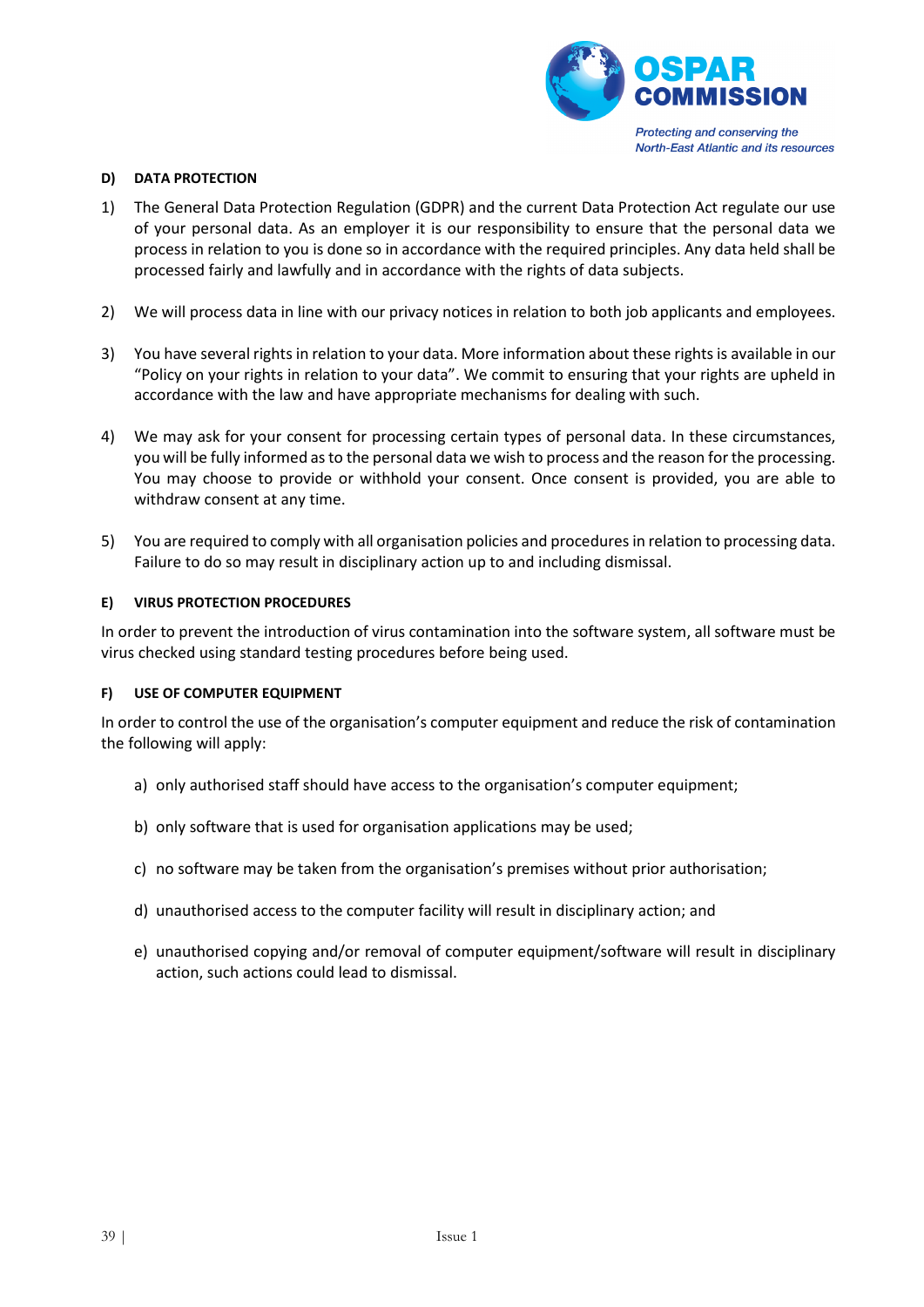## D) DATA PROTECTION

1) The General Data Protection Regulation (GDPR) and the current Data Protection Act regulate our use of your personal data. As an employer it is our responsibility to ensure that the personal data we process in relation to you is done so in accordance with the required principles. Any data held shall be processed fairly and lawfully and in accordance with the rights of data subjects.

2) We will process data in line with our privacy notices in relation to both job applicants and employees.

3) You have several rights in relation to your data. More information about these rights is available in our "Policy on your rights in relation to your data". We commit to ensuring that your rights are upheld in accordance with the law and have appropriate mechanisms for dealing with such.

4) We may ask for your consent for processing certain types of personal data. In these circumstances, you will be fully informed as to the personal data we wish to process and the reason for the processing. You may choose to provide or withhold your consent. Once consent is provided, you are able to withdraw consent at any time.

5) You are required to comply with all organisation policies and procedures in relation to processing data. Failure to do so may result in disciplinary action up to and including dismissal.

## E) VIRUS PROTECTION PROCEDURES

In order to prevent the introduction of virus contamination into the software system, all software must be virus checked using standard testing procedures before being used.

## F) USE OF COMPUTER EQUIPMENT

In order to control the use of the organisation's computer equipment and reduce the risk of contamination the following will apply:

a) only authorised staff should have access to the organisation's computer equipment;

b) only software that is used for organisation applications may be used;

c) no software may be taken from the organisation's premises without prior authorisation;

d) unauthorised access to the computer facility will result in disciplinary action; and

e) unauthorised copying and/or removal of computer equipment/software will result in disciplinary action, such actions could lead to dismissal.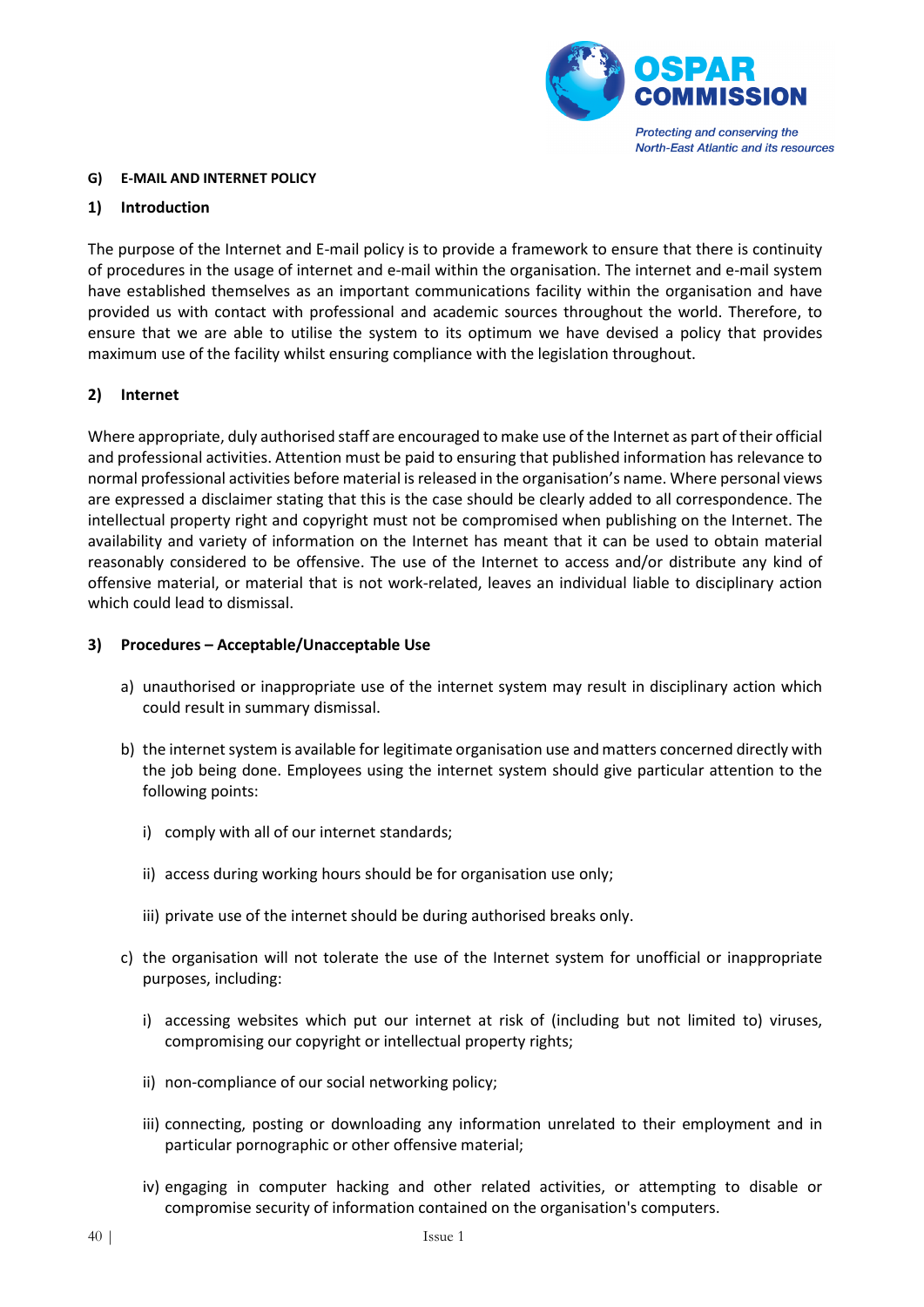## G) E-MAIL AND INTERNET POLICY

### 1) Introduction

The purpose of the Internet and E-mail policy is to provide a framework to ensure that there is continuity of procedures in the usage of internet and e-mail within the organisation. The internet and e-mail system have established themselves as an important communications facility within the organisation and have provided us with contact with professional and academic sources throughout the world. Therefore, to ensure that we are able to utilise the system to its optimum we have devised a policy that provides maximum use of the facility whilst ensuring compliance with the legislation throughout.

### 2) Internet

Where appropriate, duly authorised staff are encouraged to make use of the Internet as part of their official and professional activities. Attention must be paid to ensuring that published information has relevance to normal professional activities before material is released in the organisation's name. Where personal views are expressed a disclaimer stating that this is the case should be clearly added to all correspondence. The intellectual property right and copyright must not be compromised when publishing on the Internet. The availability and variety of information on the Internet has meant that it can be used to obtain material reasonably considered to be offensive. The use of the Internet to access and/or distribute any kind of offensive material, or material that is not work-related, leaves an individual liable to disciplinary action which could lead to dismissal.

### 3) Procedures – Acceptable/Unacceptable Use

a) unauthorised or inappropriate use of the internet system may result in disciplinary action which could result in summary dismissal.

b) the internet system is available for legitimate organisation use and matters concerned directly with the job being done. Employees using the internet system should give particular attention to the following points:

   i) comply with all of our internet standards;

   ii) access during working hours should be for organisation use only;

   iii) private use of the internet should be during authorised breaks only.

c) the organisation will not tolerate the use of the Internet system for unofficial or inappropriate purposes, including:

   i) accessing websites which put our internet at risk of (including but not limited to) viruses, compromising our copyright or intellectual property rights;

   ii) non-compliance of our social networking policy;

   iii) connecting, posting or downloading any information unrelated to their employment and in particular pornographic or other offensive material;

   iv) engaging in computer hacking and other related activities, or attempting to disable or compromise security of information contained on the organisation's computers.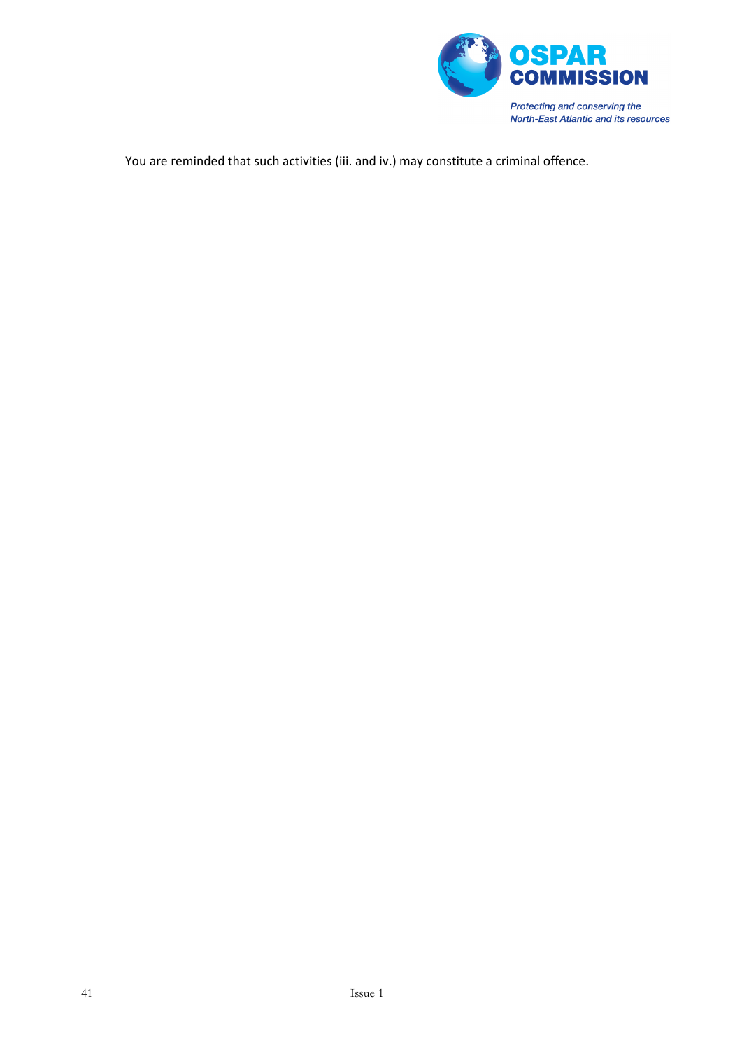You are reminded that such activities (iii. and iv.) may constitute a criminal offence.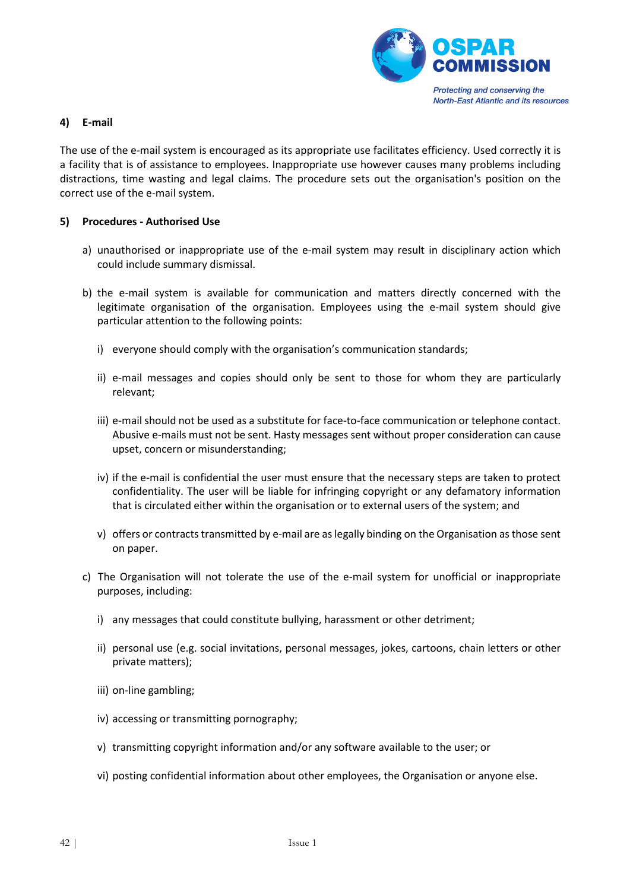#### 4) E-mail

The use of the e-mail system is encouraged as its appropriate use facilitates efficiency. Used correctly it is a facility that is of assistance to employees. Inappropriate use however causes many problems including distractions, time wasting and legal claims. The procedure sets out the organisation's position on the correct use of the e-mail system.

#### 5) Procedures - Authorised Use

a) unauthorised or inappropriate use of the e-mail system may result in disciplinary action which could include summary dismissal.

b) the e-mail system is available for communication and matters directly concerned with the legitimate organisation of the organisation. Employees using the e-mail system should give particular attention to the following points:

   i) everyone should comply with the organisation's communication standards;

   ii) e-mail messages and copies should only be sent to those for whom they are particularly relevant;

   iii) e-mail should not be used as a substitute for face-to-face communication or telephone contact. Abusive e-mails must not be sent. Hasty messages sent without proper consideration can cause upset, concern or misunderstanding;

   iv) if the e-mail is confidential the user must ensure that the necessary steps are taken to protect confidentiality. The user will be liable for infringing copyright or any defamatory information that is circulated either within the organisation or to external users of the system; and

   v) offers or contracts transmitted by e-mail are as legally binding on the Organisation as those sent on paper.

c) The Organisation will not tolerate the use of the e-mail system for unofficial or inappropriate purposes, including:

   i) any messages that could constitute bullying, harassment or other detriment;

   ii) personal use (e.g. social invitations, personal messages, jokes, cartoons, chain letters or other private matters);

   iii) on-line gambling;

   iv) accessing or transmitting pornography;

   v) transmitting copyright information and/or any software available to the user; or

   vi) posting confidential information about other employees, the Organisation or anyone else.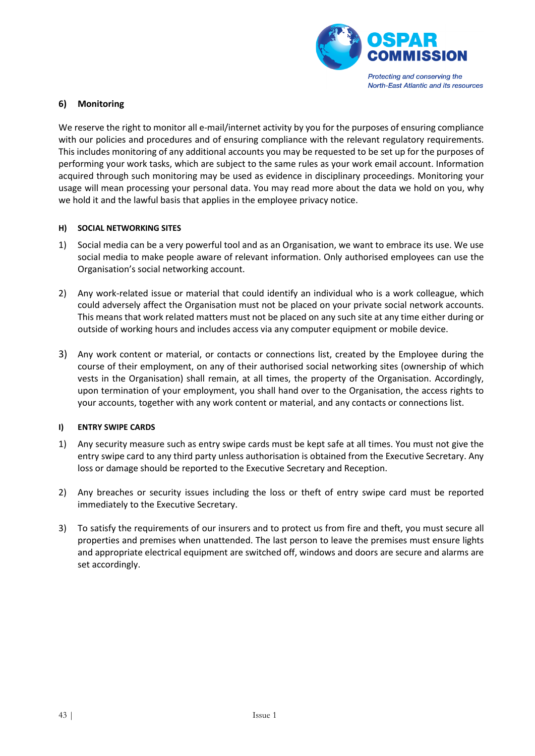### 6) Monitoring

We reserve the right to monitor all e-mail/internet activity by you for the purposes of ensuring compliance with our policies and procedures and of ensuring compliance with the relevant regulatory requirements. This includes monitoring of any additional accounts you may be requested to be set up for the purposes of performing your work tasks, which are subject to the same rules as your work email account. Information acquired through such monitoring may be used as evidence in disciplinary proceedings. Monitoring your usage will mean processing your personal data. You may read more about the data we hold on you, why we hold it and the lawful basis that applies in the employee privacy notice.

## H) SOCIAL NETWORKING SITES

1) Social media can be a very powerful tool and as an Organisation, we want to embrace its use. We use social media to make people aware of relevant information. Only authorised employees can use the Organisation's social networking account.

2) Any work-related issue or material that could identify an individual who is a work colleague, which could adversely affect the Organisation must not be placed on your private social network accounts. This means that work related matters must not be placed on any such site at any time either during or outside of working hours and includes access via any computer equipment or mobile device.

3) Any work content or material, or contacts or connections list, created by the Employee during the course of their employment, on any of their authorised social networking sites (ownership of which vests in the Organisation) shall remain, at all times, the property of the Organisation. Accordingly, upon termination of your employment, you shall hand over to the Organisation, the access rights to your accounts, together with any work content or material, and any contacts or connections list.

## I) ENTRY SWIPE CARDS

1) Any security measure such as entry swipe cards must be kept safe at all times. You must not give the entry swipe card to any third party unless authorisation is obtained from the Executive Secretary. Any loss or damage should be reported to the Executive Secretary and Reception.

2) Any breaches or security issues including the loss or theft of entry swipe card must be reported immediately to the Executive Secretary.

3) To satisfy the requirements of our insurers and to protect us from fire and theft, you must secure all properties and premises when unattended. The last person to leave the premises must ensure lights and appropriate electrical equipment are switched off, windows and doors are secure and alarms are set accordingly.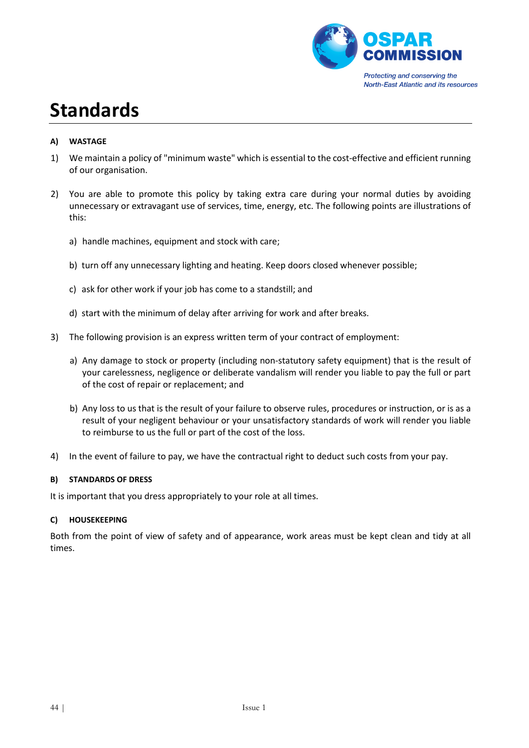# Standards

**A) WASTAGE**

1) We maintain a policy of "minimum waste" which is essential to the cost-effective and efficient running of our organisation.

2) You are able to promote this policy by taking extra care during your normal duties by avoiding unnecessary or extravagant use of services, time, energy, etc. The following points are illustrations of this:

   a) handle machines, equipment and stock with care;

   b) turn off any unnecessary lighting and heating. Keep doors closed whenever possible;

   c) ask for other work if your job has come to a standstill; and

   d) start with the minimum of delay after arriving for work and after breaks.

3) The following provision is an express written term of your contract of employment:

   a) Any damage to stock or property (including non-statutory safety equipment) that is the result of your carelessness, negligence or deliberate vandalism will render you liable to pay the full or part of the cost of repair or replacement; and

   b) Any loss to us that is the result of your failure to observe rules, procedures or instruction, or is as a result of your negligent behaviour or your unsatisfactory standards of work will render you liable to reimburse to us the full or part of the cost of the loss.

4) In the event of failure to pay, we have the contractual right to deduct such costs from your pay.

**B) STANDARDS OF DRESS**

It is important that you dress appropriately to your role at all times.

**C) HOUSEKEEPING**

Both from the point of view of safety and of appearance, work areas must be kept clean and tidy at all times.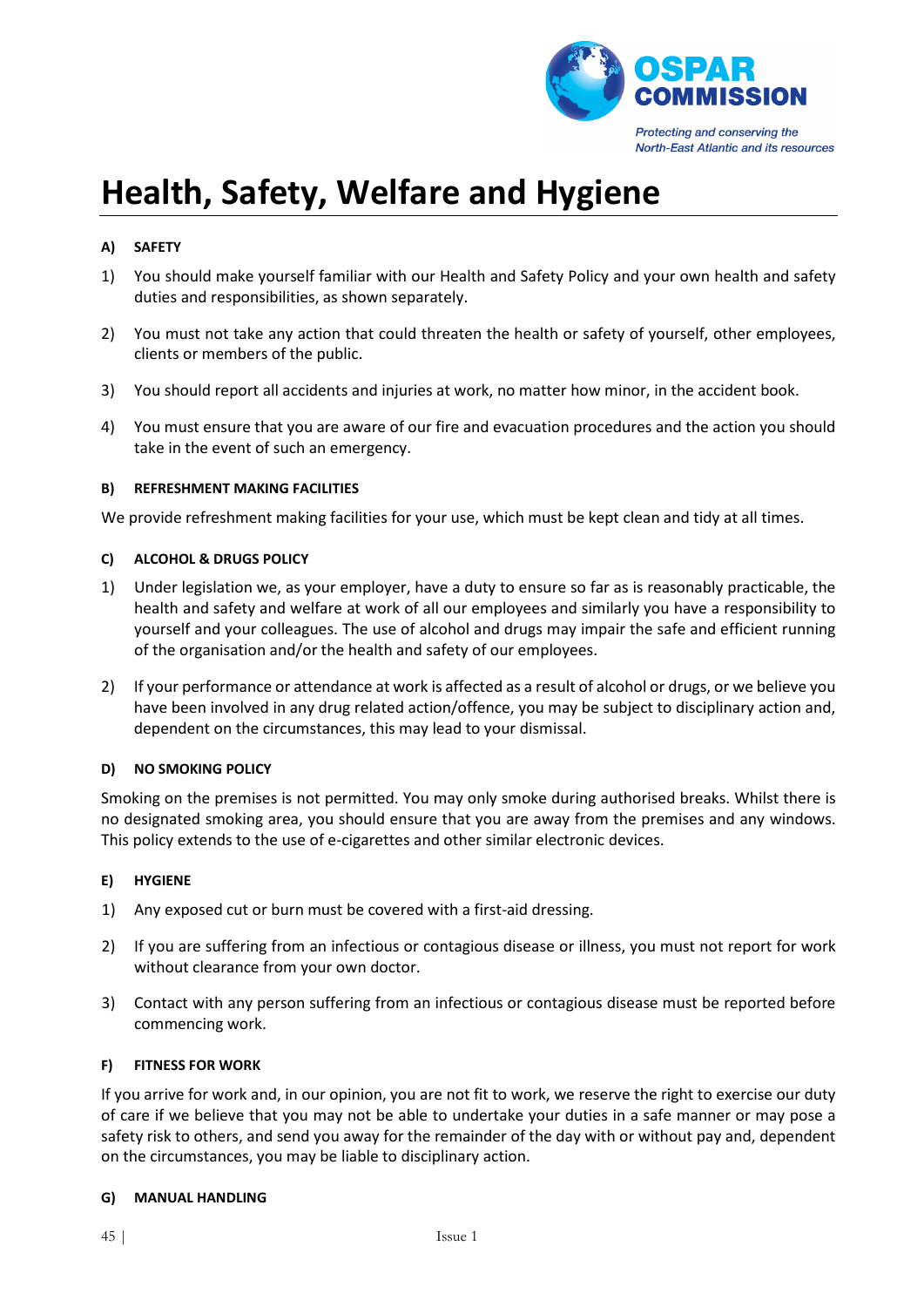# Health, Safety, Welfare and Hygiene

#### A) SAFETY

1) You should make yourself familiar with our Health and Safety Policy and your own health and safety duties and responsibilities, as shown separately.

2) You must not take any action that could threaten the health or safety of yourself, other employees, clients or members of the public.

3) You should report all accidents and injuries at work, no matter how minor, in the accident book.

4) You must ensure that you are aware of our fire and evacuation procedures and the action you should take in the event of such an emergency.

#### B) REFRESHMENT MAKING FACILITIES

We provide refreshment making facilities for your use, which must be kept clean and tidy at all times.

#### C) ALCOHOL & DRUGS POLICY

1) Under legislation we, as your employer, have a duty to ensure so far as is reasonably practicable, the health and safety and welfare at work of all our employees and similarly you have a responsibility to yourself and your colleagues. The use of alcohol and drugs may impair the safe and efficient running of the organisation and/or the health and safety of our employees.

2) If your performance or attendance at work is affected as a result of alcohol or drugs, or we believe you have been involved in any drug related action/offence, you may be subject to disciplinary action and, dependent on the circumstances, this may lead to your dismissal.

#### D) NO SMOKING POLICY

Smoking on the premises is not permitted. You may only smoke during authorised breaks. Whilst there is no designated smoking area, you should ensure that you are away from the premises and any windows. This policy extends to the use of e-cigarettes and other similar electronic devices.

#### E) HYGIENE

1) Any exposed cut or burn must be covered with a first-aid dressing.

2) If you are suffering from an infectious or contagious disease or illness, you must not report for work without clearance from your own doctor.

3) Contact with any person suffering from an infectious or contagious disease must be reported before commencing work.

#### F) FITNESS FOR WORK

If you arrive for work and, in our opinion, you are not fit to work, we reserve the right to exercise our duty of care if we believe that you may not be able to undertake your duties in a safe manner or may pose a safety risk to others, and send you away for the remainder of the day with or without pay and, dependent on the circumstances, you may be liable to disciplinary action.

#### G) MANUAL HANDLING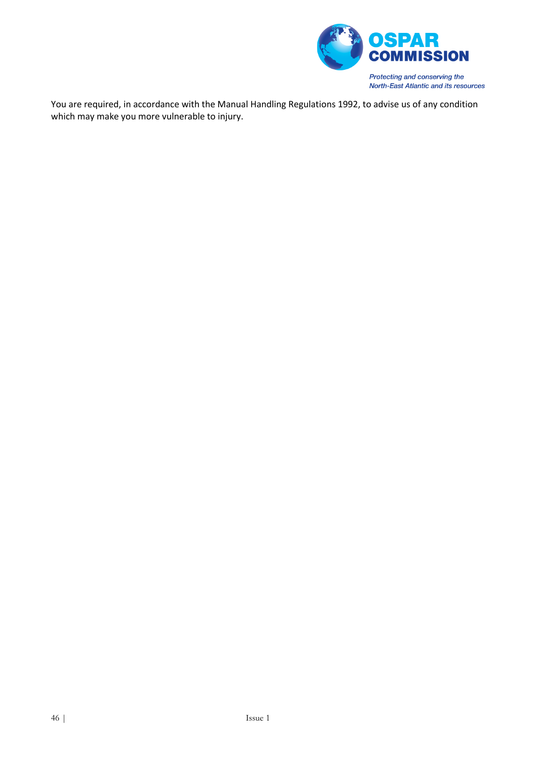You are required, in accordance with the Manual Handling Regulations 1992, to advise us of any condition which may make you more vulnerable to injury.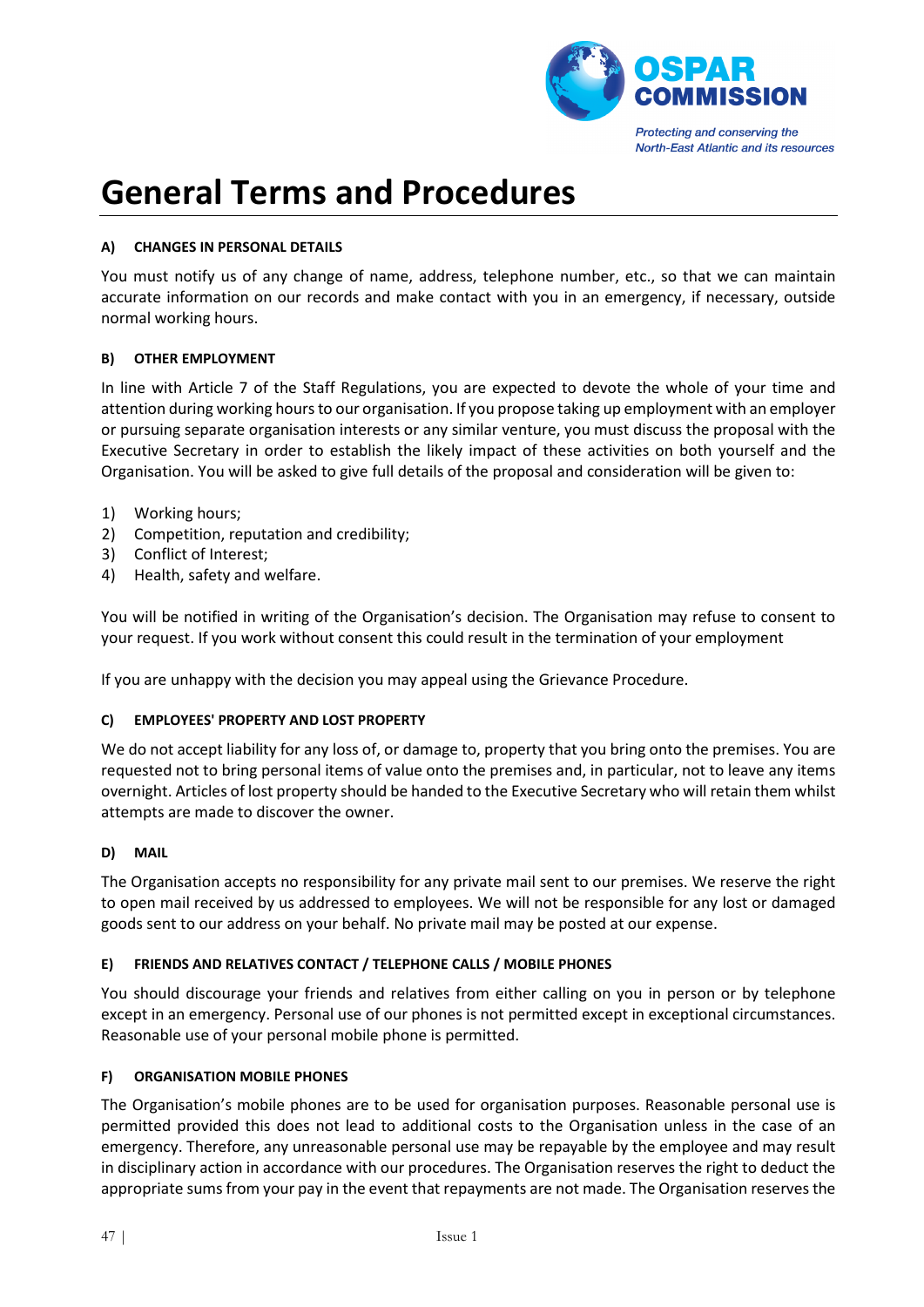# General Terms and Procedures

#### A) CHANGES IN PERSONAL DETAILS

You must notify us of any change of name, address, telephone number, etc., so that we can maintain accurate information on our records and make contact with you in an emergency, if necessary, outside normal working hours.

#### B) OTHER EMPLOYMENT

In line with Article 7 of the Staff Regulations, you are expected to devote the whole of your time and attention during working hours to our organisation. If you propose taking up employment with an employer or pursuing separate organisation interests or any similar venture, you must discuss the proposal with the Executive Secretary in order to establish the likely impact of these activities on both yourself and the Organisation. You will be asked to give full details of the proposal and consideration will be given to:

1) Working hours;
2) Competition, reputation and credibility;
3) Conflict of Interest;
4) Health, safety and welfare.

You will be notified in writing of the Organisation's decision. The Organisation may refuse to consent to your request. If you work without consent this could result in the termination of your employment

If you are unhappy with the decision you may appeal using the Grievance Procedure.

#### C) EMPLOYEES' PROPERTY AND LOST PROPERTY

We do not accept liability for any loss of, or damage to, property that you bring onto the premises. You are requested not to bring personal items of value onto the premises and, in particular, not to leave any items overnight. Articles of lost property should be handed to the Executive Secretary who will retain them whilst attempts are made to discover the owner.

#### D) MAIL

The Organisation accepts no responsibility for any private mail sent to our premises. We reserve the right to open mail received by us addressed to employees. We will not be responsible for any lost or damaged goods sent to our address on your behalf. No private mail may be posted at our expense.

#### E) FRIENDS AND RELATIVES CONTACT / TELEPHONE CALLS / MOBILE PHONES

You should discourage your friends and relatives from either calling on you in person or by telephone except in an emergency. Personal use of our phones is not permitted except in exceptional circumstances. Reasonable use of your personal mobile phone is permitted.

#### F) ORGANISATION MOBILE PHONES

The Organisation's mobile phones are to be used for organisation purposes. Reasonable personal use is permitted provided this does not lead to additional costs to the Organisation unless in the case of an emergency. Therefore, any unreasonable personal use may be repayable by the employee and may result in disciplinary action in accordance with our procedures. The Organisation reserves the right to deduct the appropriate sums from your pay in the event that repayments are not made. The Organisation reserves the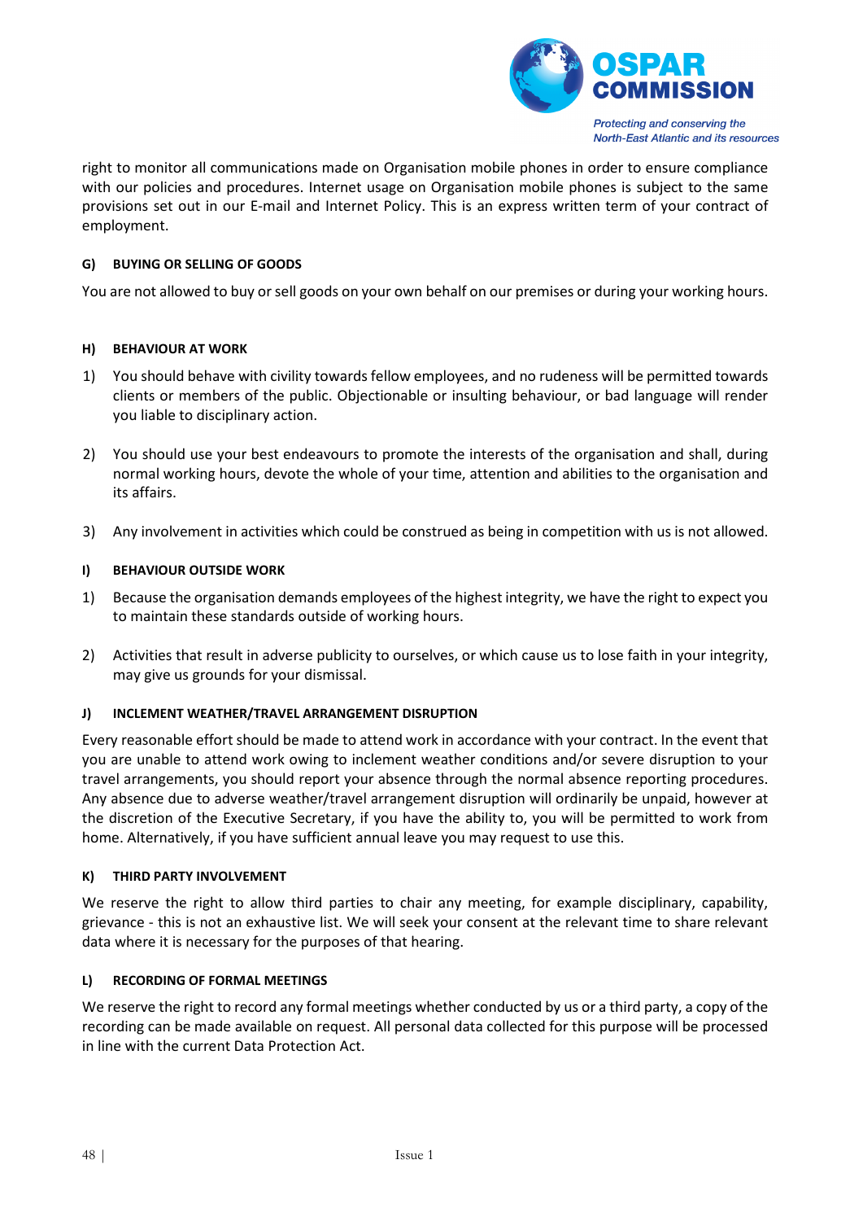right to monitor all communications made on Organisation mobile phones in order to ensure compliance with our policies and procedures. Internet usage on Organisation mobile phones is subject to the same provisions set out in our E-mail and Internet Policy. This is an express written term of your contract of employment.

#### G) BUYING OR SELLING OF GOODS

You are not allowed to buy or sell goods on your own behalf on our premises or during your working hours.

#### H) BEHAVIOUR AT WORK

1) You should behave with civility towards fellow employees, and no rudeness will be permitted towards clients or members of the public. Objectionable or insulting behaviour, or bad language will render you liable to disciplinary action.

2) You should use your best endeavours to promote the interests of the organisation and shall, during normal working hours, devote the whole of your time, attention and abilities to the organisation and its affairs.

3) Any involvement in activities which could be construed as being in competition with us is not allowed.

#### I) BEHAVIOUR OUTSIDE WORK

1) Because the organisation demands employees of the highest integrity, we have the right to expect you to maintain these standards outside of working hours.

2) Activities that result in adverse publicity to ourselves, or which cause us to lose faith in your integrity, may give us grounds for your dismissal.

#### J) INCLEMENT WEATHER/TRAVEL ARRANGEMENT DISRUPTION

Every reasonable effort should be made to attend work in accordance with your contract. In the event that you are unable to attend work owing to inclement weather conditions and/or severe disruption to your travel arrangements, you should report your absence through the normal absence reporting procedures. Any absence due to adverse weather/travel arrangement disruption will ordinarily be unpaid, however at the discretion of the Executive Secretary, if you have the ability to, you will be permitted to work from home. Alternatively, if you have sufficient annual leave you may request to use this.

#### K) THIRD PARTY INVOLVEMENT

We reserve the right to allow third parties to chair any meeting, for example disciplinary, capability, grievance - this is not an exhaustive list. We will seek your consent at the relevant time to share relevant data where it is necessary for the purposes of that hearing.

#### L) RECORDING OF FORMAL MEETINGS

We reserve the right to record any formal meetings whether conducted by us or a third party, a copy of the recording can be made available on request. All personal data collected for this purpose will be processed in line with the current Data Protection Act.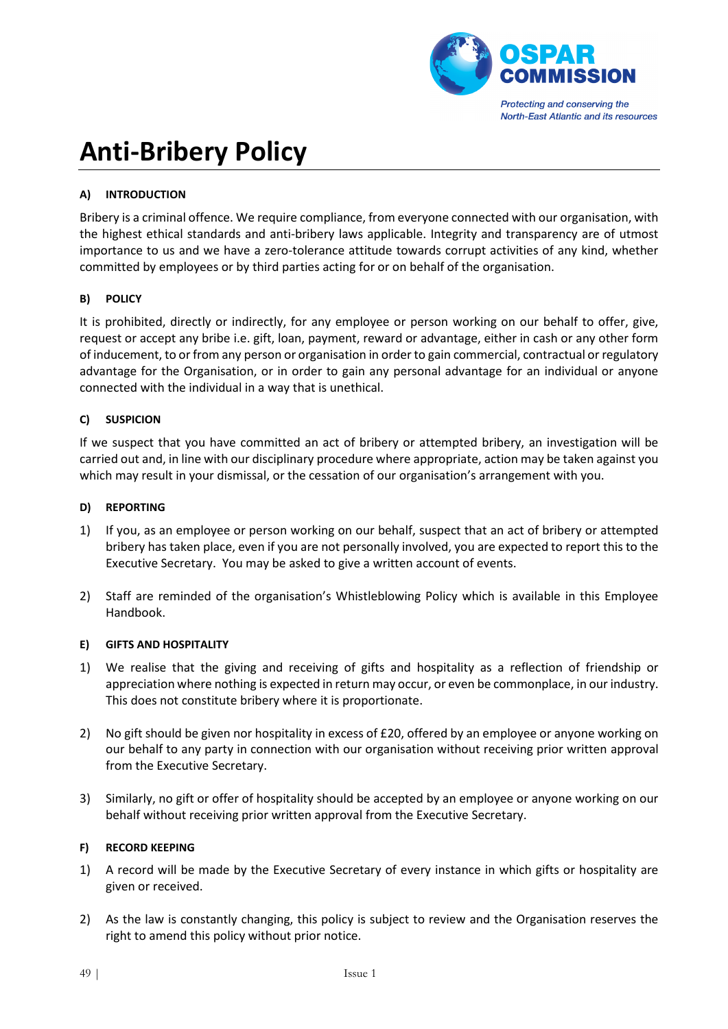# Anti-Bribery Policy

**A) INTRODUCTION**

Bribery is a criminal offence. We require compliance, from everyone connected with our organisation, with the highest ethical standards and anti-bribery laws applicable. Integrity and transparency are of utmost importance to us and we have a zero-tolerance attitude towards corrupt activities of any kind, whether committed by employees or by third parties acting for or on behalf of the organisation.

**B) POLICY**

It is prohibited, directly or indirectly, for any employee or person working on our behalf to offer, give, request or accept any bribe i.e. gift, loan, payment, reward or advantage, either in cash or any other form of inducement, to or from any person or organisation in order to gain commercial, contractual or regulatory advantage for the Organisation, or in order to gain any personal advantage for an individual or anyone connected with the individual in a way that is unethical.

**C) SUSPICION**

If we suspect that you have committed an act of bribery or attempted bribery, an investigation will be carried out and, in line with our disciplinary procedure where appropriate, action may be taken against you which may result in your dismissal, or the cessation of our organisation's arrangement with you.

**D) REPORTING**

1) If you, as an employee or person working on our behalf, suspect that an act of bribery or attempted bribery has taken place, even if you are not personally involved, you are expected to report this to the Executive Secretary. You may be asked to give a written account of events.

2) Staff are reminded of the organisation's Whistleblowing Policy which is available in this Employee Handbook.

**E) GIFTS AND HOSPITALITY**

1) We realise that the giving and receiving of gifts and hospitality as a reflection of friendship or appreciation where nothing is expected in return may occur, or even be commonplace, in our industry. This does not constitute bribery where it is proportionate.

2) No gift should be given nor hospitality in excess of £20, offered by an employee or anyone working on our behalf to any party in connection with our organisation without receiving prior written approval from the Executive Secretary.

3) Similarly, no gift or offer of hospitality should be accepted by an employee or anyone working on our behalf without receiving prior written approval from the Executive Secretary.

**F) RECORD KEEPING**

1) A record will be made by the Executive Secretary of every instance in which gifts or hospitality are given or received.

2) As the law is constantly changing, this policy is subject to review and the Organisation reserves the right to amend this policy without prior notice.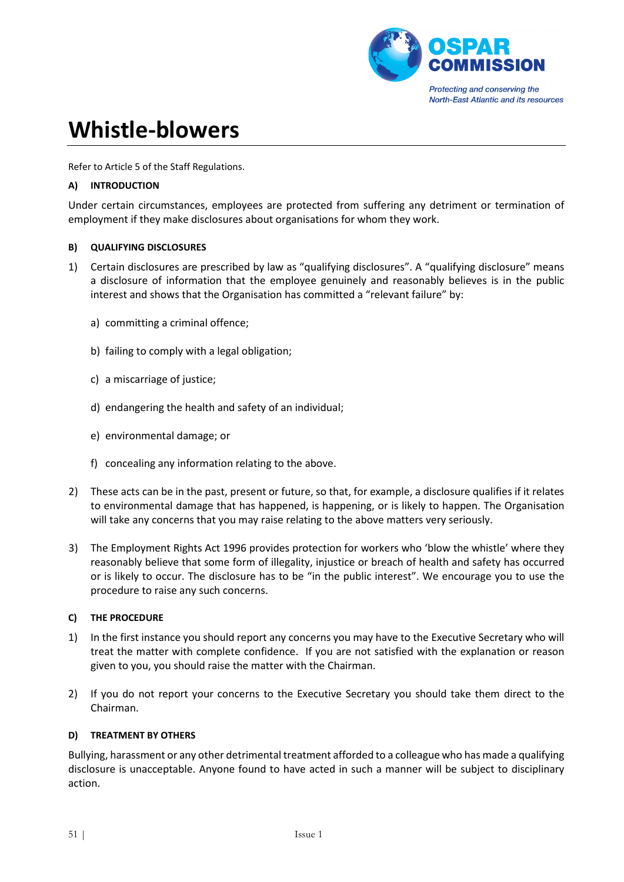# Whistle-blowers

Refer to Article 5 of the Staff Regulations.

**A) INTRODUCTION**

Under certain circumstances, employees are protected from suffering any detriment or termination of employment if they make disclosures about organisations for whom they work.

**B) QUALIFYING DISCLOSURES**

1) Certain disclosures are prescribed by law as “qualifying disclosures”. A “qualifying disclosure” means a disclosure of information that the employee genuinely and reasonably believes is in the public interest and shows that the Organisation has committed a “relevant failure” by:

   a) committing a criminal offence;

   b) failing to comply with a legal obligation;

   c) a miscarriage of justice;

   d) endangering the health and safety of an individual;

   e) environmental damage; or

   f) concealing any information relating to the above.

2) These acts can be in the past, present or future, so that, for example, a disclosure qualifies if it relates to environmental damage that has happened, is happening, or is likely to happen. The Organisation will take any concerns that you may raise relating to the above matters very seriously.

3) The Employment Rights Act 1996 provides protection for workers who ‘blow the whistle’ where they reasonably believe that some form of illegality, injustice or breach of health and safety has occurred or is likely to occur. The disclosure has to be “in the public interest”. We encourage you to use the procedure to raise any such concerns.

**C) THE PROCEDURE**

1) In the first instance you should report any concerns you may have to the Executive Secretary who will treat the matter with complete confidence. If you are not satisfied with the explanation or reason given to you, you should raise the matter with the Chairman.

2) If you do not report your concerns to the Executive Secretary you should take them direct to the Chairman.

**D) TREATMENT BY OTHERS**

Bullying, harassment or any other detrimental treatment afforded to a colleague who has made a qualifying disclosure is unacceptable. Anyone found to have acted in such a manner will be subject to disciplinary action.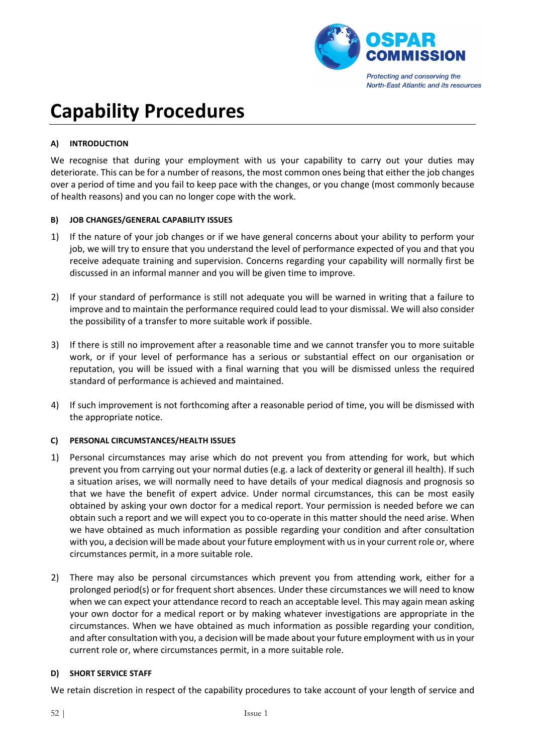# Capability Procedures

### A) INTRODUCTION

We recognise that during your employment with us your capability to carry out your duties may deteriorate. This can be for a number of reasons, the most common ones being that either the job changes over a period of time and you fail to keep pace with the changes, or you change (most commonly because of health reasons) and you can no longer cope with the work.

### B) JOB CHANGES/GENERAL CAPABILITY ISSUES

1) If the nature of your job changes or if we have general concerns about your ability to perform your job, we will try to ensure that you understand the level of performance expected of you and that you receive adequate training and supervision. Concerns regarding your capability will normally first be discussed in an informal manner and you will be given time to improve.

2) If your standard of performance is still not adequate you will be warned in writing that a failure to improve and to maintain the performance required could lead to your dismissal. We will also consider the possibility of a transfer to more suitable work if possible.

3) If there is still no improvement after a reasonable time and we cannot transfer you to more suitable work, or if your level of performance has a serious or substantial effect on our organisation or reputation, you will be issued with a final warning that you will be dismissed unless the required standard of performance is achieved and maintained.

4) If such improvement is not forthcoming after a reasonable period of time, you will be dismissed with the appropriate notice.

### C) PERSONAL CIRCUMSTANCES/HEALTH ISSUES

1) Personal circumstances may arise which do not prevent you from attending for work, but which prevent you from carrying out your normal duties (e.g. a lack of dexterity or general ill health). If such a situation arises, we will normally need to have details of your medical diagnosis and prognosis so that we have the benefit of expert advice. Under normal circumstances, this can be most easily obtained by asking your own doctor for a medical report. Your permission is needed before we can obtain such a report and we will expect you to co-operate in this matter should the need arise. When we have obtained as much information as possible regarding your condition and after consultation with you, a decision will be made about your future employment with us in your current role or, where circumstances permit, in a more suitable role.

2) There may also be personal circumstances which prevent you from attending work, either for a prolonged period(s) or for frequent short absences. Under these circumstances we will need to know when we can expect your attendance record to reach an acceptable level. This may again mean asking your own doctor for a medical report or by making whatever investigations are appropriate in the circumstances. When we have obtained as much information as possible regarding your condition, and after consultation with you, a decision will be made about your future employment with us in your current role or, where circumstances permit, in a more suitable role.

### D) SHORT SERVICE STAFF

We retain discretion in respect of the capability procedures to take account of your length of service and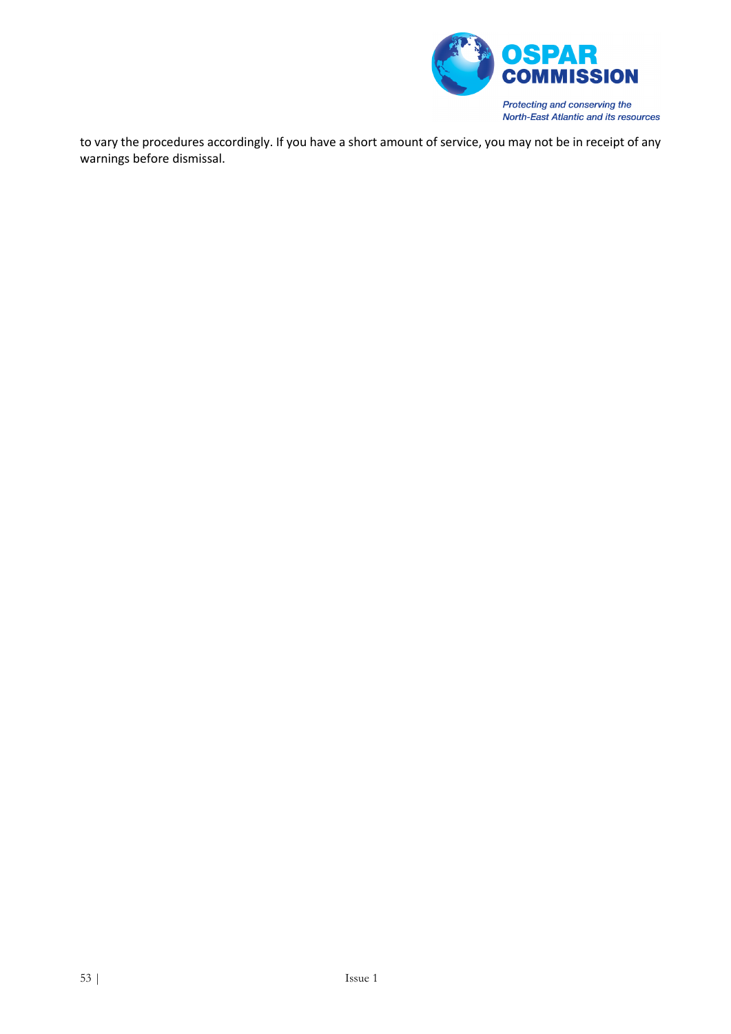to vary the procedures accordingly. If you have a short amount of service, you may not be in receipt of any warnings before dismissal.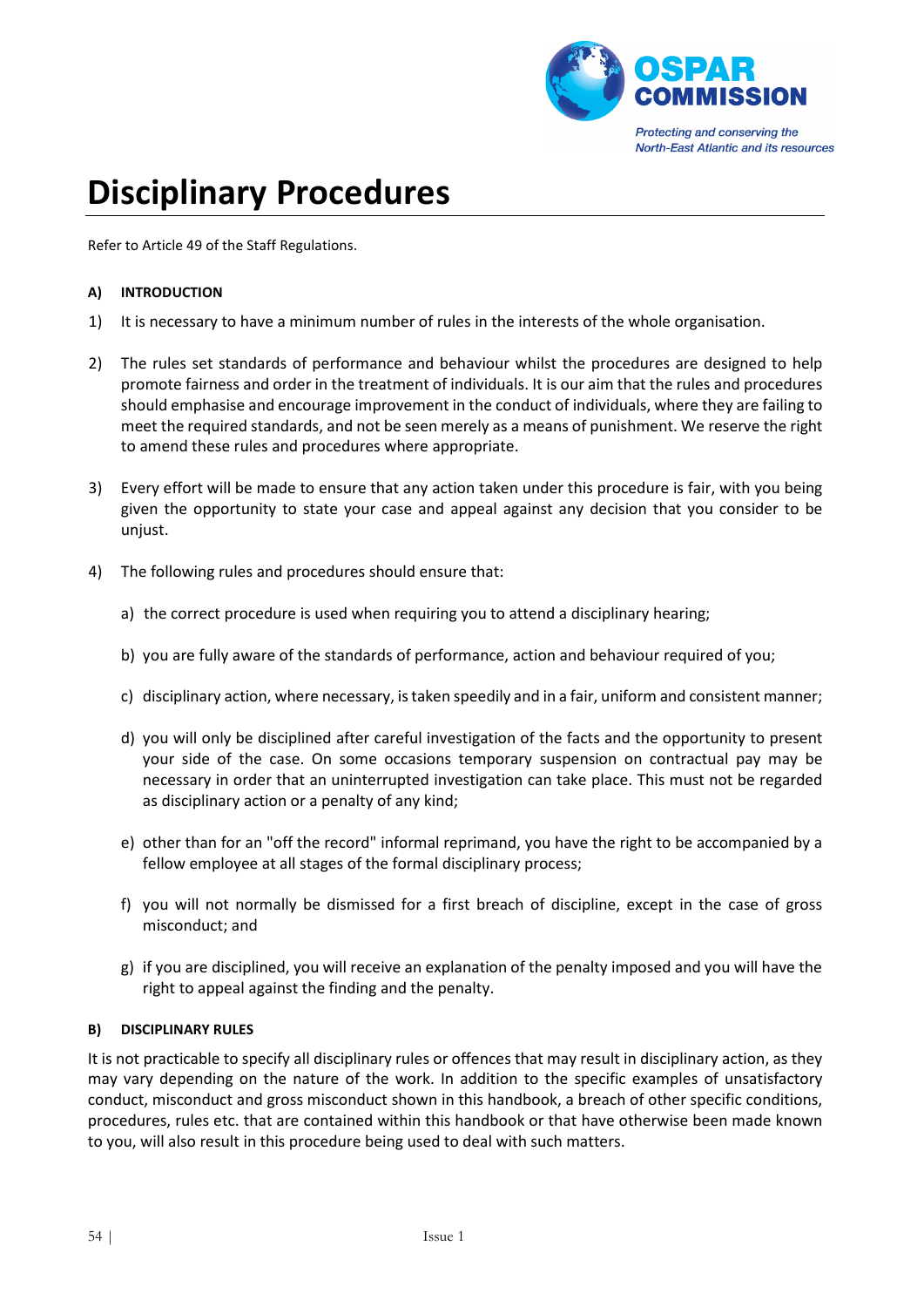# Disciplinary Procedures

Refer to Article 49 of the Staff Regulations.

**A) INTRODUCTION**

1) It is necessary to have a minimum number of rules in the interests of the whole organisation.

2) The rules set standards of performance and behaviour whilst the procedures are designed to help promote fairness and order in the treatment of individuals. It is our aim that the rules and procedures should emphasise and encourage improvement in the conduct of individuals, where they are failing to meet the required standards, and not be seen merely as a means of punishment. We reserve the right to amend these rules and procedures where appropriate.

3) Every effort will be made to ensure that any action taken under this procedure is fair, with you being given the opportunity to state your case and appeal against any decision that you consider to be unjust.

4) The following rules and procedures should ensure that:

   a) the correct procedure is used when requiring you to attend a disciplinary hearing;

   b) you are fully aware of the standards of performance, action and behaviour required of you;

   c) disciplinary action, where necessary, is taken speedily and in a fair, uniform and consistent manner;

   d) you will only be disciplined after careful investigation of the facts and the opportunity to present your side of the case. On some occasions temporary suspension on contractual pay may be necessary in order that an uninterrupted investigation can take place. This must not be regarded as disciplinary action or a penalty of any kind;

   e) other than for an "off the record" informal reprimand, you have the right to be accompanied by a fellow employee at all stages of the formal disciplinary process;

   f) you will not normally be dismissed for a first breach of discipline, except in the case of gross misconduct; and

   g) if you are disciplined, you will receive an explanation of the penalty imposed and you will have the right to appeal against the finding and the penalty.

**B) DISCIPLINARY RULES**

It is not practicable to specify all disciplinary rules or offences that may result in disciplinary action, as they may vary depending on the nature of the work. In addition to the specific examples of unsatisfactory conduct, misconduct and gross misconduct shown in this handbook, a breach of other specific conditions, procedures, rules etc. that are contained within this handbook or that have otherwise been made known to you, will also result in this procedure being used to deal with such matters.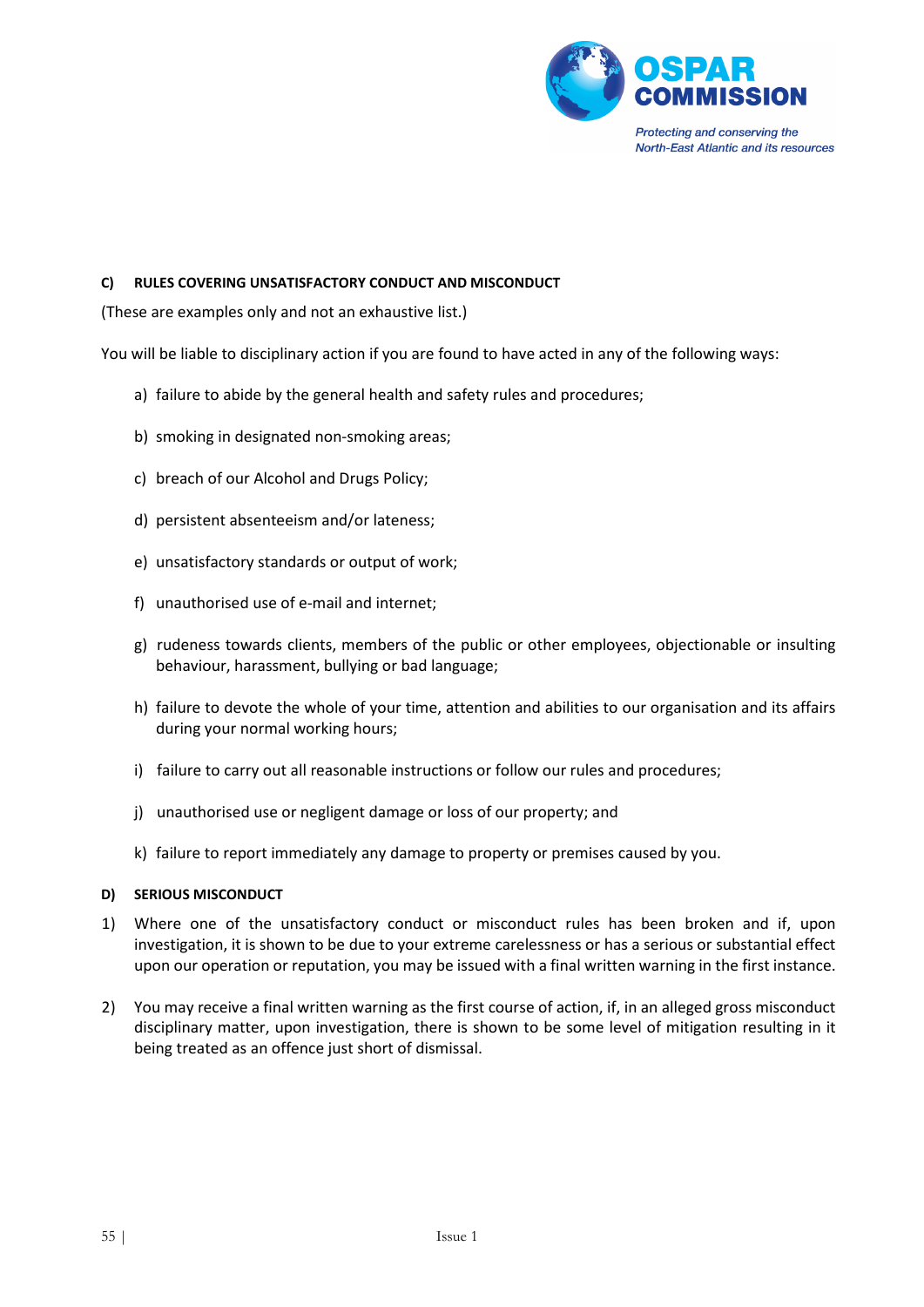### C) RULES COVERING UNSATISFACTORY CONDUCT AND MISCONDUCT

(These are examples only and not an exhaustive list.)

You will be liable to disciplinary action if you are found to have acted in any of the following ways:

a) failure to abide by the general health and safety rules and procedures;

b) smoking in designated non-smoking areas;

c) breach of our Alcohol and Drugs Policy;

d) persistent absenteeism and/or lateness;

e) unsatisfactory standards or output of work;

f) unauthorised use of e-mail and internet;

g) rudeness towards clients, members of the public or other employees, objectionable or insulting behaviour, harassment, bullying or bad language;

h) failure to devote the whole of your time, attention and abilities to our organisation and its affairs during your normal working hours;

i) failure to carry out all reasonable instructions or follow our rules and procedures;

j) unauthorised use or negligent damage or loss of our property; and

k) failure to report immediately any damage to property or premises caused by you.

### D) SERIOUS MISCONDUCT

1) Where one of the unsatisfactory conduct or misconduct rules has been broken and if, upon investigation, it is shown to be due to your extreme carelessness or has a serious or substantial effect upon our operation or reputation, you may be issued with a final written warning in the first instance.

2) You may receive a final written warning as the first course of action, if, in an alleged gross misconduct disciplinary matter, upon investigation, there is shown to be some level of mitigation resulting in it being treated as an offence just short of dismissal.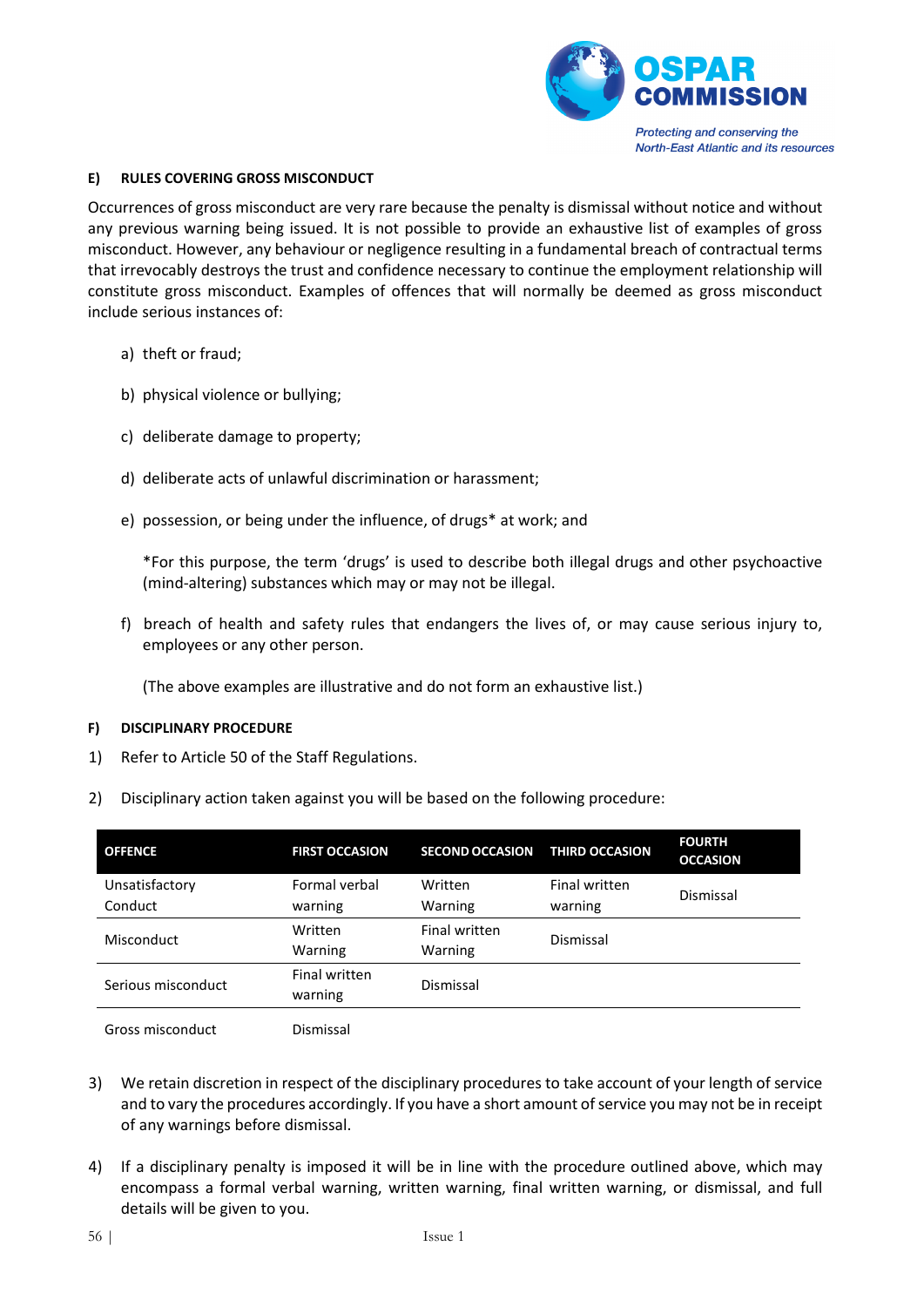#### E) RULES COVERING GROSS MISCONDUCT

Occurrences of gross misconduct are very rare because the penalty is dismissal without notice and without any previous warning being issued. It is not possible to provide an exhaustive list of examples of gross misconduct. However, any behaviour or negligence resulting in a fundamental breach of contractual terms that irrevocably destroys the trust and confidence necessary to continue the employment relationship will constitute gross misconduct. Examples of offences that will normally be deemed as gross misconduct include serious instances of:

a) theft or fraud;

b) physical violence or bullying;

c) deliberate damage to property;

d) deliberate acts of unlawful discrimination or harassment;

e) possession, or being under the influence, of drugs* at work; and

   *For this purpose, the term ‘drugs’ is used to describe both illegal drugs and other psychoactive (mind-altering) substances which may or may not be illegal.

f) breach of health and safety rules that endangers the lives of, or may cause serious injury to, employees or any other person.

   (The above examples are illustrative and do not form an exhaustive list.)

#### F) DISCIPLINARY PROCEDURE

1) Refer to Article 50 of the Staff Regulations.

2) Disciplinary action taken against you will be based on the following procedure:

| OFFENCE | FIRST OCCASION | SECOND OCCASION | THIRD OCCASION | FOURTH OCCASION |
|---|---|---|---|---|
| Unsatisfactory Conduct | Formal verbal warning | Written Warning | Final written warning | Dismissal |
| Misconduct | Written Warning | Final written Warning | Dismissal | |
| Serious misconduct | Final written warning | Dismissal | | |
| Gross misconduct | Dismissal | | | |

3) We retain discretion in respect of the disciplinary procedures to take account of your length of service and to vary the procedures accordingly. If you have a short amount of service you may not be in receipt of any warnings before dismissal.

4) If a disciplinary penalty is imposed it will be in line with the procedure outlined above, which may encompass a formal verbal warning, written warning, final written warning, or dismissal, and full details will be given to you.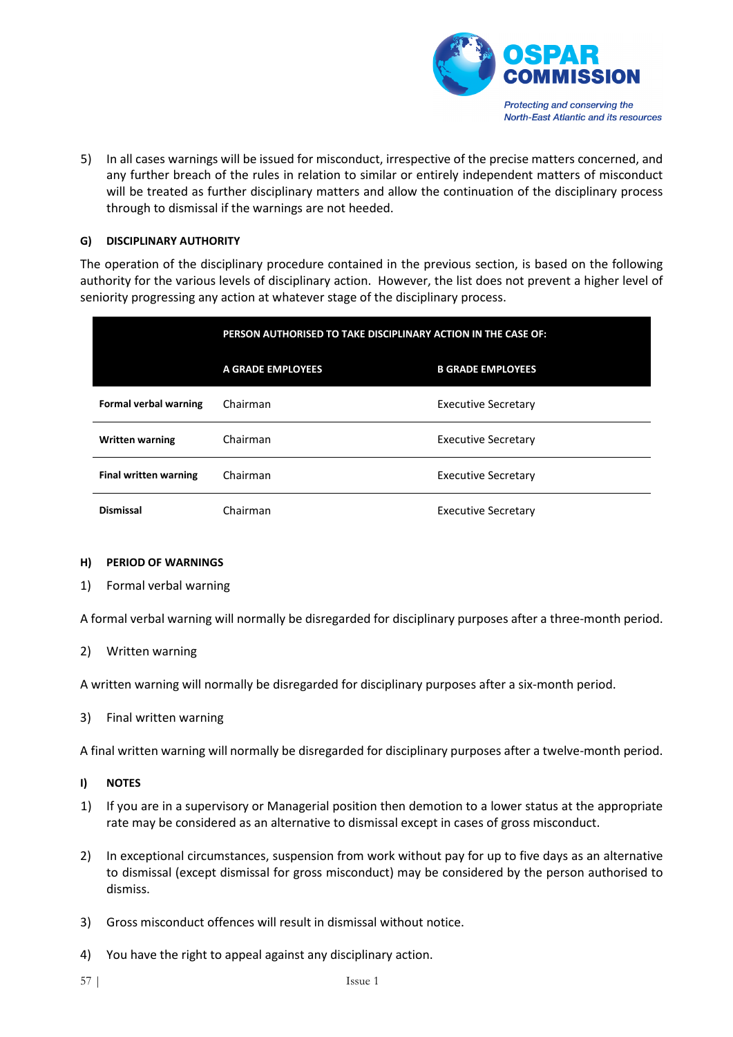5) In all cases warnings will be issued for misconduct, irrespective of the precise matters concerned, and any further breach of the rules in relation to similar or entirely independent matters of misconduct will be treated as further disciplinary matters and allow the continuation of the disciplinary process through to dismissal if the warnings are not heeded.

#### G) DISCIPLINARY AUTHORITY

The operation of the disciplinary procedure contained in the previous section, is based on the following authority for the various levels of disciplinary action. However, the list does not prevent a higher level of seniority progressing any action at whatever stage of the disciplinary process.

| | PERSON AUTHORISED TO TAKE DISCIPLINARY ACTION IN THE CASE OF: | |
|---|---|---|
| | **A GRADE EMPLOYEES** | **B GRADE EMPLOYEES** |
| **Formal verbal warning** | Chairman | Executive Secretary |
| **Written warning** | Chairman | Executive Secretary |
| **Final written warning** | Chairman | Executive Secretary |
| **Dismissal** | Chairman | Executive Secretary |

#### H) PERIOD OF WARNINGS

1) Formal verbal warning

A formal verbal warning will normally be disregarded for disciplinary purposes after a three-month period.

2) Written warning

A written warning will normally be disregarded for disciplinary purposes after a six-month period.

3) Final written warning

A final written warning will normally be disregarded for disciplinary purposes after a twelve-month period.

#### I) NOTES

1) If you are in a supervisory or Managerial position then demotion to a lower status at the appropriate rate may be considered as an alternative to dismissal except in cases of gross misconduct.

2) In exceptional circumstances, suspension from work without pay for up to five days as an alternative to dismissal (except dismissal for gross misconduct) may be considered by the person authorised to dismiss.

3) Gross misconduct offences will result in dismissal without notice.

4) You have the right to appeal against any disciplinary action.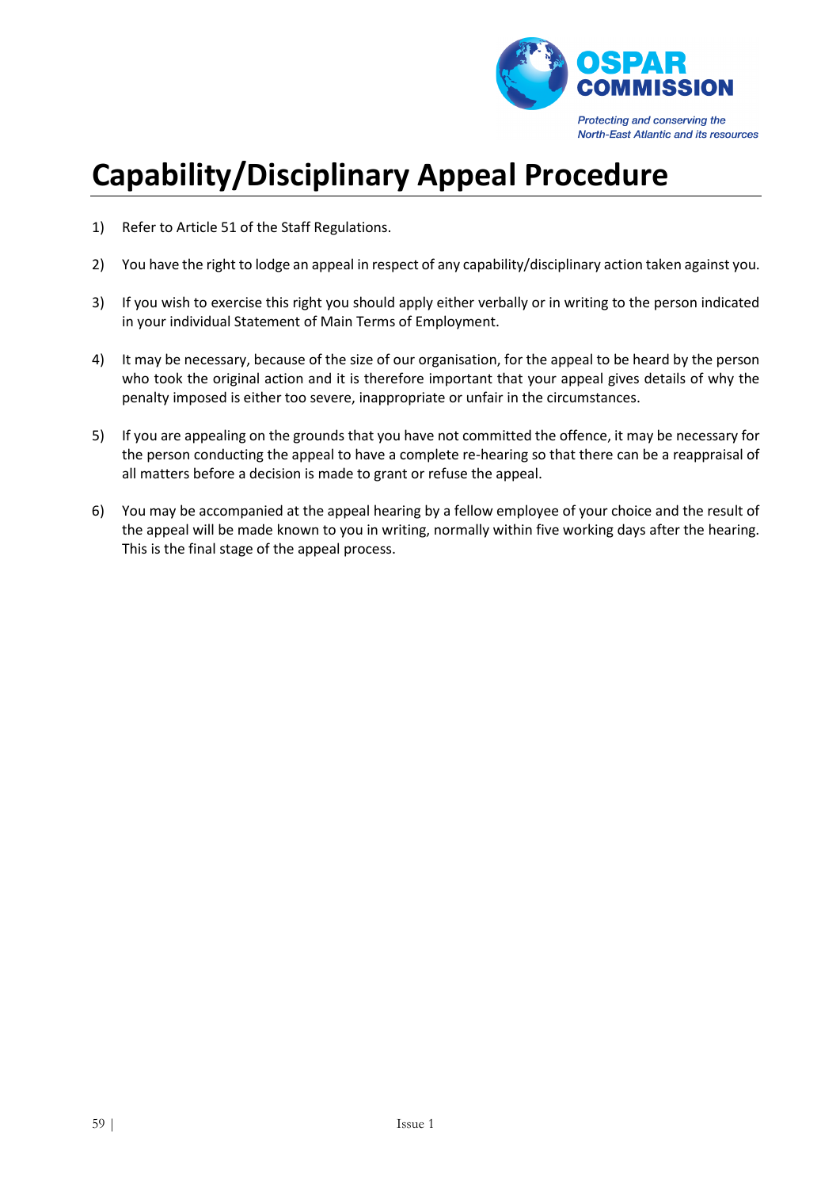# Capability/Disciplinary Appeal Procedure

1) Refer to Article 51 of the Staff Regulations.

2) You have the right to lodge an appeal in respect of any capability/disciplinary action taken against you.

3) If you wish to exercise this right you should apply either verbally or in writing to the person indicated in your individual Statement of Main Terms of Employment.

4) It may be necessary, because of the size of our organisation, for the appeal to be heard by the person who took the original action and it is therefore important that your appeal gives details of why the penalty imposed is either too severe, inappropriate or unfair in the circumstances.

5) If you are appealing on the grounds that you have not committed the offence, it may be necessary for the person conducting the appeal to have a complete re-hearing so that there can be a reappraisal of all matters before a decision is made to grant or refuse the appeal.

6) You may be accompanied at the appeal hearing by a fellow employee of your choice and the result of the appeal will be made known to you in writing, normally within five working days after the hearing. This is the final stage of the appeal process.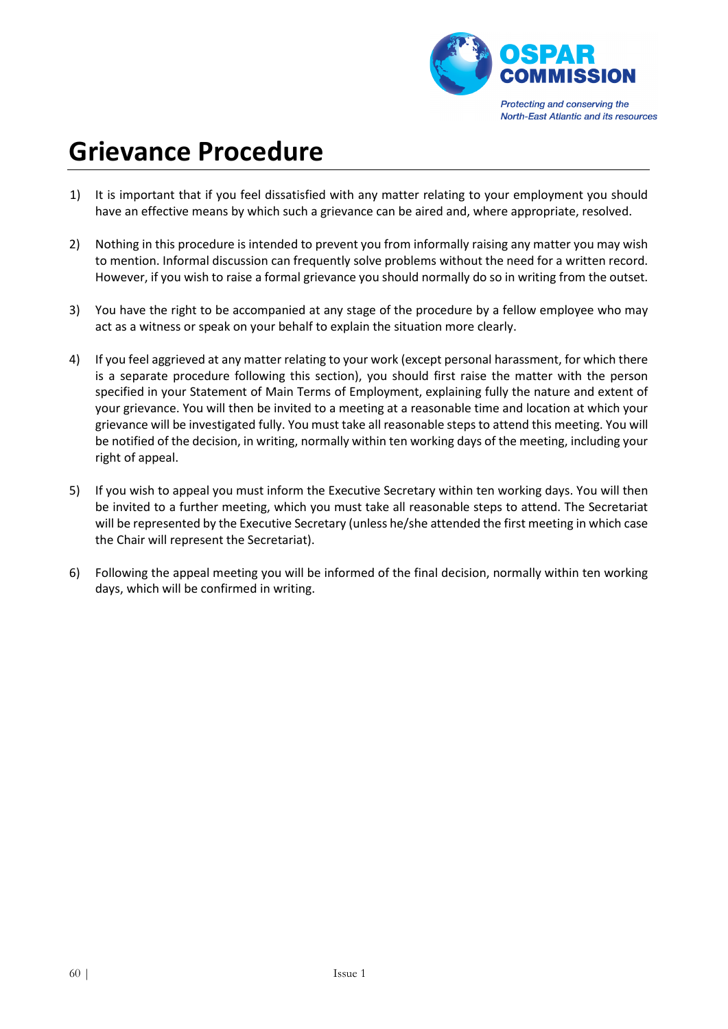# Grievance Procedure

1) It is important that if you feel dissatisfied with any matter relating to your employment you should have an effective means by which such a grievance can be aired and, where appropriate, resolved.

2) Nothing in this procedure is intended to prevent you from informally raising any matter you may wish to mention. Informal discussion can frequently solve problems without the need for a written record. However, if you wish to raise a formal grievance you should normally do so in writing from the outset.

3) You have the right to be accompanied at any stage of the procedure by a fellow employee who may act as a witness or speak on your behalf to explain the situation more clearly.

4) If you feel aggrieved at any matter relating to your work (except personal harassment, for which there is a separate procedure following this section), you should first raise the matter with the person specified in your Statement of Main Terms of Employment, explaining fully the nature and extent of your grievance. You will then be invited to a meeting at a reasonable time and location at which your grievance will be investigated fully. You must take all reasonable steps to attend this meeting. You will be notified of the decision, in writing, normally within ten working days of the meeting, including your right of appeal.

5) If you wish to appeal you must inform the Executive Secretary within ten working days. You will then be invited to a further meeting, which you must take all reasonable steps to attend. The Secretariat will be represented by the Executive Secretary (unless he/she attended the first meeting in which case the Chair will represent the Secretariat).

6) Following the appeal meeting you will be informed of the final decision, normally within ten working days, which will be confirmed in writing.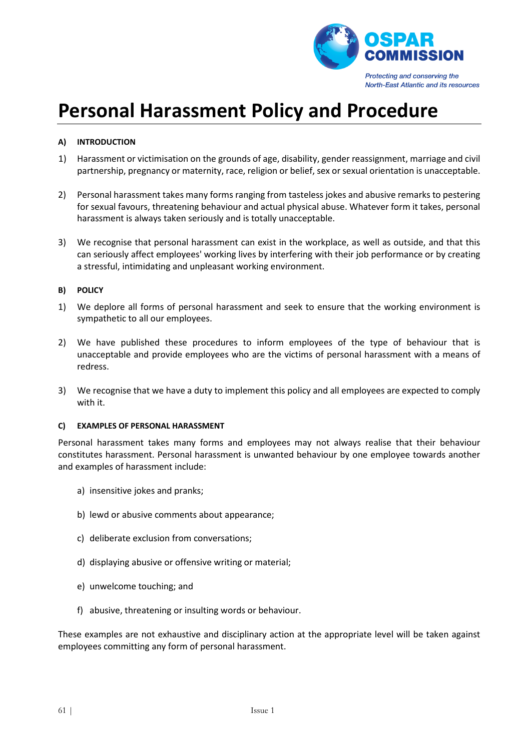# Personal Harassment Policy and Procedure

**A) INTRODUCTION**

1) Harassment or victimisation on the grounds of age, disability, gender reassignment, marriage and civil partnership, pregnancy or maternity, race, religion or belief, sex or sexual orientation is unacceptable.

2) Personal harassment takes many forms ranging from tasteless jokes and abusive remarks to pestering for sexual favours, threatening behaviour and actual physical abuse. Whatever form it takes, personal harassment is always taken seriously and is totally unacceptable.

3) We recognise that personal harassment can exist in the workplace, as well as outside, and that this can seriously affect employees' working lives by interfering with their job performance or by creating a stressful, intimidating and unpleasant working environment.

**B) POLICY**

1) We deplore all forms of personal harassment and seek to ensure that the working environment is sympathetic to all our employees.

2) We have published these procedures to inform employees of the type of behaviour that is unacceptable and provide employees who are the victims of personal harassment with a means of redress.

3) We recognise that we have a duty to implement this policy and all employees are expected to comply with it.

**C) EXAMPLES OF PERSONAL HARASSMENT**

Personal harassment takes many forms and employees may not always realise that their behaviour constitutes harassment. Personal harassment is unwanted behaviour by one employee towards another and examples of harassment include:

a) insensitive jokes and pranks;

b) lewd or abusive comments about appearance;

c) deliberate exclusion from conversations;

d) displaying abusive or offensive writing or material;

e) unwelcome touching; and

f) abusive, threatening or insulting words or behaviour.

These examples are not exhaustive and disciplinary action at the appropriate level will be taken against employees committing any form of personal harassment.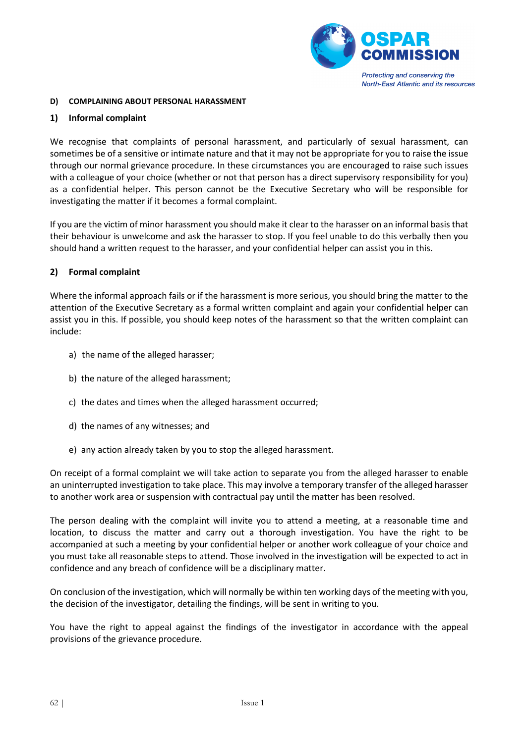### D) COMPLAINING ABOUT PERSONAL HARASSMENT

#### 1) Informal complaint

We recognise that complaints of personal harassment, and particularly of sexual harassment, can sometimes be of a sensitive or intimate nature and that it may not be appropriate for you to raise the issue through our normal grievance procedure. In these circumstances you are encouraged to raise such issues with a colleague of your choice (whether or not that person has a direct supervisory responsibility for you) as a confidential helper. This person cannot be the Executive Secretary who will be responsible for investigating the matter if it becomes a formal complaint.

If you are the victim of minor harassment you should make it clear to the harasser on an informal basis that their behaviour is unwelcome and ask the harasser to stop. If you feel unable to do this verbally then you should hand a written request to the harasser, and your confidential helper can assist you in this.

#### 2) Formal complaint

Where the informal approach fails or if the harassment is more serious, you should bring the matter to the attention of the Executive Secretary as a formal written complaint and again your confidential helper can assist you in this. If possible, you should keep notes of the harassment so that the written complaint can include:

a) the name of the alleged harasser;

b) the nature of the alleged harassment;

c) the dates and times when the alleged harassment occurred;

d) the names of any witnesses; and

e) any action already taken by you to stop the alleged harassment.

On receipt of a formal complaint we will take action to separate you from the alleged harasser to enable an uninterrupted investigation to take place. This may involve a temporary transfer of the alleged harasser to another work area or suspension with contractual pay until the matter has been resolved.

The person dealing with the complaint will invite you to attend a meeting, at a reasonable time and location, to discuss the matter and carry out a thorough investigation. You have the right to be accompanied at such a meeting by your confidential helper or another work colleague of your choice and you must take all reasonable steps to attend. Those involved in the investigation will be expected to act in confidence and any breach of confidence will be a disciplinary matter.

On conclusion of the investigation, which will normally be within ten working days of the meeting with you, the decision of the investigator, detailing the findings, will be sent in writing to you.

You have the right to appeal against the findings of the investigator in accordance with the appeal provisions of the grievance procedure.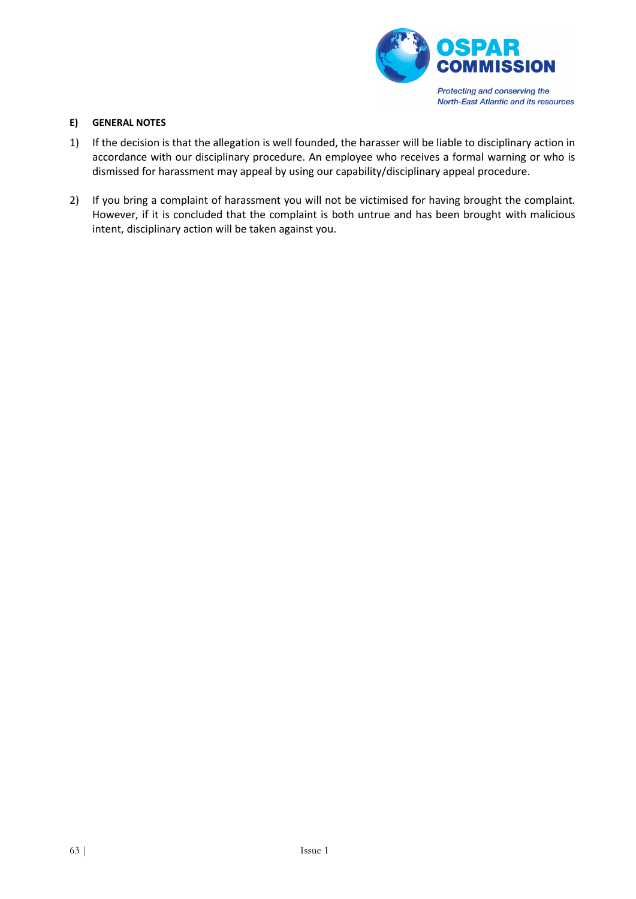**E) GENERAL NOTES**

1) If the decision is that the allegation is well founded, the harasser will be liable to disciplinary action in accordance with our disciplinary procedure. An employee who receives a formal warning or who is dismissed for harassment may appeal by using our capability/disciplinary appeal procedure.

2) If you bring a complaint of harassment you will not be victimised for having brought the complaint. However, if it is concluded that the complaint is both untrue and has been brought with malicious intent, disciplinary action will be taken against you.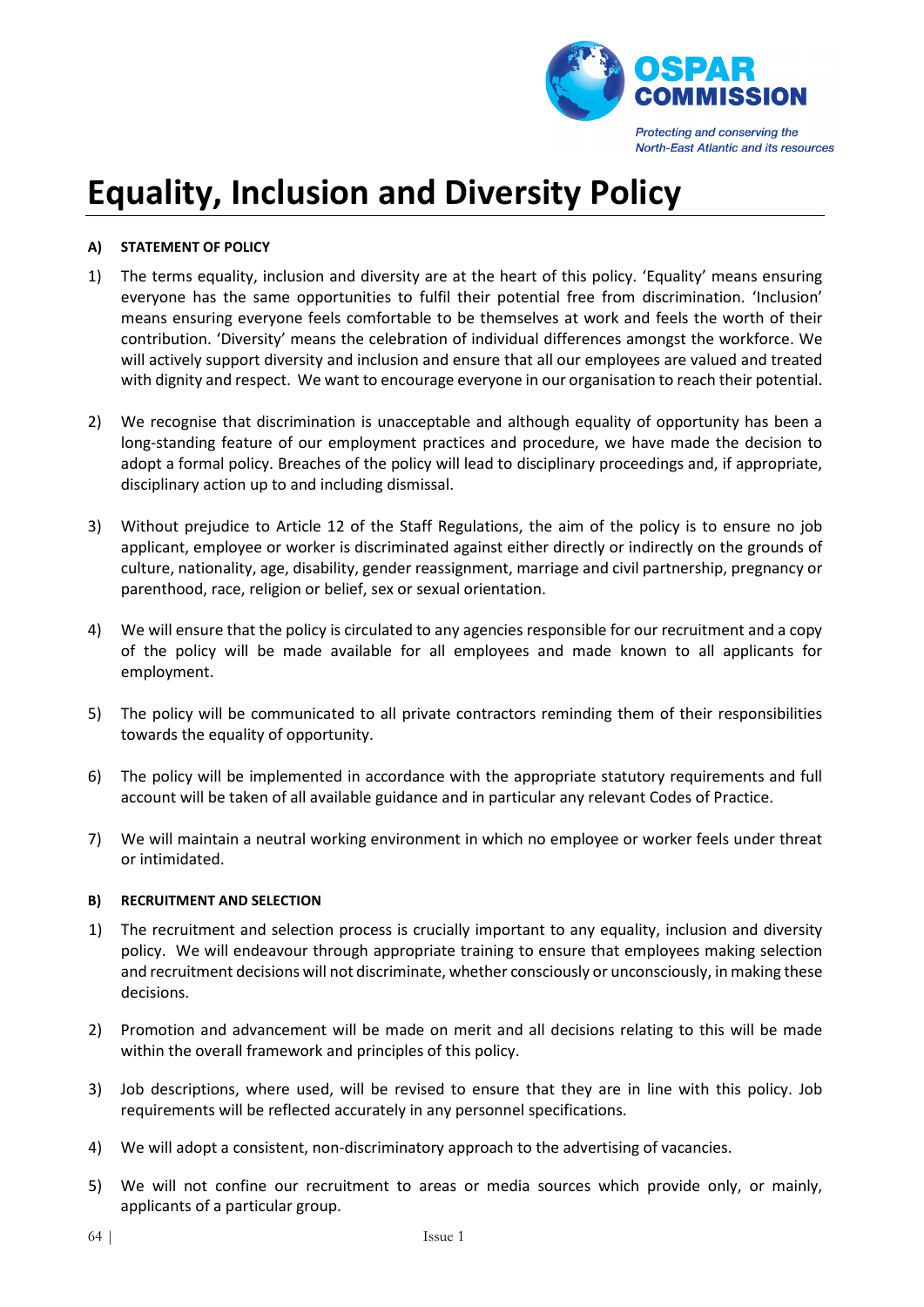# Equality, Inclusion and Diversity Policy

**A) STATEMENT OF POLICY**

1) The terms equality, inclusion and diversity are at the heart of this policy. 'Equality' means ensuring everyone has the same opportunities to fulfil their potential free from discrimination. 'Inclusion' means ensuring everyone feels comfortable to be themselves at work and feels the worth of their contribution. 'Diversity' means the celebration of individual differences amongst the workforce. We will actively support diversity and inclusion and ensure that all our employees are valued and treated with dignity and respect. We want to encourage everyone in our organisation to reach their potential.

2) We recognise that discrimination is unacceptable and although equality of opportunity has been a long-standing feature of our employment practices and procedure, we have made the decision to adopt a formal policy. Breaches of the policy will lead to disciplinary proceedings and, if appropriate, disciplinary action up to and including dismissal.

3) Without prejudice to Article 12 of the Staff Regulations, the aim of the policy is to ensure no job applicant, employee or worker is discriminated against either directly or indirectly on the grounds of culture, nationality, age, disability, gender reassignment, marriage and civil partnership, pregnancy or parenthood, race, religion or belief, sex or sexual orientation.

4) We will ensure that the policy is circulated to any agencies responsible for our recruitment and a copy of the policy will be made available for all employees and made known to all applicants for employment.

5) The policy will be communicated to all private contractors reminding them of their responsibilities towards the equality of opportunity.

6) The policy will be implemented in accordance with the appropriate statutory requirements and full account will be taken of all available guidance and in particular any relevant Codes of Practice.

7) We will maintain a neutral working environment in which no employee or worker feels under threat or intimidated.

**B) RECRUITMENT AND SELECTION**

1) The recruitment and selection process is crucially important to any equality, inclusion and diversity policy. We will endeavour through appropriate training to ensure that employees making selection and recruitment decisions will not discriminate, whether consciously or unconsciously, in making these decisions.

2) Promotion and advancement will be made on merit and all decisions relating to this will be made within the overall framework and principles of this policy.

3) Job descriptions, where used, will be revised to ensure that they are in line with this policy. Job requirements will be reflected accurately in any personnel specifications.

4) We will adopt a consistent, non-discriminatory approach to the advertising of vacancies.

5) We will not confine our recruitment to areas or media sources which provide only, or mainly, applicants of a particular group.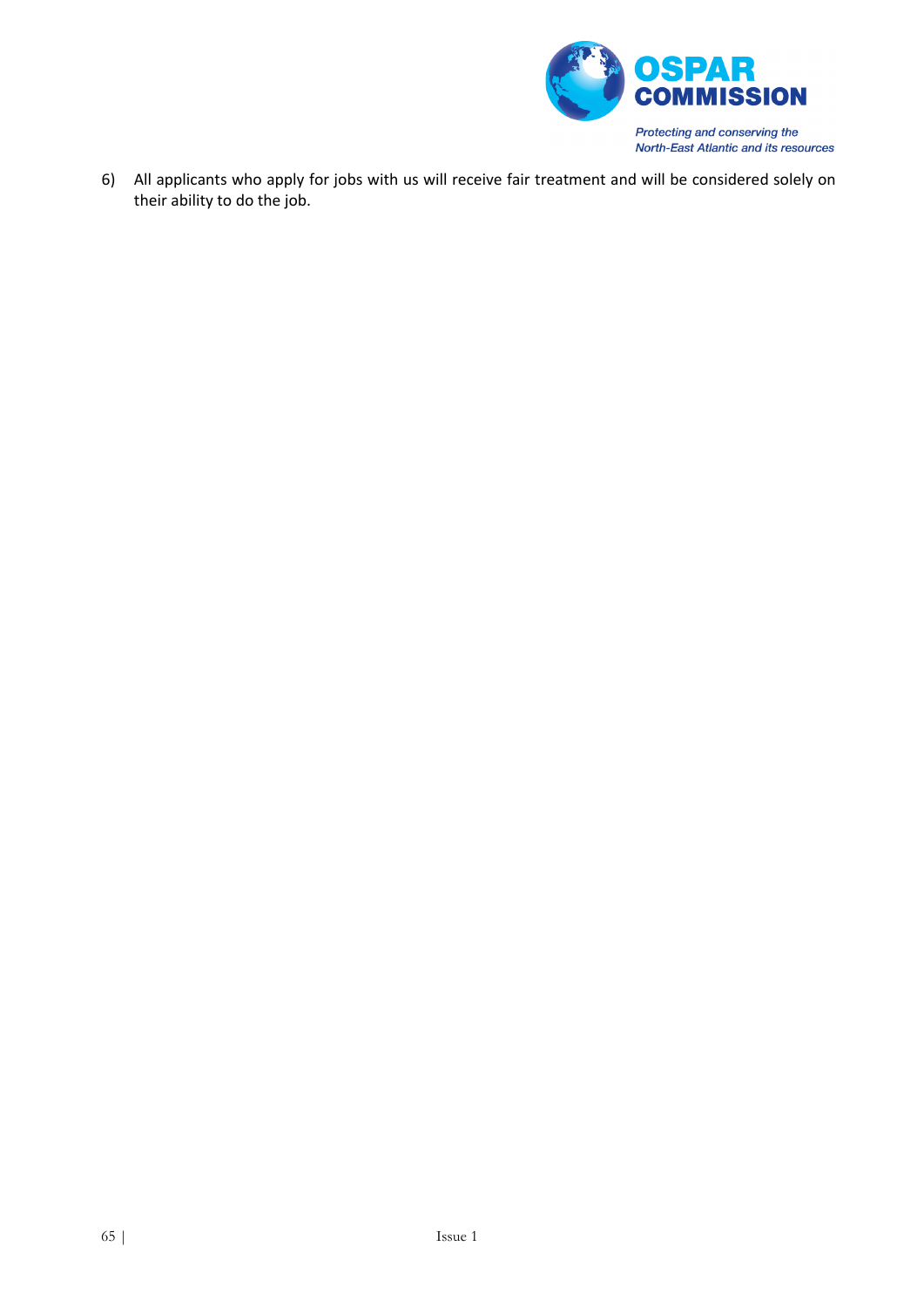6) All applicants who apply for jobs with us will receive fair treatment and will be considered solely on their ability to do the job.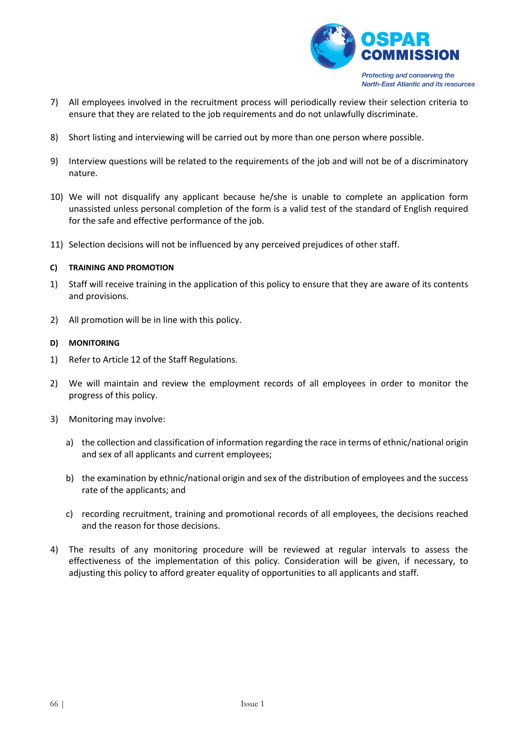7) All employees involved in the recruitment process will periodically review their selection criteria to ensure that they are related to the job requirements and do not unlawfully discriminate.

8) Short listing and interviewing will be carried out by more than one person where possible.

9) Interview questions will be related to the requirements of the job and will not be of a discriminatory nature.

10) We will not disqualify any applicant because he/she is unable to complete an application form unassisted unless personal completion of the form is a valid test of the standard of English required for the safe and effective performance of the job.

11) Selection decisions will not be influenced by any perceived prejudices of other staff.

**C) TRAINING AND PROMOTION**

1) Staff will receive training in the application of this policy to ensure that they are aware of its contents and provisions.

2) All promotion will be in line with this policy.

**D) MONITORING**

1) Refer to Article 12 of the Staff Regulations.

2) We will maintain and review the employment records of all employees in order to monitor the progress of this policy.

3) Monitoring may involve:

   a) the collection and classification of information regarding the race in terms of ethnic/national origin and sex of all applicants and current employees;

   b) the examination by ethnic/national origin and sex of the distribution of employees and the success rate of the applicants; and

   c) recording recruitment, training and promotional records of all employees, the decisions reached and the reason for those decisions.

4) The results of any monitoring procedure will be reviewed at regular intervals to assess the effectiveness of the implementation of this policy. Consideration will be given, if necessary, to adjusting this policy to afford greater equality of opportunities to all applicants and staff.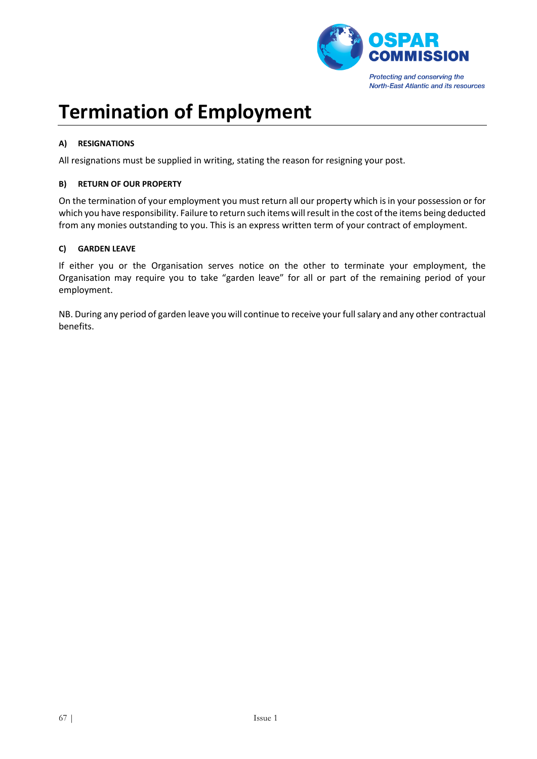# Termination of Employment

#### A) RESIGNATIONS

All resignations must be supplied in writing, stating the reason for resigning your post.

#### B) RETURN OF OUR PROPERTY

On the termination of your employment you must return all our property which is in your possession or for which you have responsibility. Failure to return such items will result in the cost of the items being deducted from any monies outstanding to you. This is an express written term of your contract of employment.

#### C) GARDEN LEAVE

If either you or the Organisation serves notice on the other to terminate your employment, the Organisation may require you to take "garden leave" for all or part of the remaining period of your employment.

NB. During any period of garden leave you will continue to receive your full salary and any other contractual benefits.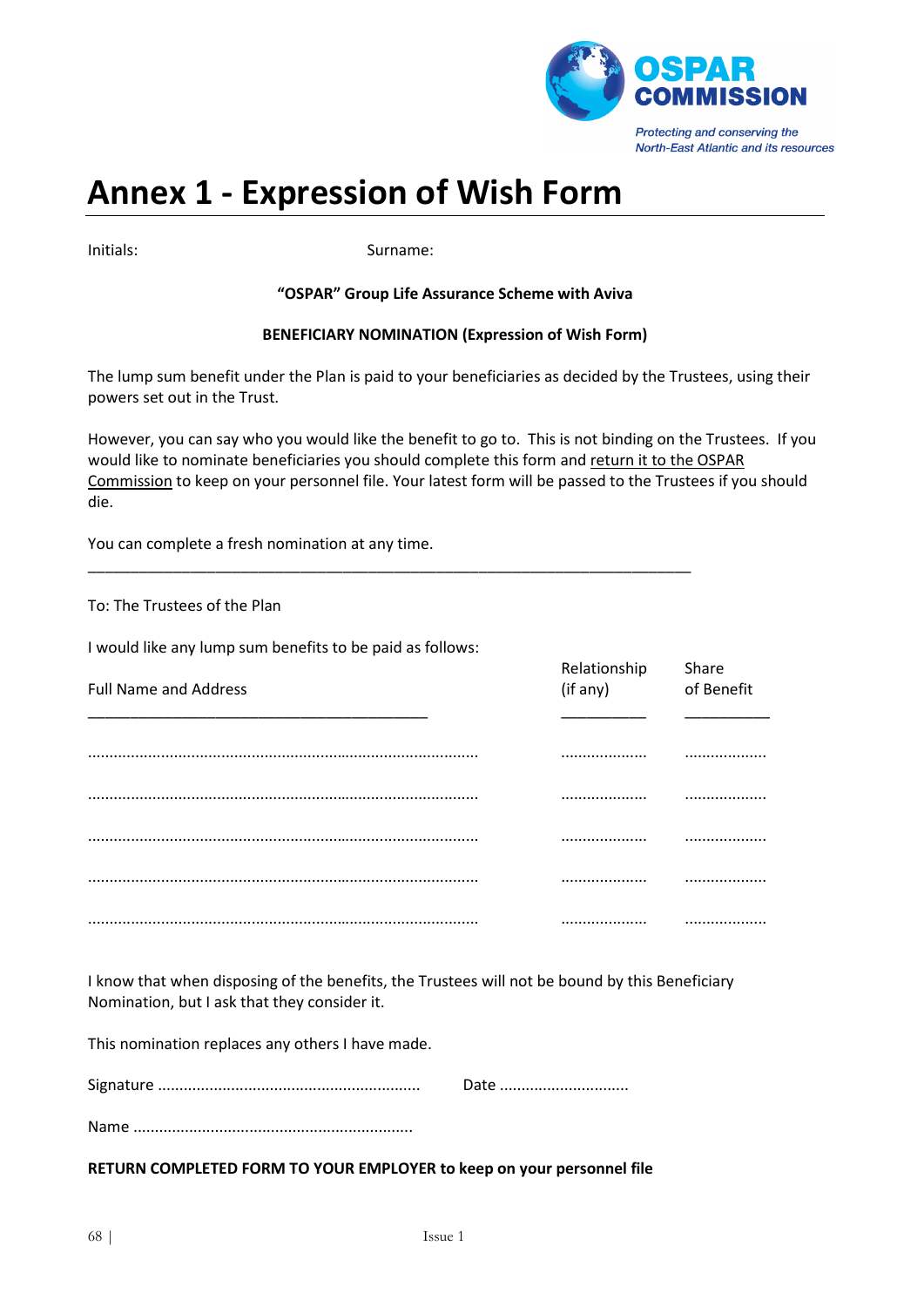# Annex 1 - Expression of Wish Form

Initials: Surname:

**"OSPAR" Group Life Assurance Scheme with Aviva**

**BENEFICIARY NOMINATION (Expression of Wish Form)**

The lump sum benefit under the Plan is paid to your beneficiaries as decided by the Trustees, using their powers set out in the Trust.

However, you can say who you would like the benefit to go to. This is not binding on the Trustees. If you would like to nominate beneficiaries you should complete this form and return it to the OSPAR Commission to keep on your personnel file. Your latest form will be passed to the Trustees if you should die.

You can complete a fresh nomination at any time.

---

To: The Trustees of the Plan

I would like any lump sum benefits to be paid as follows:

| Full Name and Address | Relationship (if any) | Share of Benefit |
|---|---|---|
| .......................................................................................... | .................... | ................... |
| .......................................................................................... | .................... | ................... |
| .......................................................................................... | .................... | ................... |
| .......................................................................................... | .................... | ................... |
| .......................................................................................... | .................... | ................... |

I know that when disposing of the benefits, the Trustees will not be bound by this Beneficiary Nomination, but I ask that they consider it.

This nomination replaces any others I have made.

Signature ............................................................ Date .............................

Name ................................................................

**RETURN COMPLETED FORM TO YOUR EMPLOYER to keep on your personnel file**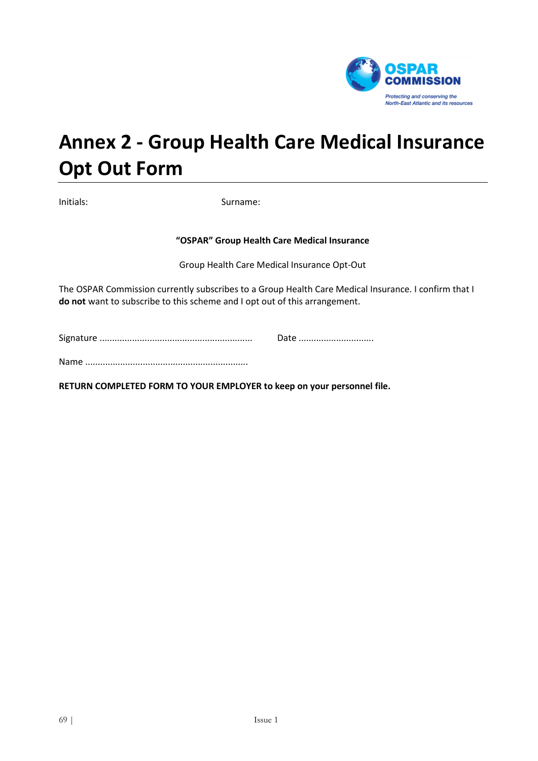# Annex 2 - Group Health Care Medical Insurance Opt Out Form

Initials: Surname:

**"OSPAR" Group Health Care Medical Insurance**

Group Health Care Medical Insurance Opt-Out

The OSPAR Commission currently subscribes to a Group Health Care Medical Insurance. I confirm that I **do not** want to subscribe to this scheme and I opt out of this arrangement.

Signature ............................................................ Date .............................

Name ................................................................

**RETURN COMPLETED FORM TO YOUR EMPLOYER to keep on your personnel file.**